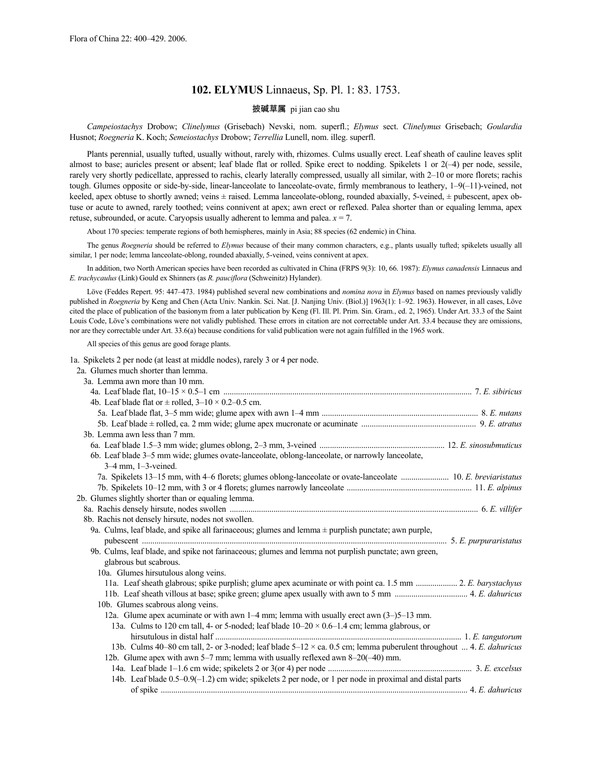# 102. ELYMUS Linnaeus, Sp. Pl. 1: 83. 1753.

披碱草属 pi jian cao shu

*Campeiostachys* Drobow; *Clinelymus* (Grisebach) Nevski, nom. superfl.; *Elymus* sect. *Clinelymus* Grisebach; *Goulardia* Husnot; *Roegneria* K. Koch; *Semeiostachys* Drobow; *Terrellia* Lunell, nom. illeg. superfl.

Plants perennial, usually tufted, usually without, rarely with, rhizomes. Culms usually erect. Leaf sheath of cauline leaves split almost to base; auricles present or absent; leaf blade flat or rolled. Spike erect to nodding. Spikelets 1 or 2(–4) per node, sessile, rarely very shortly pedicellate, appressed to rachis, clearly laterally compressed, usually all similar, with 2–10 or more florets; rachis tough. Glumes opposite or side-by-side, linear-lanceolate to lanceolate-ovate, firmly membranous to leathery, 1–9(–11)-veined, not keeled, apex obtuse to shortly awned; veins ± raised. Lemma lanceolate-oblong, rounded abaxially, 5-veined, ± pubescent, apex obtuse or acute to awned, rarely toothed; veins connivent at apex; awn erect or reflexed. Palea shorter than or equaling lemma, apex retuse, subrounded, or acute. Caryopsis usually adherent to lemma and palea. $x = 7$.

About 170 species: temperate regions of both hemispheres, mainly in Asia; 88 species (62 endemic) in China.

The genus *Roegneria* should be referred to *Elymus* because of their many common characters, e.g., plants usually tufted; spikelets usually all similar, 1 per node; lemma lanceolate-oblong, rounded abaxially, 5-veined, veins connivent at apex.

In addition, two North American species have been recorded as cultivated in China (FRPS 9(3): 10, 66. 1987): *Elymus canadensis* Linnaeus and *E. trachycaulus* (Link) Gould ex Shinners (as *R. pauciflora* (Schweinitz) Hylander).

Löve (Feddes Repert. 95: 447–473. 1984) published several new combinations and *nomina nova* in *Elymus* based on names previously validly published in *Roegneria* by Keng and Chen (Acta Univ. Nankin. Sci. Nat. [J. Nanjing Univ. (Biol.)] 1963(1): 1–92. 1963). However, in all cases, Löve cited the place of publication of the basionym from a later publication by Keng (Fl. Ill. Pl. Prim. Sin. Gram., ed. 2, 1965). Under Art. 33.3 of the Saint Louis Code, Löve's combinations were not validly published. These errors in citation are not correctable under Art. 33.4 because they are omissions, nor are they correctable under Art. 33.6(a) because conditions for valid publication were not again fulfilled in the 1965 work.

All species of this genus are good forage plants.

1a. Spikelets 2 per node (at least at middle nodes), rarely 3 or 4 per node.
  2a. Glumes much shorter than lemma.
    3a. Lemma awn more than 10 mm.
      4a. Leaf blade flat, 10–15 × 0.5–1 cm ..................... 7. *E. sibiricus*
      4b. Leaf blade flat or ± rolled, 3–10 × 0.2–0.5 cm.
        5a. Leaf blade flat, 3–5 mm wide; glume apex with awn 1–4 mm ..................... 8. *E. nutans*
        5b. Leaf blade ± rolled, ca. 2 mm wide; glume apex mucronate or acuminate ..................... 9. *E. atratus*
    3b. Lemma awn less than 7 mm.
      6a. Leaf blade 1.5–3 mm wide; glumes oblong, 2–3 mm, 3-veined ..................... 12. *E. sinosubmuticus*
      6b. Leaf blade 3–5 mm wide; glumes ovate-lanceolate, oblong-lanceolate, or narrowly lanceolate, 3–4 mm, 1–3-veined.
        7a. Spikelets 13–15 mm, with 4–6 florets; glumes oblong-lanceolate or ovate-lanceolate ..................... 10. *E. breviaristatus*
        7b. Spikelets 10–12 mm, with 3 or 4 florets; glumes narrowly lanceolate ..................... 11. *E. alpinus*
  2b. Glumes slightly shorter than or equaling lemma.
    8a. Rachis densely hirsute, nodes swollen ..................... 6. *E. villifer*
    8b. Rachis not densely hirsute, nodes not swollen.
      9a. Culms, leaf blade, and spike all farinaceous; glumes and lemma ± purplish punctate; awn purple, pubescent ..................... 5. *E. purpuraristatus*
      9b. Culms, leaf blade, and spike not farinaceous; glumes and lemma not purplish punctate; awn green, glabrous but scabrous.
        10a. Glumes hirsutulous along veins.
          11a. Leaf sheath glabrous; spike purplish; glume apex acuminate or with point ca. 1.5 mm ..................... 2. *E. barystachyus*
          11b. Leaf sheath villous at base; spike green; glume apex usually with awn to 5 mm ..................... 4. *E. dahuricus*
        10b. Glumes scabrous along veins.
          12a. Glume apex acuminate or with awn 1–4 mm; lemma with usually erect awn (3–)5–13 mm.
            13a. Culms to 120 cm tall, 4- or 5-noded; leaf blade 10–20 × 0.6–1.4 cm; lemma glabrous, or hirsutulous in distal half ..................... 1. *E. tangutorum*
            13b. Culms 40–80 cm tall, 2- or 3-noded; leaf blade 5–12 × ca. 0.5 cm; lemma puberulent throughout ... 4. *E. dahuricus*
          12b. Glume apex with awn 5–7 mm; lemma with usually reflexed awn 8–20(–40) mm.
            14a. Leaf blade 1–1.6 cm wide; spikelets 2 or 3(or 4) per node ..................... 3. *E. excelsus*
            14b. Leaf blade 0.5–0.9(–1.2) cm wide; spikelets 2 per node, or 1 per node in proximal and distal parts of spike ..................... 4. *E. dahuricus*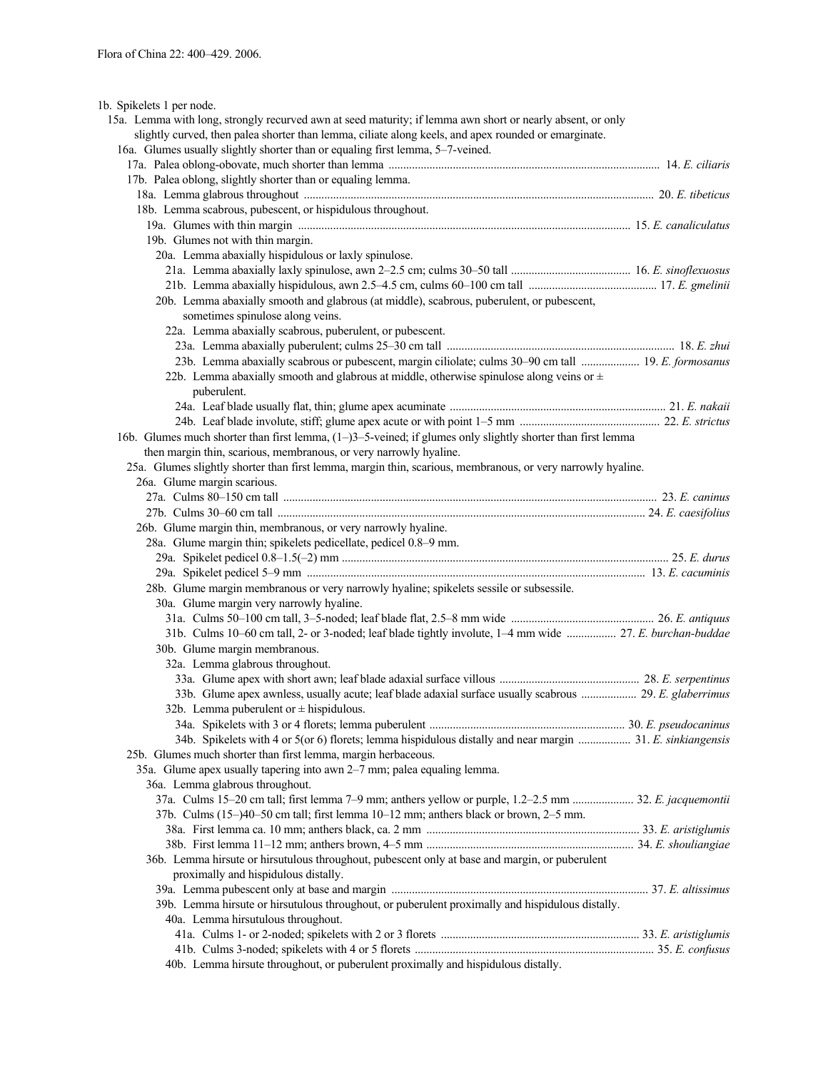1b. Spikelets 1 per node.

15a. Lemma with long, strongly recurved awn at seed maturity; if lemma awn short or nearly absent, or only slightly curved, then palea shorter than lemma, ciliate along keels, and apex rounded or emarginate.

16a. Glumes usually slightly shorter than or equaling first lemma, 5–7-veined.

17a. Palea oblong-obovate, much shorter than lemma ..... 14. *E. ciliaris*

17b. Palea oblong, slightly shorter than or equaling lemma.

18a. Lemma glabrous throughout ..... 20. *E. tibeticus*

18b. Lemma scabrous, pubescent, or hispidulous throughout.

19a. Glumes with thin margin ..... 15. *E. canaliculatus*

19b. Glumes not with thin margin.

20a. Lemma abaxially hispidulous or laxly spinulose.

21a. Lemma abaxially laxly spinulose, awn 2–2.5 cm; culms 30–50 tall ..... 16. *E. sinoflexuosus*

21b. Lemma abaxially hispidulous, awn 2.5–4.5 cm, culms 60–100 cm tall ..... 17. *E. gmelinii*

20b. Lemma abaxially smooth and glabrous (at middle), scabrous, puberulent, or pubescent, sometimes spinulose along veins.

22a. Lemma abaxially scabrous, puberulent, or pubescent.

23a. Lemma abaxially puberulent; culms 25–30 cm tall ..... 18. *E. zhui*

23b. Lemma abaxially scabrous or pubescent, margin ciliolate; culms 30–90 cm tall ..... 19. *E. formosanus*

22b. Lemma abaxially smooth and glabrous at middle, otherwise spinulose along veins or ± puberulent.

24a. Leaf blade usually flat, thin; glume apex acuminate ..... 21. *E. nakaii*

24b. Leaf blade involute, stiff; glume apex acute or with point 1–5 mm ..... 22. *E. strictus*

16b. Glumes much shorter than first lemma, (1–)3–5-veined; if glumes only slightly shorter than first lemma then margin thin, scarious, membranous, or very narrowly hyaline.

25a. Glumes slightly shorter than first lemma, margin thin, scarious, membranous, or very narrowly hyaline.

26a. Glume margin scarious.

27a. Culms 80–150 cm tall ..... 23. *E. caninus*

27b. Culms 30–60 cm tall ..... 24. *E. caesifolius*

26b. Glume margin thin, membranous, or very narrowly hyaline.

28a. Glume margin thin; spikelets pedicellate, pedicel 0.8–9 mm.

29a. Spikelet pedicel 0.8–1.5(–2) mm ..... 25. *E. durus*

29a. Spikelet pedicel 5–9 mm ..... 13. *E. cacuminis*

28b. Glume margin membranous or very narrowly hyaline; spikelets sessile or subsessile.

30a. Glume margin very narrowly hyaline.

31a. Culms 50–100 cm tall, 3–5-noded; leaf blade flat, 2.5–8 mm wide ..... 26. *E. antiquus*

31b. Culms 10–60 cm tall, 2- or 3-noded; leaf blade tightly involute, 1–4 mm wide ..... 27. *E. burchan-buddae*

30b. Glume margin membranous.

32a. Lemma glabrous throughout.

33a. Glume apex with short awn; leaf blade adaxial surface villous ..... 28. *E. serpentinus*

33b. Glume apex awnless, usually acute; leaf blade adaxial surface usually scabrous ..... 29. *E. glaberrimus*

32b. Lemma puberulent or ± hispidulous.

34a. Spikelets with 3 or 4 florets; lemma puberulent ..... 30. *E. pseudocaninus*

34b. Spikelets with 4 or 5(or 6) florets; lemma hispidulous distally and near margin ..... 31. *E. sinkiangensis*

25b. Glumes much shorter than first lemma, margin herbaceous.

35a. Glume apex usually tapering into awn 2–7 mm; palea equaling lemma.

36a. Lemma glabrous throughout.

37a. Culms 15–20 cm tall; first lemma 7–9 mm; anthers yellow or purple, 1.2–2.5 mm ..... 32. *E. jacquemontii*

37b. Culms (15–)40–50 cm tall; first lemma 10–12 mm; anthers black or brown, 2–5 mm.

38a. First lemma ca. 10 mm; anthers black, ca. 2 mm ..... 33. *E. aristiglumis*

38b. First lemma 11–12 mm; anthers brown, 4–5 mm ..... 34. *E. shouliangiae*

36b. Lemma hirsute or hirsutulous throughout, pubescent only at base and margin, or puberulent proximally and hispidulous distally.

39a. Lemma pubescent only at base and margin ..... 37. *E. altissimus*

39b. Lemma hirsute or hirsutulous throughout, or puberulent proximally and hispidulous distally.

40a. Lemma hirsutulous throughout.

41a. Culms 1- or 2-noded; spikelets with 2 or 3 florets ..... 33. *E. aristiglumis*

41b. Culms 3-noded; spikelets with 4 or 5 florets ..... 35. *E. confusus*

40b. Lemma hirsute throughout, or puberulent proximally and hispidulous distally.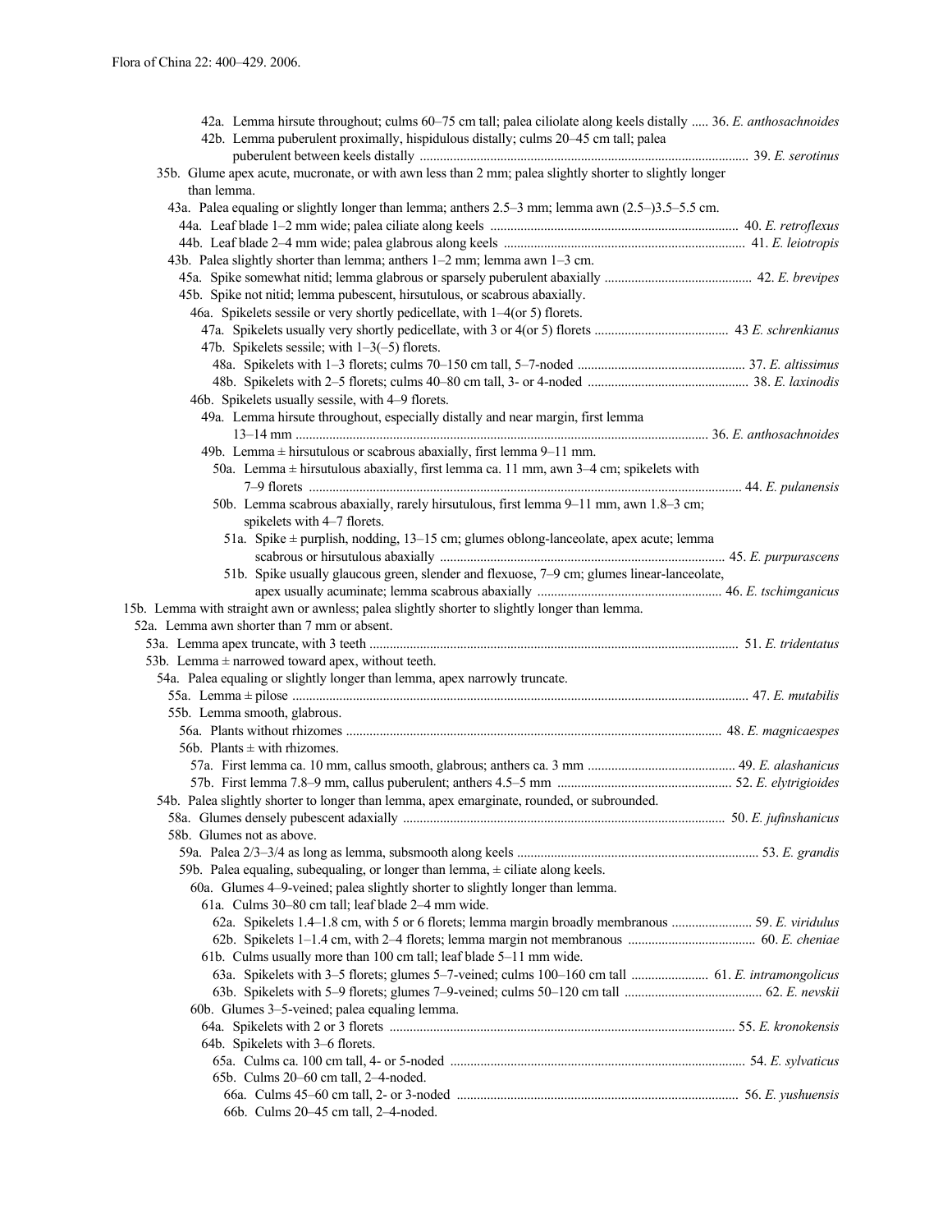42a. Lemma hirsute throughout; culms 60–75 cm tall; palea ciliolate along keels distally ..... 36. *E. anthosachnoides*

42b. Lemma puberulent proximally, hispidulous distally; culms 20–45 cm tall; palea puberulent between keels distally ..... 39. *E. serotinus*

35b. Glume apex acute, mucronate, or with awn less than 2 mm; palea slightly shorter to slightly longer than lemma.

43a. Palea equaling or slightly longer than lemma; anthers 2.5–3 mm; lemma awn (2.5–)3.5–5.5 cm.

44a. Leaf blade 1–2 mm wide; palea ciliate along keels ..... 40. *E. retroflexus*

44b. Leaf blade 2–4 mm wide; palea glabrous along keels ..... 41. *E. leiotropis*

43b. Palea slightly shorter than lemma; anthers 1–2 mm; lemma awn 1–3 cm.

45a. Spike somewhat nitid; lemma glabrous or sparsely puberulent abaxially ..... 42. *E. brevipes*

45b. Spike not nitid; lemma pubescent, hirsutulous, or scabrous abaxially.

46a. Spikelets sessile or very shortly pedicellate, with 1–4(or 5) florets.

47a. Spikelets usually very shortly pedicellate, with 3 or 4(or 5) florets ..... 43 *E. schrenkianus*

47b. Spikelets sessile; with 1–3(–5) florets.

48a. Spikelets with 1–3 florets; culms 70–150 cm tall, 5–7-noded ..... 37. *E. altissimus*

48b. Spikelets with 2–5 florets; culms 40–80 cm tall, 3- or 4-noded ..... 38. *E. laxinodis*

46b. Spikelets usually sessile, with 4–9 florets.

49a. Lemma hirsute throughout, especially distally and near margin, first lemma 13–14 mm ..... 36. *E. anthosachnoides*

49b. Lemma ± hirsutulous or scabrous abaxially, first lemma 9–11 mm.

50a. Lemma ± hirsutulous abaxially, first lemma ca. 11 mm, awn 3–4 cm; spikelets with 7–9 florets ..... 44. *E. pulanensis*

50b. Lemma scabrous abaxially, rarely hirsutulous, first lemma 9–11 mm, awn 1.8–3 cm; spikelets with 4–7 florets.

51a. Spike ± purplish, nodding, 13–15 cm; glumes oblong-lanceolate, apex acute; lemma scabrous or hirsutulous abaxially ..... 45. *E. purpurascens*

51b. Spike usually glaucous green, slender and flexuose, 7–9 cm; glumes linear-lanceolate, apex usually acuminate; lemma scabrous abaxially ..... 46. *E. tschimganicus*

15b. Lemma with straight awn or awnless; palea slightly shorter to slightly longer than lemma.

52a. Lemma awn shorter than 7 mm or absent.

53a. Lemma apex truncate, with 3 teeth ..... 51. *E. tridentatus*

53b. Lemma ± narrowed toward apex, without teeth.

54a. Palea equaling or slightly longer than lemma, apex narrowly truncate.

55a. Lemma ± pilose ..... 47. *E. mutabilis*

55b. Lemma smooth, glabrous.

56a. Plants without rhizomes ..... 48. *E. magnicaespes*

56b. Plants ± with rhizomes.

57a. First lemma ca. 10 mm, callus smooth, glabrous; anthers ca. 3 mm ..... 49. *E. alashanicus*

57b. First lemma 7.8–9 mm, callus puberulent; anthers 4.5–5 mm ..... 52. *E. elytrigioides*

54b. Palea slightly shorter to longer than lemma, apex emarginate, rounded, or subrounded.

58a. Glumes densely pubescent adaxially ..... 50. *E. jufinshanicus*

58b. Glumes not as above.

59a. Palea 2/3–3/4 as long as lemma, subsmooth along keels ..... 53. *E. grandis*

59b. Palea equaling, subequaling, or longer than lemma, ± ciliate along keels.

60a. Glumes 4–9-veined; palea slightly shorter to slightly longer than lemma.

61a. Culms 30–80 cm tall; leaf blade 2–4 mm wide.

62a. Spikelets 1.4–1.8 cm, with 5 or 6 florets; lemma margin broadly membranous ..... 59. *E. viridulus*

62b. Spikelets 1–1.4 cm, with 2–4 florets; lemma margin not membranous ..... 60. *E. cheniae*

61b. Culms usually more than 100 cm tall; leaf blade 5–11 mm wide.

63a. Spikelets with 3–5 florets; glumes 5–7-veined; culms 100–160 cm tall ..... 61. *E. intramongolicus*

63b. Spikelets with 5–9 florets; glumes 7–9-veined; culms 50–120 cm tall ..... 62. *E. nevskii*

60b. Glumes 3–5-veined; palea equaling lemma.

64a. Spikelets with 2 or 3 florets ..... 55. *E. kronokensis*

64b. Spikelets with 3–6 florets.

65a. Culms ca. 100 cm tall, 4- or 5-noded ..... 54. *E. sylvaticus*

65b. Culms 20–60 cm tall, 2–4-noded.

66a. Culms 45–60 cm tall, 2- or 3-noded ..... 56. *E. yushuensis*

66b. Culms 20–45 cm tall, 2–4-noded.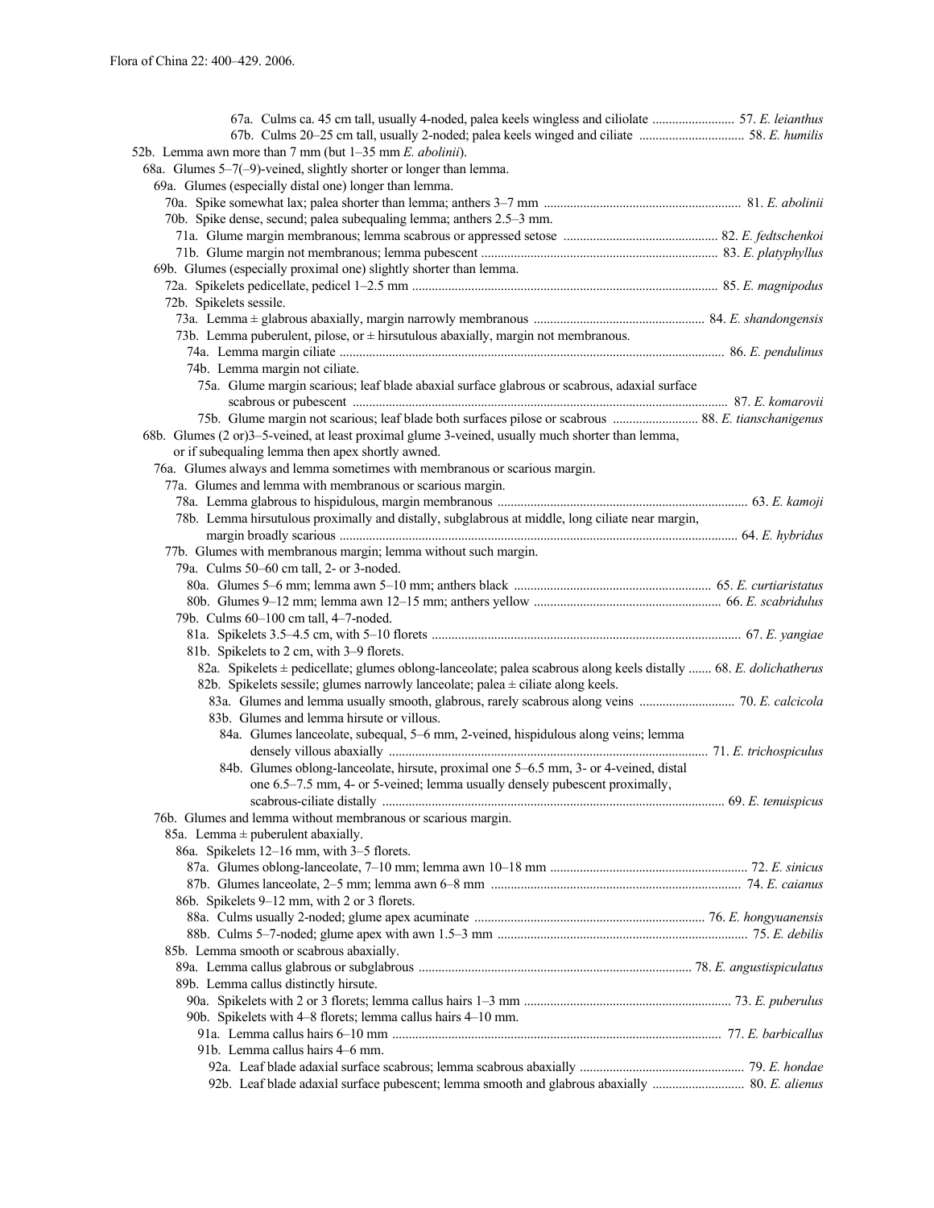67a. Culms ca. 45 cm tall, usually 4-noded, palea keels wingless and ciliolate ......................... 57. *E. leianthus*
67b. Culms 20–25 cm tall, usually 2-noded; palea keels winged and ciliate ................................ 58. *E. humilis*

52b. Lemma awn more than 7 mm (but 1–35 mm *E. abolinii*).

68a. Glumes 5–7(–9)-veined, slightly shorter or longer than lemma.

69a. Glumes (especially distal one) longer than lemma.

70a. Spike somewhat lax; palea shorter than lemma; anthers 3–7 mm ........................................................... 81. *E. abolinii*

70b. Spike dense, secund; palea subequaling lemma; anthers 2.5–3 mm.

71a. Glume margin membranous; lemma scabrous or appressed setose ............................................. 82. *E. fedtschenkoi*
71b. Glume margin not membranous; lemma pubescent ....................................................................... 83. *E. platyphyllus*

69b. Glumes (especially proximal one) slightly shorter than lemma.

72a. Spikelets pedicellate, pedicel 1–2.5 mm ............................................................................................ 85. *E. magnipodus*

72b. Spikelets sessile.

73a. Lemma ± glabrous abaxially, margin narrowly membranous .................................................... 84. *E. shandongensis*

73b. Lemma puberulent, pilose, or ± hirsutulous abaxially, margin not membranous.

74a. Lemma margin ciliate ................................................................................................................... 86. *E. pendulinus*

74b. Lemma margin not ciliate.

75a. Glume margin scarious; leaf blade abaxial surface glabrous or scabrous, adaxial surface scabrous or pubescent ................................................................................................................. 87. *E. komarovii*
75b. Glume margin not scarious; leaf blade both surfaces pilose or scabrous .......................... 88. *E. tianschanigenus*

68b. Glumes (2 or)3–5-veined, at least proximal glume 3-veined, usually much shorter than lemma, or if subequaling lemma then apex shortly awned.

76a. Glumes always and lemma sometimes with membranous or scarious margin.

77a. Glumes and lemma with membranous or scarious margin.

78a. Lemma glabrous to hispidulous, margin membranous ........................................................................... 63. *E. kamoji*
78b. Lemma hirsutulous proximally and distally, subglabrous at middle, long ciliate near margin, margin broadly scarious ......................................................................................................................... 64. *E. hybridus*

77b. Glumes with membranous margin; lemma without such margin.

79a. Culms 50–60 cm tall, 2- or 3-noded.

80a. Glumes 5–6 mm; lemma awn 5–10 mm; anthers black ........................................................... 65. *E. curtiaristatus*
80b. Glumes 9–12 mm; lemma awn 12–15 mm; anthers yellow ......................................................... 66. *E. scabridulus*

79b. Culms 60–100 cm tall, 4–7-noded.

81a. Spikelets 3.5–4.5 cm, with 5–10 florets ............................................................................................. 67. *E. yangiae*

81b. Spikelets to 2 cm, with 3–9 florets.

82a. Spikelets ± pedicellate; glumes oblong-lanceolate; palea scabrous along keels distally ....... 68. *E. dolichatherus*

82b. Spikelets sessile; glumes narrowly lanceolate; palea ± ciliate along keels.

83a. Glumes and lemma usually smooth, glabrous, rarely scabrous along veins ............................. 70. *E. calcicola*

83b. Glumes and lemma hirsute or villous.

84a. Glumes lanceolate, subequal, 5–6 mm, 2-veined, hispidulous along veins; lemma densely villous abaxially ................................................................................................. 71. *E. trichospiculus*
84b. Glumes oblong-lanceolate, hirsute, proximal one 5–6.5 mm, 3- or 4-veined, distal one 6.5–7.5 mm, 4- or 5-veined; lemma usually densely pubescent proximally, scabrous-ciliate distally ....................................................................................................... 69. *E. tenuispicus*

76b. Glumes and lemma without membranous or scarious margin.

85a. Lemma ± puberulent abaxially.

86a. Spikelets 12–16 mm, with 3–5 florets.

87a. Glumes oblong-lanceolate, 7–10 mm; lemma awn 10–18 mm ........................................................... 72. *E. sinicus*
87b. Glumes lanceolate, 2–5 mm; lemma awn 6–8 mm ........................................................................... 74. *E. caianus*

86b. Spikelets 9–12 mm, with 2 or 3 florets.

88a. Culms usually 2-noded; glume apex acuminate ..................................................................... 76. *E. hongyuanensis*
88b. Culms 5–7-noded; glume apex with awn 1.5–3 mm ........................................................................... 75. *E. debilis*

85b. Lemma smooth or scabrous abaxially.

89a. Lemma callus glabrous or subglabrous ................................................................................... 78. *E. angustispiculatus*

89b. Lemma callus distinctly hirsute.

90a. Spikelets with 2 or 3 florets; lemma callus hairs 1–3 mm .............................................................. 73. *E. puberulus*

90b. Spikelets with 4–8 florets; lemma callus hairs 4–10 mm.

91a. Lemma callus hairs 6–10 mm ................................................................................................... 77. *E. barbicallus*

91b. Lemma callus hairs 4–6 mm.

92a. Leaf blade adaxial surface scabrous; lemma scabrous abaxially .................................................. 79. *E. hondae*
92b. Leaf blade adaxial surface pubescent; lemma smooth and glabrous abaxially ............................ 80. *E. alienus*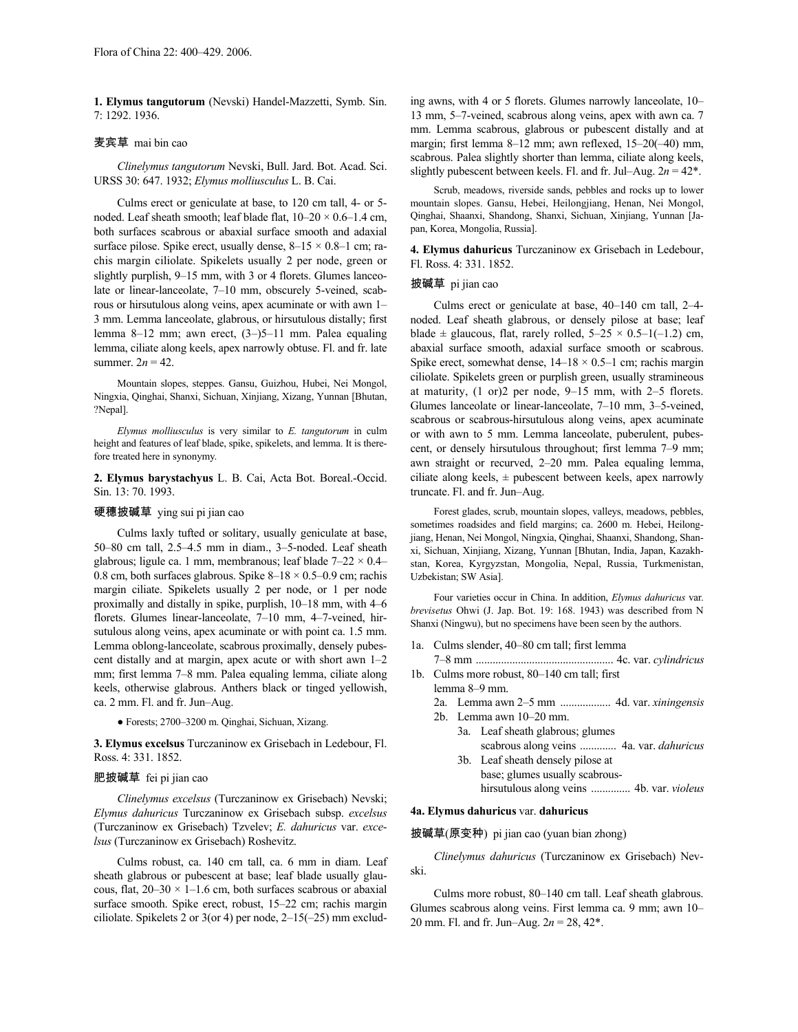**1. Elymus tangutorum** (Nevski) Handel-Mazzetti, Symb. Sin. 7: 1292. 1936.

麦宾草 mai bin cao

*Clinelymus tangutorum* Nevski, Bull. Jard. Bot. Acad. Sci. URSS 30: 647. 1932; *Elymus molliusculus* L. B. Cai.

Culms erect or geniculate at base, to 120 cm tall, 4- or 5-noded. Leaf sheath smooth; leaf blade flat, 10–20 × 0.6–1.4 cm, both surfaces scabrous or abaxial surface smooth and adaxial surface pilose. Spike erect, usually dense, 8–15 × 0.8–1 cm; rachis margin ciliolate. Spikelets usually 2 per node, green or slightly purplish, 9–15 mm, with 3 or 4 florets. Glumes lanceolate or linear-lanceolate, 7–10 mm, obscurely 5-veined, scabrous or hirsutulous along veins, apex acuminate or with awn 1–3 mm. Lemma lanceolate, glabrous, or hirsutulous distally; first lemma 8–12 mm; awn erect, (3–)5–11 mm. Palea equaling lemma, ciliate along keels, apex narrowly obtuse. Fl. and fr. late summer. $2n = 42$.

Mountain slopes, steppes. Gansu, Guizhou, Hubei, Nei Mongol, Ningxia, Qinghai, Shanxi, Sichuan, Xinjiang, Xizang, Yunnan [Bhutan, ?Nepal].

*Elymus molliusculus* is very similar to *E. tangutorum* in culm height and features of leaf blade, spike, spikelets, and lemma. It is therefore treated here in synonymy.

**2. Elymus barystachyus** L. B. Cai, Acta Bot. Boreal.-Occid. Sin. 13: 70. 1993.

硬穗披碱草 ying sui pi jian cao

Culms laxly tufted or solitary, usually geniculate at base, 50–80 cm tall, 2.5–4.5 mm in diam., 3–5-noded. Leaf sheath glabrous; ligule ca. 1 mm, membranous; leaf blade 7–22 × 0.4–0.8 cm, both surfaces glabrous. Spike 8–18 × 0.5–0.9 cm; rachis margin ciliate. Spikelets usually 2 per node, or 1 per node proximally and distally in spike, purplish, 10–18 mm, with 4–6 florets. Glumes linear-lanceolate, 7–10 mm, 4–7-veined, hirsutulous along veins, apex acuminate or with point ca. 1.5 mm. Lemma oblong-lanceolate, scabrous proximally, densely pubescent distally and at margin, apex acute or with short awn 1–2 mm; first lemma 7–8 mm. Palea equaling lemma, ciliate along keels, otherwise glabrous. Anthers black or tinged yellowish, ca. 2 mm. Fl. and fr. Jun–Aug.

● Forests; 2700–3200 m. Qinghai, Sichuan, Xizang.

**3. Elymus excelsus** Turczaninow ex Grisebach in Ledebour, Fl. Ross. 4: 331. 1852.

肥披碱草 fei pi jian cao

*Clinelymus excelsus* (Turczaninow ex Grisebach) Nevski; *Elymus dahuricus* Turczaninow ex Grisebach subsp. *excelsus* (Turczaninow ex Grisebach) Tzvelev; *E. dahuricus* var. *excelsus* (Turczaninow ex Grisebach) Roshevitz.

Culms robust, ca. 140 cm tall, ca. 6 mm in diam. Leaf sheath glabrous or pubescent at base; leaf blade usually glaucous, flat, 20–30 × 1–1.6 cm, both surfaces scabrous or abaxial surface smooth. Spike erect, robust, 15–22 cm; rachis margin ciliolate. Spikelets 2 or 3(or 4) per node, 2–15(–25) mm excluding awns, with 4 or 5 florets. Glumes narrowly lanceolate, 10–13 mm, 5–7-veined, scabrous along veins, apex with awn ca. 7 mm. Lemma scabrous, glabrous or pubescent distally and at margin; first lemma 8–12 mm; awn reflexed, 15–20(–40) mm, scabrous. Palea slightly shorter than lemma, ciliate along keels, slightly pubescent between keels. Fl. and fr. Jul–Aug. $2n = 42$*.

Scrub, meadows, riverside sands, pebbles and rocks up to lower mountain slopes. Gansu, Hebei, Heilongjiang, Henan, Nei Mongol, Qinghai, Shaanxi, Shandong, Shanxi, Sichuan, Xinjiang, Yunnan [Japan, Korea, Mongolia, Russia].

**4. Elymus dahuricus** Turczaninow ex Grisebach in Ledebour, Fl. Ross. 4: 331. 1852.

披碱草 pi jian cao

Culms erect or geniculate at base, 40–140 cm tall, 2–4-noded. Leaf sheath glabrous, or densely pilose at base; leaf blade ± glaucous, flat, rarely rolled, 5–25 × 0.5–1(–1.2) cm, abaxial surface smooth, adaxial surface smooth or scabrous. Spike erect, somewhat dense, 14–18 × 0.5–1 cm; rachis margin ciliolate. Spikelets green or purplish green, usually stramineous at maturity, (1 or)2 per node, 9–15 mm, with 2–5 florets. Glumes lanceolate or linear-lanceolate, 7–10 mm, 3–5-veined, scabrous or scabrous-hirsutulous along veins, apex acuminate or with awn to 5 mm. Lemma lanceolate, puberulent, pubescent, or densely hirsutulous throughout; first lemma 7–9 mm; awn straight or recurved, 2–20 mm. Palea equaling lemma, ciliate along keels, ± pubescent between keels, apex narrowly truncate. Fl. and fr. Jun–Aug.

Forest glades, scrub, mountain slopes, valleys, meadows, pebbles, sometimes roadsides and field margins; ca. 2600 m. Hebei, Heilongjiang, Henan, Nei Mongol, Ningxia, Qinghai, Shaanxi, Shandong, Shanxi, Sichuan, Xinjiang, Xizang, Yunnan [Bhutan, India, Japan, Kazakhstan, Korea, Kyrgyzstan, Mongolia, Nepal, Russia, Turkmenistan, Uzbekistan; SW Asia].

Four varieties occur in China. In addition, *Elymus dahuricus* var. *brevisetus* Ohwi (J. Jap. Bot. 19: 168. 1943) was described from N Shanxi (Ningwu), but no specimens have been seen by the authors.

1a. Culms slender, 40–80 cm tall; first lemma 7–8 mm ................................................ 4c. var. *cylindricus*
1b. Culms more robust, 80–140 cm tall; first lemma 8–9 mm.
  2a. Lemma awn 2–5 mm .................. 4d. var. *xiningensis*
  2b. Lemma awn 10–20 mm.
    3a. Leaf sheath glabrous; glumes scabrous along veins ............. 4a. var. *dahuricus*
    3b. Leaf sheath densely pilose at base; glumes usually scabrous-hirsutulous along veins .............. 4b. var. *violeus*

**4a. Elymus dahuricus** var. **dahuricus**

披碱草(原变种) pi jian cao (yuan bian zhong)

*Clinelymus dahuricus* (Turczaninow ex Grisebach) Nevski.

Culms more robust, 80–140 cm tall. Leaf sheath glabrous. Glumes scabrous along veins. First lemma ca. 9 mm; awn 10–20 mm. Fl. and fr. Jun–Aug. $2n = 28, 42$*.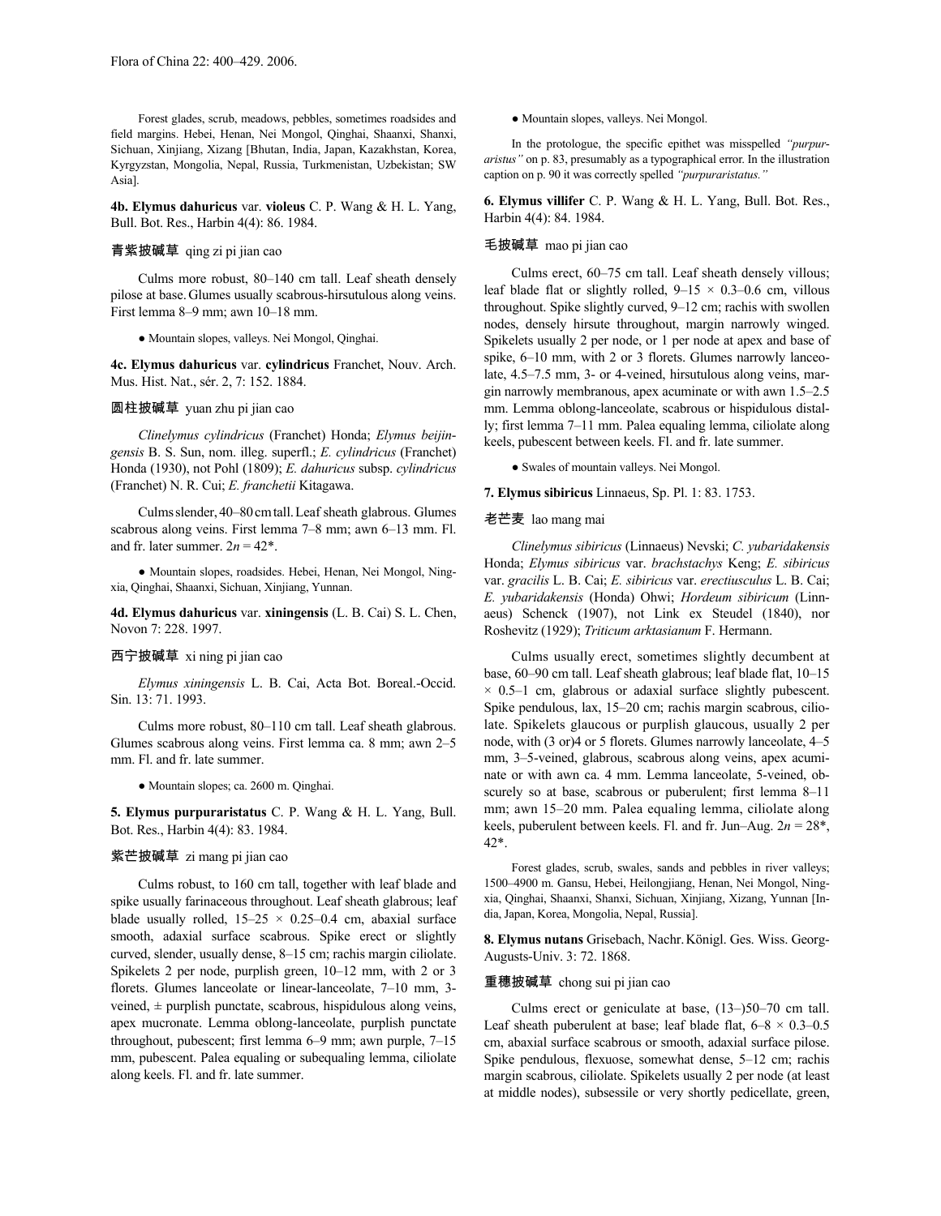Forest glades, scrub, meadows, pebbles, sometimes roadsides and field margins. Hebei, Henan, Nei Mongol, Qinghai, Shaanxi, Shanxi, Sichuan, Xinjiang, Xizang [Bhutan, India, Japan, Kazakhstan, Korea, Kyrgyzstan, Mongolia, Nepal, Russia, Turkmenistan, Uzbekistan; SW Asia].

**4b. Elymus dahuricus** var. **violeus** C. P. Wang & H. L. Yang, Bull. Bot. Res., Harbin 4(4): 86. 1984.

青紫披碱草 qing zi pi jian cao

Culms more robust, 80–140 cm tall. Leaf sheath densely pilose at base. Glumes usually scabrous-hirsutulous along veins. First lemma 8–9 mm; awn 10–18 mm.

● Mountain slopes, valleys. Nei Mongol, Qinghai.

**4c. Elymus dahuricus** var. **cylindricus** Franchet, Nouv. Arch. Mus. Hist. Nat., sér. 2, 7: 152. 1884.

圆柱披碱草 yuan zhu pi jian cao

*Clinelymus cylindricus* (Franchet) Honda; *Elymus beijingensis* B. S. Sun, nom. illeg. superfl.; *E. cylindricus* (Franchet) Honda (1930), not Pohl (1809); *E. dahuricus* subsp. *cylindricus* (Franchet) N. R. Cui; *E. franchetii* Kitagawa.

Culms slender, 40–80 cm tall. Leaf sheath glabrous. Glumes scabrous along veins. First lemma 7–8 mm; awn 6–13 mm. Fl. and fr. later summer. $2n = 42$*.

● Mountain slopes, roadsides. Hebei, Henan, Nei Mongol, Ningxia, Qinghai, Shaanxi, Sichuan, Xinjiang, Yunnan.

**4d. Elymus dahuricus** var. **xiningensis** (L. B. Cai) S. L. Chen, Novon 7: 228. 1997.

西宁披碱草 xi ning pi jian cao

*Elymus xiningensis* L. B. Cai, Acta Bot. Boreal.-Occid. Sin. 13: 71. 1993.

Culms more robust, 80–110 cm tall. Leaf sheath glabrous. Glumes scabrous along veins. First lemma ca. 8 mm; awn 2–5 mm. Fl. and fr. late summer.

● Mountain slopes; ca. 2600 m. Qinghai.

**5. Elymus purpuraristatus** C. P. Wang & H. L. Yang, Bull. Bot. Res., Harbin 4(4): 83. 1984.

紫芒披碱草 zi mang pi jian cao

Culms robust, to 160 cm tall, together with leaf blade and spike usually farinaceous throughout. Leaf sheath glabrous; leaf blade usually rolled, 15–25 × 0.25–0.4 cm, abaxial surface smooth, adaxial surface scabrous. Spike erect or slightly curved, slender, usually dense, 8–15 cm; rachis margin ciliolate. Spikelets 2 per node, purplish green, 10–12 mm, with 2 or 3 florets. Glumes lanceolate or linear-lanceolate, 7–10 mm, 3-veined, ± purplish punctate, scabrous, hispidulous along veins, apex mucronate. Lemma oblong-lanceolate, purplish punctate throughout, pubescent; first lemma 6–9 mm; awn purple, 7–15 mm, pubescent. Palea equaling or subequaling lemma, ciliolate along keels. Fl. and fr. late summer.

● Mountain slopes, valleys. Nei Mongol.

In the protologue, the specific epithet was misspelled *"purpuraristus"* on p. 83, presumably as a typographical error. In the illustration caption on p. 90 it was correctly spelled *"purpuraristatus."*

**6. Elymus villifer** C. P. Wang & H. L. Yang, Bull. Bot. Res., Harbin 4(4): 84. 1984.

毛披碱草 mao pi jian cao

Culms erect, 60–75 cm tall. Leaf sheath densely villous; leaf blade flat or slightly rolled, 9–15 × 0.3–0.6 cm, villous throughout. Spike slightly curved, 9–12 cm; rachis with swollen nodes, densely hirsute throughout, margin narrowly winged. Spikelets usually 2 per node, or 1 per node at apex and base of spike, 6–10 mm, with 2 or 3 florets. Glumes narrowly lanceolate, 4.5–7.5 mm, 3- or 4-veined, hirsutulous along veins, margin narrowly membranous, apex acuminate or with awn 1.5–2.5 mm. Lemma oblong-lanceolate, scabrous or hispidulous distally; first lemma 7–11 mm. Palea equaling lemma, ciliolate along keels, pubescent between keels. Fl. and fr. late summer.

● Swales of mountain valleys. Nei Mongol.

**7. Elymus sibiricus** Linnaeus, Sp. Pl. 1: 83. 1753.

老芒麦 lao mang mai

*Clinelymus sibiricus* (Linnaeus) Nevski; *C. yubaridakensis* Honda; *Elymus sibiricus* var. *brachstachys* Keng; *E. sibiricus* var. *gracilis* L. B. Cai; *E. sibiricus* var. *erectiusculus* L. B. Cai; *E. yubaridakensis* (Honda) Ohwi; *Hordeum sibiricum* (Linnaeus) Schenck (1907), not Link ex Steudel (1840), nor Roshevitz (1929); *Triticum arktasianum* F. Hermann.

Culms usually erect, sometimes slightly decumbent at base, 60–90 cm tall. Leaf sheath glabrous; leaf blade flat, 10–15 × 0.5–1 cm, glabrous or adaxial surface slightly pubescent. Spike pendulous, lax, 15–20 cm; rachis margin scabrous, ciliolate. Spikelets glaucous or purplish glaucous, usually 2 per node, with (3 or)4 or 5 florets. Glumes narrowly lanceolate, 4–5 mm, 3–5-veined, glabrous, scabrous along veins, apex acuminate or with awn ca. 4 mm. Lemma lanceolate, 5-veined, obscurely so at base, scabrous or puberulent; first lemma 8–11 mm; awn 15–20 mm. Palea equaling lemma, ciliolate along keels, puberulent between keels. Fl. and fr. Jun–Aug. $2n = 28$*, 42*.

Forest glades, scrub, swales, sands and pebbles in river valleys; 1500–4900 m. Gansu, Hebei, Heilongjiang, Henan, Nei Mongol, Ningxia, Qinghai, Shaanxi, Shanxi, Sichuan, Xinjiang, Xizang, Yunnan [India, Japan, Korea, Mongolia, Nepal, Russia].

**8. Elymus nutans** Grisebach, Nachr. Königl. Ges. Wiss. Georg-Augusts-Univ. 3: 72. 1868.

垂穗披碱草 chong sui pi jian cao

Culms erect or geniculate at base, (13–)50–70 cm tall. Leaf sheath puberulent at base; leaf blade flat, 6–8 × 0.3–0.5 cm, abaxial surface scabrous or smooth, adaxial surface pilose. Spike pendulous, flexuose, somewhat dense, 5–12 cm; rachis margin scabrous, ciliolate. Spikelets usually 2 per node (at least at middle nodes), subsessile or very shortly pedicellate, green,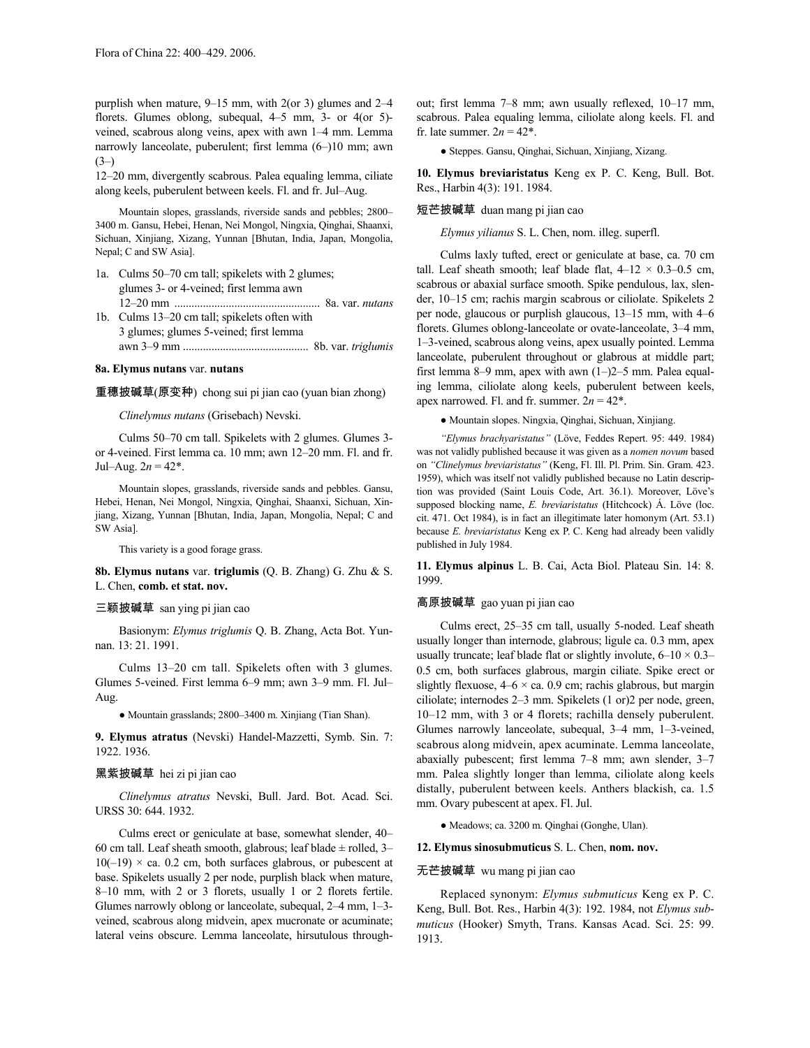purplish when mature, 9–15 mm, with 2(or 3) glumes and 2–4 florets. Glumes oblong, subequal, 4–5 mm, 3- or 4(or 5)-veined, scabrous along veins, apex with awn 1–4 mm. Lemma narrowly lanceolate, puberulent; first lemma (6–)10 mm; awn (3–)12–20 mm, divergently scabrous. Palea equaling lemma, ciliate along keels, puberulent between keels. Fl. and fr. Jul–Aug.

Mountain slopes, grasslands, riverside sands and pebbles; 2800–3400 m. Gansu, Hebei, Henan, Nei Mongol, Ningxia, Qinghai, Shaanxi, Sichuan, Xinjiang, Xizang, Yunnan [Bhutan, India, Japan, Mongolia, Nepal; C and SW Asia].

1a. Culms 50–70 cm tall; spikelets with 2 glumes; glumes 3- or 4-veined; first lemma awn 12–20 mm .................................................. 8a. var. *nutans*
1b. Culms 13–20 cm tall; spikelets often with 3 glumes; glumes 5-veined; first lemma awn 3–9 mm ........................................... 8b. var. *triglumis*

**8a. Elymus nutans** var. **nutans**

重穗披碱草(原变种) chong sui pi jian cao (yuan bian zhong)

*Clinelymus nutans* (Grisebach) Nevski.

Culms 50–70 cm tall. Spikelets with 2 glumes. Glumes 3- or 4-veined. First lemma ca. 10 mm; awn 12–20 mm. Fl. and fr. Jul–Aug. $2n = 42$*.

Mountain slopes, grasslands, riverside sands and pebbles. Gansu, Hebei, Henan, Nei Mongol, Ningxia, Qinghai, Shaanxi, Sichuan, Xinjiang, Xizang, Yunnan [Bhutan, India, Japan, Mongolia, Nepal; C and SW Asia].

This variety is a good forage grass.

**8b. Elymus nutans** var. **triglumis** (Q. B. Zhang) G. Zhu & S. L. Chen, **comb. et stat. nov.**

三颖披碱草 san ying pi jian cao

Basionym: *Elymus triglumis* Q. B. Zhang, Acta Bot. Yunnan. 13: 21. 1991.

Culms 13–20 cm tall. Spikelets often with 3 glumes. Glumes 5-veined. First lemma 6–9 mm; awn 3–9 mm. Fl. Jul–Aug.

● Mountain grasslands; 2800–3400 m. Xinjiang (Tian Shan).

**9. Elymus atratus** (Nevski) Handel-Mazzetti, Symb. Sin. 7: 1922. 1936.

黑紫披碱草 hei zi pi jian cao

*Clinelymus atratus* Nevski, Bull. Jard. Bot. Acad. Sci. URSS 30: 644. 1932.

Culms erect or geniculate at base, somewhat slender, 40–60 cm tall. Leaf sheath smooth, glabrous; leaf blade ± rolled, 3–10(–19) × ca. 0.2 cm, both surfaces glabrous, or pubescent at base. Spikelets usually 2 per node, purplish black when mature, 8–10 mm, with 2 or 3 florets, usually 1 or 2 florets fertile. Glumes narrowly oblong or lanceolate, subequal, 2–4 mm, 1–3-veined, scabrous along midvein, apex mucronate or acuminate; lateral veins obscure. Lemma lanceolate, hirsutulous throughout; first lemma 7–8 mm; awn usually reflexed, 10–17 mm, scabrous. Palea equaling lemma, ciliolate along keels. Fl. and fr. late summer. $2n = 42$*.

● Steppes. Gansu, Qinghai, Sichuan, Xinjiang, Xizang.

**10. Elymus breviaristatus** Keng ex P. C. Keng, Bull. Bot. Res., Harbin 4(3): 191. 1984.

短芒披碱草 duan mang pi jian cao

*Elymus yilianus* S. L. Chen, nom. illeg. superfl.

Culms laxly tufted, erect or geniculate at base, ca. 70 cm tall. Leaf sheath smooth; leaf blade flat, 4–12 × 0.3–0.5 cm, scabrous or abaxial surface smooth. Spike pendulous, lax, slender, 10–15 cm; rachis margin scabrous or ciliolate. Spikelets 2 per node, glaucous or purplish glaucous, 13–15 mm, with 4–6 florets. Glumes oblong-lanceolate or ovate-lanceolate, 3–4 mm, 1–3-veined, scabrous along veins, apex usually pointed. Lemma lanceolate, puberulent throughout or glabrous at middle part; first lemma 8–9 mm, apex with awn (1–)2–5 mm. Palea equaling lemma, ciliolate along keels, puberulent between keels, apex narrowed. Fl. and fr. summer. $2n = 42$*.

● Mountain slopes. Ningxia, Qinghai, Sichuan, Xinjiang.

*"Elymus brachyaristatus"* (Löve, Feddes Repert. 95: 449. 1984) was not validly published because it was given as a *nomen novum* based on *"Clinelymus breviaristatus"* (Keng, Fl. Ill. Pl. Prim. Sin. Gram. 423. 1959), which was itself not validly published because no Latin description was provided (Saint Louis Code, Art. 36.1). Moreover, Löve's supposed blocking name, *E. breviaristatus* (Hitchcock) Á. Löve (loc. cit. 471. Oct 1984), is in fact an illegitimate later homonym (Art. 53.1) because *E. breviaristatus* Keng ex P. C. Keng had already been validly published in July 1984.

**11. Elymus alpinus** L. B. Cai, Acta Biol. Plateau Sin. 14: 8. 1999.

高原披碱草 gao yuan pi jian cao

Culms erect, 25–35 cm tall, usually 5-noded. Leaf sheath usually longer than internode, glabrous; ligule ca. 0.3 mm, apex usually truncate; leaf blade flat or slightly involute, 6–10 × 0.3–0.5 cm, both surfaces glabrous, margin ciliate. Spike erect or slightly flexuose, 4–6 × ca. 0.9 cm; rachis glabrous, but margin ciliolate; internodes 2–3 mm. Spikelets (1 or)2 per node, green, 10–12 mm, with 3 or 4 florets; rachilla densely puberulent. Glumes narrowly lanceolate, subequal, 3–4 mm, 1–3-veined, scabrous along midvein, apex acuminate. Lemma lanceolate, abaxially pubescent; first lemma 7–8 mm; awn slender, 3–7 mm. Palea slightly longer than lemma, ciliolate along keels distally, puberulent between keels. Anthers blackish, ca. 1.5 mm. Ovary pubescent at apex. Fl. Jul.

● Meadows; ca. 3200 m. Qinghai (Gonghe, Ulan).

**12. Elymus sinosubmuticus** S. L. Chen, **nom. nov.**

无芒披碱草 wu mang pi jian cao

Replaced synonym: *Elymus submuticus* Keng ex P. C. Keng, Bull. Bot. Res., Harbin 4(3): 192. 1984, not *Elymus submuticus* (Hooker) Smyth, Trans. Kansas Acad. Sci. 25: 99. 1913.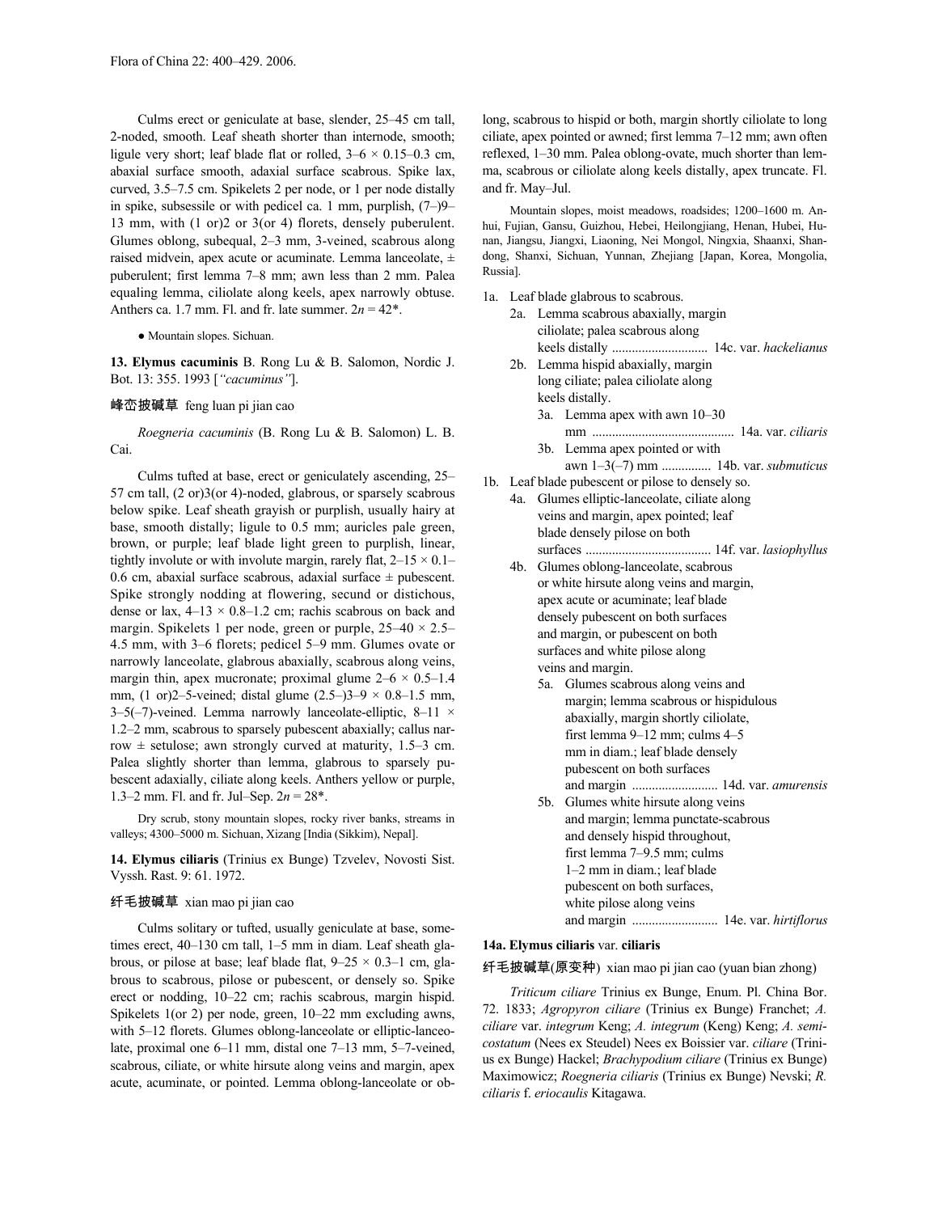Culms erect or geniculate at base, slender, 25–45 cm tall, 2-noded, smooth. Leaf sheath shorter than internode, smooth; ligule very short; leaf blade flat or rolled, 3–6 × 0.15–0.3 cm, abaxial surface smooth, adaxial surface scabrous. Spike lax, curved, 3.5–7.5 cm. Spikelets 2 per node, or 1 per node distally in spike, subsessile or with pedicel ca. 1 mm, purplish, (7–)9–13 mm, with (1 or)2 or 3(or 4) florets, densely puberulent. Glumes oblong, subequal, 2–3 mm, 3-veined, scabrous along raised midvein, apex acute or acuminate. Lemma lanceolate, ± puberulent; first lemma 7–8 mm; awn less than 2 mm. Palea equaling lemma, ciliolate along keels, apex narrowly obtuse. Anthers ca. 1.7 mm. Fl. and fr. late summer. $2n = 42$*.

● Mountain slopes. Sichuan.

**13. Elymus cacuminis** B. Rong Lu & B. Salomon, Nordic J. Bot. 13: 355. 1993 [*"cacuminus"*].

峰峦披碱草 feng luan pi jian cao

*Roegneria cacuminis* (B. Rong Lu & B. Salomon) L. B. Cai.

Culms tufted at base, erect or geniculately ascending, 25–57 cm tall, (2 or)3(or 4)-noded, glabrous, or sparsely scabrous below spike. Leaf sheath grayish or purplish, usually hairy at base, smooth distally; ligule to 0.5 mm; auricles pale green, brown, or purple; leaf blade light green to purplish, linear, tightly involute or with involute margin, rarely flat, 2–15 × 0.1–0.6 cm, abaxial surface scabrous, adaxial surface ± pubescent. Spike strongly nodding at flowering, secund or distichous, dense or lax, 4–13 × 0.8–1.2 cm; rachis scabrous on back and margin. Spikelets 1 per node, green or purple, 25–40 × 2.5–4.5 mm, with 3–6 florets; pedicel 5–9 mm. Glumes ovate or narrowly lanceolate, glabrous abaxially, scabrous along veins, margin thin, apex mucronate; proximal glume 2–6 × 0.5–1.4 mm, (1 or)2–5-veined; distal glume (2.5–)3–9 × 0.8–1.5 mm, 3–5(–7)-veined. Lemma narrowly lanceolate-elliptic, 8–11 × 1.2–2 mm, scabrous to sparsely pubescent abaxially; callus narrow ± setulose; awn strongly curved at maturity, 1.5–3 cm. Palea slightly shorter than lemma, glabrous to sparsely pubescent adaxially, ciliate along keels. Anthers yellow or purple, 1.3–2 mm. Fl. and fr. Jul–Sep. $2n = 28$*.

Dry scrub, stony mountain slopes, rocky river banks, streams in valleys; 4300–5000 m. Sichuan, Xizang [India (Sikkim), Nepal].

**14. Elymus ciliaris** (Trinius ex Bunge) Tzvelev, Novosti Sist. Vyssh. Rast. 9: 61. 1972.

纤毛披碱草 xian mao pi jian cao

Culms solitary or tufted, usually geniculate at base, sometimes erect, 40–130 cm tall, 1–5 mm in diam. Leaf sheath glabrous, or pilose at base; leaf blade flat, 9–25 × 0.3–1 cm, glabrous to scabrous, pilose or pubescent, or densely so. Spike erect or nodding, 10–22 cm; rachis scabrous, margin hispid. Spikelets 1(or 2) per node, green, 10–22 mm excluding awns, with 5–12 florets. Glumes oblong-lanceolate or elliptic-lanceolate, proximal one 6–11 mm, distal one 7–13 mm, 5–7-veined, scabrous, ciliate, or white hirsute along veins and margin, apex acute, acuminate, or pointed. Lemma oblong-lanceolate or oblong, scabrous to hispid or both, margin shortly ciliolate to long ciliate, apex pointed or awned; first lemma 7–12 mm; awn often reflexed, 1–30 mm. Palea oblong-ovate, much shorter than lemma, scabrous or ciliolate along keels distally, apex truncate. Fl. and fr. May–Jul.

Mountain slopes, moist meadows, roadsides; 1200–1600 m. Anhui, Fujian, Gansu, Guizhou, Hebei, Heilongjiang, Henan, Hubei, Hunan, Jiangsu, Jiangxi, Liaoning, Nei Mongol, Ningxia, Shaanxi, Shandong, Shanxi, Sichuan, Yunnan, Zhejiang [Japan, Korea, Mongolia, Russia].

1a. Leaf blade glabrous to scabrous.
- 2a. Lemma scabrous abaxially, margin ciliolate; palea scabrous along keels distally .......... 14c. var. *hackelianus*
- 2b. Lemma hispid abaxially, margin long ciliate; palea ciliolate along keels distally.
  - 3a. Lemma apex with awn 10–30 mm .......... 14a. var. *ciliaris*
  - 3b. Lemma apex pointed or with awn 1–3(–7) mm .......... 14b. var. *submuticus*

1b. Leaf blade pubescent or pilose to densely so.
- 4a. Glumes elliptic-lanceolate, ciliate along veins and margin, apex pointed; leaf blade densely pilose on both surfaces .......... 14f. var. *lasiophyllus*
- 4b. Glumes oblong-lanceolate, scabrous or white hirsute along veins and margin, apex acute or acuminate; leaf blade densely pubescent on both surfaces and margin, or pubescent on both surfaces and white pilose along veins and margin.
  - 5a. Glumes scabrous along veins and margin; lemma scabrous or hispidulous abaxially, margin shortly ciliolate, first lemma 9–12 mm; culms 4–5 mm in diam.; leaf blade densely pubescent on both surfaces and margin .......... 14d. var. *amurensis*
  - 5b. Glumes white hirsute along veins and margin; lemma punctate-scabrous and densely hispid throughout, first lemma 7–9.5 mm; culms 1–2 mm in diam.; leaf blade pubescent on both surfaces, white pilose along veins and margin .......... 14e. var. *hirtiflorus*

**14a. Elymus ciliaris** var. **ciliaris**

纤毛披碱草(原变种) xian mao pi jian cao (yuan bian zhong)

*Triticum ciliare* Trinius ex Bunge, Enum. Pl. China Bor. 72. 1833; *Agropyron ciliare* (Trinius ex Bunge) Franchet; *A. ciliare* var. *integrum* Keng; *A. integrum* (Keng) Keng; *A. semicostatum* (Nees ex Steudel) Nees ex Boissier var. *ciliare* (Trinius ex Bunge) Hackel; *Brachypodium ciliare* (Trinius ex Bunge) Maximowicz; *Roegneria ciliaris* (Trinius ex Bunge) Nevski; *R. ciliaris* f. *eriocaulis* Kitagawa.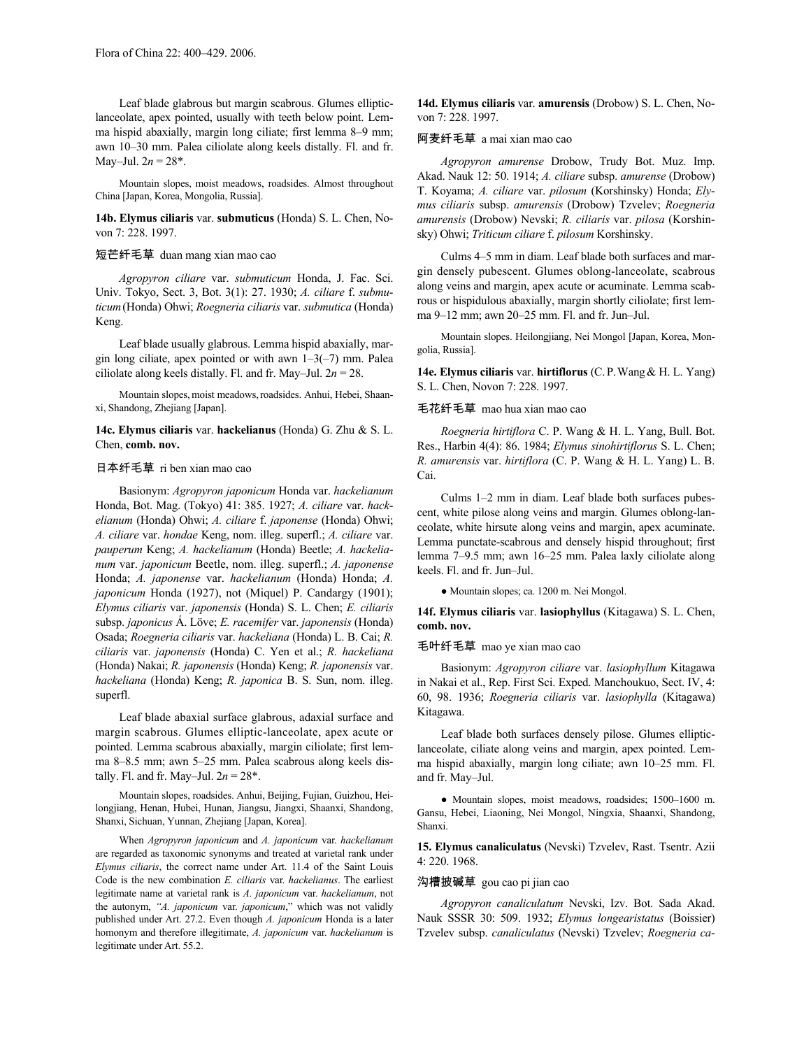Leaf blade glabrous but margin scabrous. Glumes elliptic-lanceolate, apex pointed, usually with teeth below point. Lemma hispid abaxially, margin long ciliate; first lemma 8–9 mm; awn 10–30 mm. Palea ciliolate along keels distally. Fl. and fr. May–Jul. $2n = 28$*.

Mountain slopes, moist meadows, roadsides. Almost throughout China [Japan, Korea, Mongolia, Russia].

**14b. Elymus ciliaris** var. **submuticus** (Honda) S. L. Chen, Novon 7: 228. 1997.

短芒纤毛草 duan mang xian mao cao

*Agropyron ciliare* var. *submuticum* Honda, J. Fac. Sci. Univ. Tokyo, Sect. 3, Bot. 3(1): 27. 1930; *A. ciliare* f. *submuticum* (Honda) Ohwi; *Roegneria ciliaris* var. *submutica* (Honda) Keng.

Leaf blade usually glabrous. Lemma hispid abaxially, margin long ciliate, apex pointed or with awn 1–3(–7) mm. Palea ciliolate along keels distally. Fl. and fr. May–Jul. $2n = 28$.

Mountain slopes, moist meadows, roadsides. Anhui, Hebei, Shaanxi, Shandong, Zhejiang [Japan].

**14c. Elymus ciliaris** var. **hackelianus** (Honda) G. Zhu & S. L. Chen, **comb. nov.**

日本纤毛草 ri ben xian mao cao

Basionym: *Agropyron japonicum* Honda var. *hackelianum* Honda, Bot. Mag. (Tokyo) 41: 385. 1927; *A. ciliare* var. *hackelianum* (Honda) Ohwi; *A. ciliare* f. *japonense* (Honda) Ohwi; *A. ciliare* var. *hondae* Keng, nom. illeg. superfl.; *A. ciliare* var. *pauperum* Keng; *A. hackelianum* (Honda) Beetle; *A. hackelianum* var. *japonicum* Beetle, nom. illeg. superfl.; *A. japonense* Honda; *A. japonense* var. *hackelianum* (Honda) Honda; *A. japonicum* Honda (1927), not (Miquel) P. Candargy (1901); *Elymus ciliaris* var. *japonensis* (Honda) S. L. Chen; *E. ciliaris* subsp. *japonicus* Á. Löve; *E. racemifer* var. *japonensis* (Honda) Osada; *Roegneria ciliaris* var. *hackeliana* (Honda) L. B. Cai; *R. ciliaris* var. *japonensis* (Honda) C. Yen et al.; *R. hackeliana* (Honda) Nakai; *R. japonensis* (Honda) Keng; *R. japonensis* var. *hackeliana* (Honda) Keng; *R. japonica* B. S. Sun, nom. illeg. superfl.

Leaf blade abaxial surface glabrous, adaxial surface and margin scabrous. Glumes elliptic-lanceolate, apex acute or pointed. Lemma scabrous abaxially, margin ciliolate; first lemma 8–8.5 mm; awn 5–25 mm. Palea scabrous along keels distally. Fl. and fr. May–Jul. $2n = 28$*.

Mountain slopes, roadsides. Anhui, Beijing, Fujian, Guizhou, Heilongjiang, Henan, Hubei, Hunan, Jiangsu, Jiangxi, Shaanxi, Shandong, Shanxi, Sichuan, Yunnan, Zhejiang [Japan, Korea].

When *Agropyron japonicum* and *A. japonicum* var. *hackelianum* are regarded as taxonomic synonyms and treated at varietal rank under *Elymus ciliaris*, the correct name under Art. 11.4 of the Saint Louis Code is the new combination *E. ciliaris* var. *hackelianus*. The earliest legitimate name at varietal rank is *A. japonicum* var. *hackelianum*, not the autonym, *"A. japonicum* var. *japonicum*," which was not validly published under Art. 27.2. Even though *A. japonicum* Honda is a later homonym and therefore illegitimate, *A. japonicum* var. *hackelianum* is legitimate under Art. 55.2.

**14d. Elymus ciliaris** var. **amurensis** (Drobow) S. L. Chen, Novon 7: 228. 1997.

阿麦纤毛草 a mai xian mao cao

*Agropyron amurense* Drobow, Trudy Bot. Muz. Imp. Akad. Nauk 12: 50. 1914; *A. ciliare* subsp. *amurense* (Drobow) T. Koyama; *A. ciliare* var. *pilosum* (Korshinsky) Honda; *Elymus ciliaris* subsp. *amurensis* (Drobow) Tzvelev; *Roegneria amurensis* (Drobow) Nevski; *R. ciliaris* var. *pilosa* (Korshinsky) Ohwi; *Triticum ciliare* f. *pilosum* Korshinsky.

Culms 4–5 mm in diam. Leaf blade both surfaces and margin densely pubescent. Glumes oblong-lanceolate, scabrous along veins and margin, apex acute or acuminate. Lemma scabrous or hispidulous abaxially, margin shortly ciliolate; first lemma 9–12 mm; awn 20–25 mm. Fl. and fr. Jun–Jul.

Mountain slopes. Heilongjiang, Nei Mongol [Japan, Korea, Mongolia, Russia].

**14e. Elymus ciliaris** var. **hirtiflorus** (C. P. Wang & H. L. Yang) S. L. Chen, Novon 7: 228. 1997.

毛花纤毛草 mao hua xian mao cao

*Roegneria hirtiflora* C. P. Wang & H. L. Yang, Bull. Bot. Res., Harbin 4(4): 86. 1984; *Elymus sinohirtiflorus* S. L. Chen; *R. amurensis* var. *hirtiflora* (C. P. Wang & H. L. Yang) L. B. Cai.

Culms 1–2 mm in diam. Leaf blade both surfaces pubescent, white pilose along veins and margin. Glumes oblong-lanceolate, white hirsute along veins and margin, apex acuminate. Lemma punctate-scabrous and densely hispid throughout; first lemma 7–9.5 mm; awn 16–25 mm. Palea laxly ciliolate along keels. Fl. and fr. Jun–Jul.

● Mountain slopes; ca. 1200 m. Nei Mongol.

**14f. Elymus ciliaris** var. **lasiophyllus** (Kitagawa) S. L. Chen, **comb. nov.**

毛叶纤毛草 mao ye xian mao cao

Basionym: *Agropyron ciliare* var. *lasiophyllum* Kitagawa in Nakai et al., Rep. First Sci. Exped. Manchoukuo, Sect. IV, 4: 60, 98. 1936; *Roegneria ciliaris* var. *lasiophylla* (Kitagawa) Kitagawa.

Leaf blade both surfaces densely pilose. Glumes elliptic-lanceolate, ciliate along veins and margin, apex pointed. Lemma hispid abaxially, margin long ciliate; awn 10–25 mm. Fl. and fr. May–Jul.

● Mountain slopes, moist meadows, roadsides; 1500–1600 m. Gansu, Hebei, Liaoning, Nei Mongol, Ningxia, Shaanxi, Shandong, Shanxi.

**15. Elymus canaliculatus** (Nevski) Tzvelev, Rast. Tsentr. Azii 4: 220. 1968.

沟槽披碱草 gou cao pi jian cao

*Agropyron canaliculatum* Nevski, Izv. Bot. Sada Akad. Nauk SSSR 30: 509. 1932; *Elymus longearistatus* (Boissier) Tzvelev subsp. *canaliculatus* (Nevski) Tzvelev; *Roegneria ca-*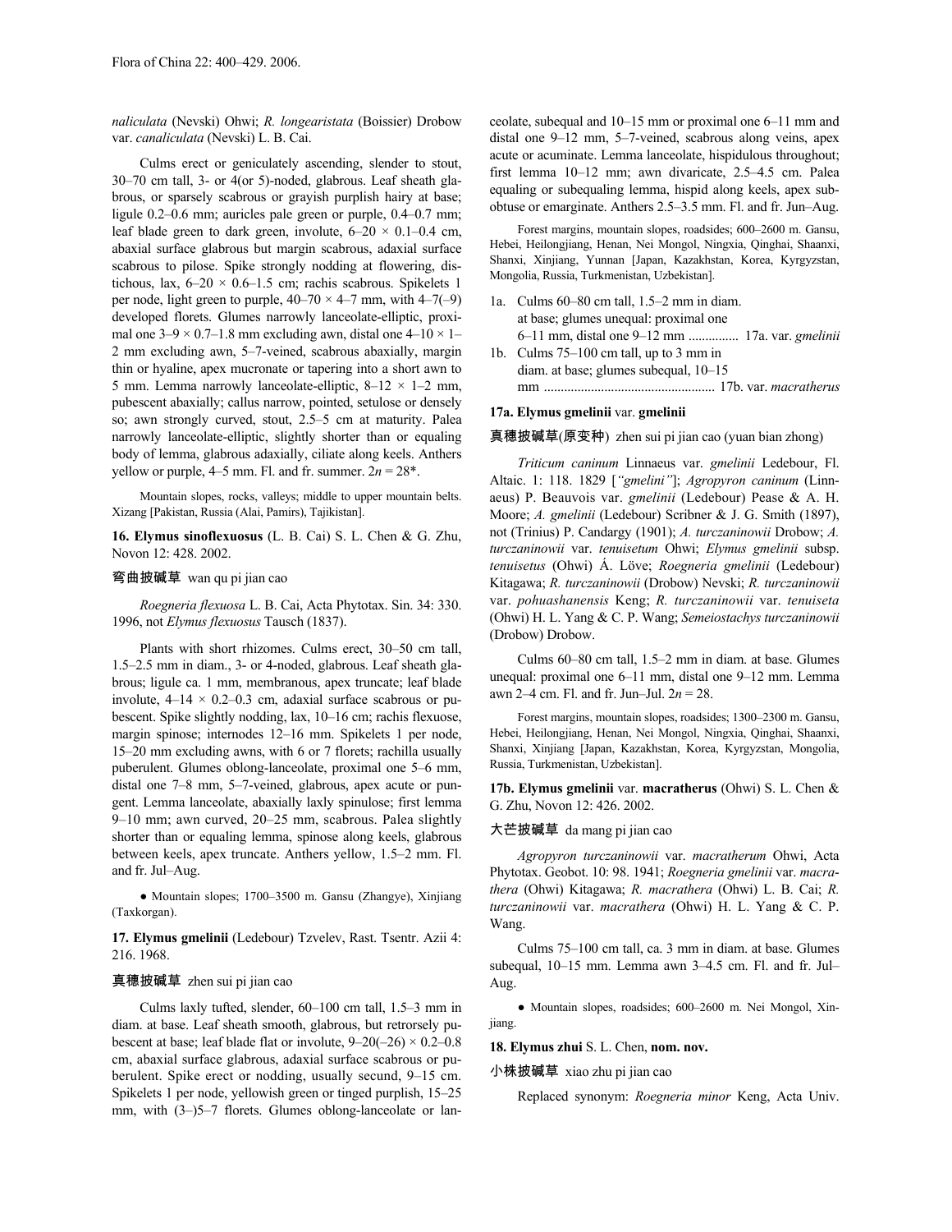*naliculata* (Nevski) Ohwi; *R. longearistata* (Boissier) Drobow var. *canaliculata* (Nevski) L. B. Cai.

Culms erect or geniculately ascending, slender to stout, 30–70 cm tall, 3- or 4(or 5)-noded, glabrous. Leaf sheath glabrous, or sparsely scabrous or grayish purplish hairy at base; ligule 0.2–0.6 mm; auricles pale green or purple, 0.4–0.7 mm; leaf blade green to dark green, involute, 6–20 × 0.1–0.4 cm, abaxial surface glabrous but margin scabrous, adaxial surface scabrous to pilose. Spike strongly nodding at flowering, distichous, lax, 6–20 × 0.6–1.5 cm; rachis scabrous. Spikelets 1 per node, light green to purple, 40–70 × 4–7 mm, with 4–7(–9) developed florets. Glumes narrowly lanceolate-elliptic, proximal one 3–9 × 0.7–1.8 mm excluding awn, distal one 4–10 × 1–2 mm excluding awn, 5–7-veined, scabrous abaxially, margin thin or hyaline, apex mucronate or tapering into a short awn to 5 mm. Lemma narrowly lanceolate-elliptic, 8–12 × 1–2 mm, pubescent abaxially; callus narrow, pointed, setulose or densely so; awn strongly curved, stout, 2.5–5 cm at maturity. Palea narrowly lanceolate-elliptic, slightly shorter than or equaling body of lemma, glabrous adaxially, ciliate along keels. Anthers yellow or purple, 4–5 mm. Fl. and fr. summer. $2n = 28$*.

Mountain slopes, rocks, valleys; middle to upper mountain belts. Xizang [Pakistan, Russia (Alai, Pamirs), Tajikistan].

**16. Elymus sinoflexuosus** (L. B. Cai) S. L. Chen & G. Zhu, Novon 12: 428. 2002.

弯曲披碱草 wan qu pi jian cao

*Roegneria flexuosa* L. B. Cai, Acta Phytotax. Sin. 34: 330. 1996, not *Elymus flexuosus* Tausch (1837).

Plants with short rhizomes. Culms erect, 30–50 cm tall, 1.5–2.5 mm in diam., 3- or 4-noded, glabrous. Leaf sheath glabrous; ligule ca. 1 mm, membranous, apex truncate; leaf blade involute, 4–14 × 0.2–0.3 cm, adaxial surface scabrous or pubescent. Spike slightly nodding, lax, 10–16 cm; rachis flexuose, margin spinose; internodes 12–16 mm. Spikelets 1 per node, 15–20 mm excluding awns, with 6 or 7 florets; rachilla usually puberulent. Glumes oblong-lanceolate, proximal one 5–6 mm, distal one 7–8 mm, 5–7-veined, glabrous, apex acute or pungent. Lemma lanceolate, abaxially laxly spinulose; first lemma 9–10 mm; awn curved, 20–25 mm, scabrous. Palea slightly shorter than or equaling lemma, spinose along keels, glabrous between keels, apex truncate. Anthers yellow, 1.5–2 mm. Fl. and fr. Jul–Aug.

● Mountain slopes; 1700–3500 m. Gansu (Zhangye), Xinjiang (Taxkorgan).

**17. Elymus gmelinii** (Ledebour) Tzvelev, Rast. Tsentr. Azii 4: 216. 1968.

真穗披碱草 zhen sui pi jian cao

Culms laxly tufted, slender, 60–100 cm tall, 1.5–3 mm in diam. at base. Leaf sheath smooth, glabrous, but retrorsely pubescent at base; leaf blade flat or involute, 9–20(–26) × 0.2–0.8 cm, abaxial surface glabrous, adaxial surface scabrous or puberulent. Spike erect or nodding, usually secund, 9–15 cm. Spikelets 1 per node, yellowish green or tinged purplish, 15–25 mm, with (3–)5–7 florets. Glumes oblong-lanceolate or lanceolate, subequal and 10–15 mm or proximal one 6–11 mm and distal one 9–12 mm, 5–7-veined, scabrous along veins, apex acute or acuminate. Lemma lanceolate, hispidulous throughout; first lemma 10–12 mm; awn divaricate, 2.5–4.5 cm. Palea equaling or subequaling lemma, hispid along keels, apex subobtuse or emarginate. Anthers 2.5–3.5 mm. Fl. and fr. Jun–Aug.

Forest margins, mountain slopes, roadsides; 600–2600 m. Gansu, Hebei, Heilongjiang, Henan, Nei Mongol, Ningxia, Qinghai, Shaanxi, Shanxi, Xinjiang, Yunnan [Japan, Kazakhstan, Korea, Kyrgyzstan, Mongolia, Russia, Turkmenistan, Uzbekistan].

1a. Culms 60–80 cm tall, 1.5–2 mm in diam. at base; glumes unequal: proximal one 6–11 mm, distal one 9–12 mm ............... 17a. var. *gmelinii*
1b. Culms 75–100 cm tall, up to 3 mm in diam. at base; glumes subequal, 10–15 mm .................................................. 17b. var. *macratherus*

**17a. Elymus gmelinii** var. **gmelinii**

真穗披碱草(原变种) zhen sui pi jian cao (yuan bian zhong)

*Triticum caninum* Linnaeus var. *gmelinii* Ledebour, Fl. Altaic. 1: 118. 1829 [*"gmelini"*]; *Agropyron caninum* (Linnaeus) P. Beauvois var. *gmelinii* (Ledebour) Pease & A. H. Moore; *A. gmelinii* (Ledebour) Scribner & J. G. Smith (1897), not (Trinius) P. Candargy (1901); *A. turczaninowii* Drobow; *A. turczaninowii* var. *tenuisetum* Ohwi; *Elymus gmelinii* subsp. *tenuisetus* (Ohwi) Á. Löve; *Roegneria gmelinii* (Ledebour) Kitagawa; *R. turczaninowii* (Drobow) Nevski; *R. turczaninowii* var. *pohuashanensis* Keng; *R. turczaninowii* var. *tenuiseta* (Ohwi) H. L. Yang & C. P. Wang; *Semeiostachys turczaninowii* (Drobow) Drobow.

Culms 60–80 cm tall, 1.5–2 mm in diam. at base. Glumes unequal: proximal one 6–11 mm, distal one 9–12 mm. Lemma awn 2–4 cm. Fl. and fr. Jun–Jul. $2n = 28$.

Forest margins, mountain slopes, roadsides; 1300–2300 m. Gansu, Hebei, Heilongjiang, Henan, Nei Mongol, Ningxia, Qinghai, Shaanxi, Shanxi, Xinjiang [Japan, Kazakhstan, Korea, Kyrgyzstan, Mongolia, Russia, Turkmenistan, Uzbekistan].

**17b. Elymus gmelinii** var. **macratherus** (Ohwi) S. L. Chen & G. Zhu, Novon 12: 426. 2002.

大芒披碱草 da mang pi jian cao

*Agropyron turczaninowii* var. *macratherum* Ohwi, Acta Phytotax. Geobot. 10: 98. 1941; *Roegneria gmelinii* var. *macrathera* (Ohwi) Kitagawa; *R. macrathera* (Ohwi) L. B. Cai; *R. turczaninowii* var. *macrathera* (Ohwi) H. L. Yang & C. P. Wang.

Culms 75–100 cm tall, ca. 3 mm in diam. at base. Glumes subequal, 10–15 mm. Lemma awn 3–4.5 cm. Fl. and fr. Jul–Aug.

● Mountain slopes, roadsides; 600–2600 m. Nei Mongol, Xinjiang.

**18. Elymus zhui** S. L. Chen, **nom. nov.**

小株披碱草 xiao zhu pi jian cao

Replaced synonym: *Roegneria minor* Keng, Acta Univ.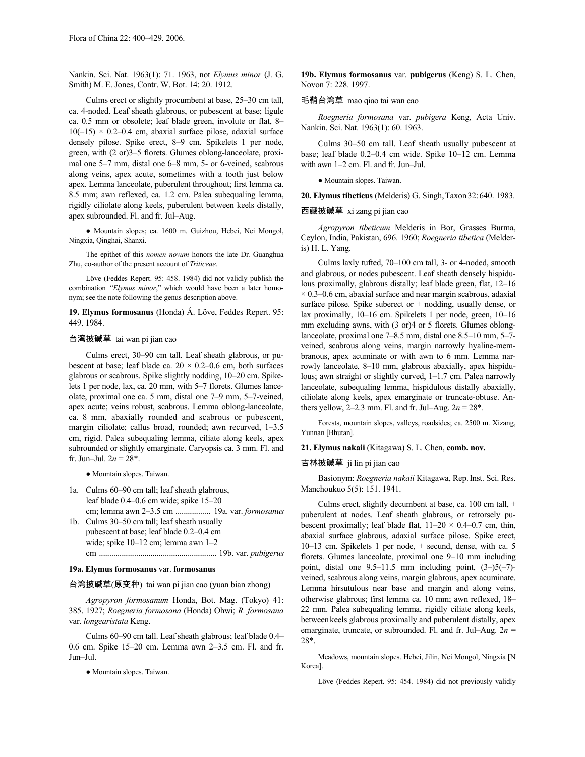Nankin. Sci. Nat. 1963(1): 71. 1963, not *Elymus minor* (J. G. Smith) M. E. Jones, Contr. W. Bot. 14: 20. 1912.

Culms erect or slightly procumbent at base, 25–30 cm tall, ca. 4-noded. Leaf sheath glabrous, or pubescent at base; ligule ca. 0.5 mm or obsolete; leaf blade green, involute or flat, 8–10(–15) × 0.2–0.4 cm, abaxial surface pilose, adaxial surface densely pilose. Spike erect, 8–9 cm. Spikelets 1 per node, green, with (2 or)3–5 florets. Glumes oblong-lanceolate, proximal one 5–7 mm, distal one 6–8 mm, 5- or 6-veined, scabrous along veins, apex acute, sometimes with a tooth just below apex. Lemma lanceolate, puberulent throughout; first lemma ca. 8.5 mm; awn reflexed, ca. 1.2 cm. Palea subequaling lemma, rigidly ciliolate along keels, puberulent between keels distally, apex subrounded. Fl. and fr. Jul–Aug.

● Mountain slopes; ca. 1600 m. Guizhou, Hebei, Nei Mongol, Ningxia, Qinghai, Shanxi.

The epithet of this *nomen novum* honors the late Dr. Guanghua Zhu, co-author of the present account of *Triticeae*.

Löve (Feddes Repert. 95: 458. 1984) did not validly publish the combination *"Elymus minor*," which would have been a later homonym; see the note following the genus description above.

**19. Elymus formosanus** (Honda) Á. Löve, Feddes Repert. 95: 449. 1984.

台湾披碱草 tai wan pi jian cao

Culms erect, 30–90 cm tall. Leaf sheath glabrous, or pubescent at base; leaf blade ca. 20 × 0.2–0.6 cm, both surfaces glabrous or scabrous. Spike slightly nodding, 10–20 cm. Spikelets 1 per node, lax, ca. 20 mm, with 5–7 florets. Glumes lanceolate, proximal one ca. 5 mm, distal one 7–9 mm, 5–7-veined, apex acute; veins robust, scabrous. Lemma oblong-lanceolate, ca. 8 mm, abaxially rounded and scabrous or pubescent, margin ciliolate; callus broad, rounded; awn recurved, 1–3.5 cm, rigid. Palea subequaling lemma, ciliate along keels, apex subrounded or slightly emarginate. Caryopsis ca. 3 mm. Fl. and fr. Jun–Jul. $2n = 28$*.

● Mountain slopes. Taiwan.

1a. Culms 60–90 cm tall; leaf sheath glabrous, leaf blade 0.4–0.6 cm wide; spike 15–20 cm; lemma awn 2–3.5 cm ................. 19a. var. *formosanus*
1b. Culms 30–50 cm tall; leaf sheath usually pubescent at base; leaf blade 0.2–0.4 cm wide; spike 10–12 cm; lemma awn 1–2 cm ......................................................... 19b. var. *pubigerus*

**19a. Elymus formosanus** var. **formosanus**

台湾披碱草(原变种) tai wan pi jian cao (yuan bian zhong)

*Agropyron formosanum* Honda, Bot. Mag. (Tokyo) 41: 385. 1927; *Roegneria formosana* (Honda) Ohwi; *R. formosana* var. *longearistata* Keng.

Culms 60–90 cm tall. Leaf sheath glabrous; leaf blade 0.4–0.6 cm. Spike 15–20 cm. Lemma awn 2–3.5 cm. Fl. and fr. Jun–Jul.

● Mountain slopes. Taiwan.

**19b. Elymus formosanus** var. **pubigerus** (Keng) S. L. Chen, Novon 7: 228. 1997.

毛鞘台湾草 mao qiao tai wan cao

*Roegneria formosana* var. *pubigera* Keng, Acta Univ. Nankin. Sci. Nat. 1963(1): 60. 1963.

Culms 30–50 cm tall. Leaf sheath usually pubescent at base; leaf blade 0.2–0.4 cm wide. Spike 10–12 cm. Lemma with awn 1–2 cm. Fl. and fr. Jun–Jul.

● Mountain slopes. Taiwan.

**20. Elymus tibeticus** (Melderis) G. Singh, Taxon 32: 640. 1983.

西藏披碱草 xi zang pi jian cao

*Agropyron tibeticum* Melderis in Bor, Grasses Burma, Ceylon, India, Pakistan, 696. 1960; *Roegneria tibetica* (Melderis) H. L. Yang.

Culms laxly tufted, 70–100 cm tall, 3- or 4-noded, smooth and glabrous, or nodes pubescent. Leaf sheath densely hispidulous proximally, glabrous distally; leaf blade green, flat, 12–16 × 0.3–0.6 cm, abaxial surface and near margin scabrous, adaxial surface pilose. Spike suberect or ± nodding, usually dense, or lax proximally, 10–16 cm. Spikelets 1 per node, green, 10–16 mm excluding awns, with (3 or)4 or 5 florets. Glumes oblong-lanceolate, proximal one 7–8.5 mm, distal one 8.5–10 mm, 5–7-veined, scabrous along veins, margin narrowly hyaline-membranous, apex acuminate or with awn to 6 mm. Lemma narrowly lanceolate, 8–10 mm, glabrous abaxially, apex hispidulous; awn straight or slightly curved, 1–1.7 cm. Palea narrowly lanceolate, subequaling lemma, hispidulous distally abaxially, ciliolate along keels, apex emarginate or truncate-obtuse. Anthers yellow, 2–2.3 mm. Fl. and fr. Jul–Aug. $2n = 28$*.

Forests, mountain slopes, valleys, roadsides; ca. 2500 m. Xizang, Yunnan [Bhutan].

**21. Elymus nakaii** (Kitagawa) S. L. Chen, **comb. nov.**

吉林披碱草 ji lin pi jian cao

Basionym: *Roegneria nakaii* Kitagawa, Rep. Inst. Sci. Res. Manchoukuo 5(5): 151. 1941.

Culms erect, slightly decumbent at base, ca. 100 cm tall, ± puberulent at nodes. Leaf sheath glabrous, or retrorsely pubescent proximally; leaf blade flat, 11–20 × 0.4–0.7 cm, thin, abaxial surface glabrous, adaxial surface pilose. Spike erect, 10–13 cm. Spikelets 1 per node, ± secund, dense, with ca. 5 florets. Glumes lanceolate, proximal one 9–10 mm including point, distal one 9.5–11.5 mm including point, (3–)5(–7)-veined, scabrous along veins, margin glabrous, apex acuminate. Lemma hirsutulous near base and margin and along veins, otherwise glabrous; first lemma ca. 10 mm; awn reflexed, 18–22 mm. Palea subequaling lemma, rigidly ciliate along keels, between keels glabrous proximally and puberulent distally, apex emarginate, truncate, or subrounded. Fl. and fr. Jul–Aug. $2n = 28$*.

Meadows, mountain slopes. Hebei, Jilin, Nei Mongol, Ningxia [N Korea].

Löve (Feddes Repert. 95: 454. 1984) did not previously validly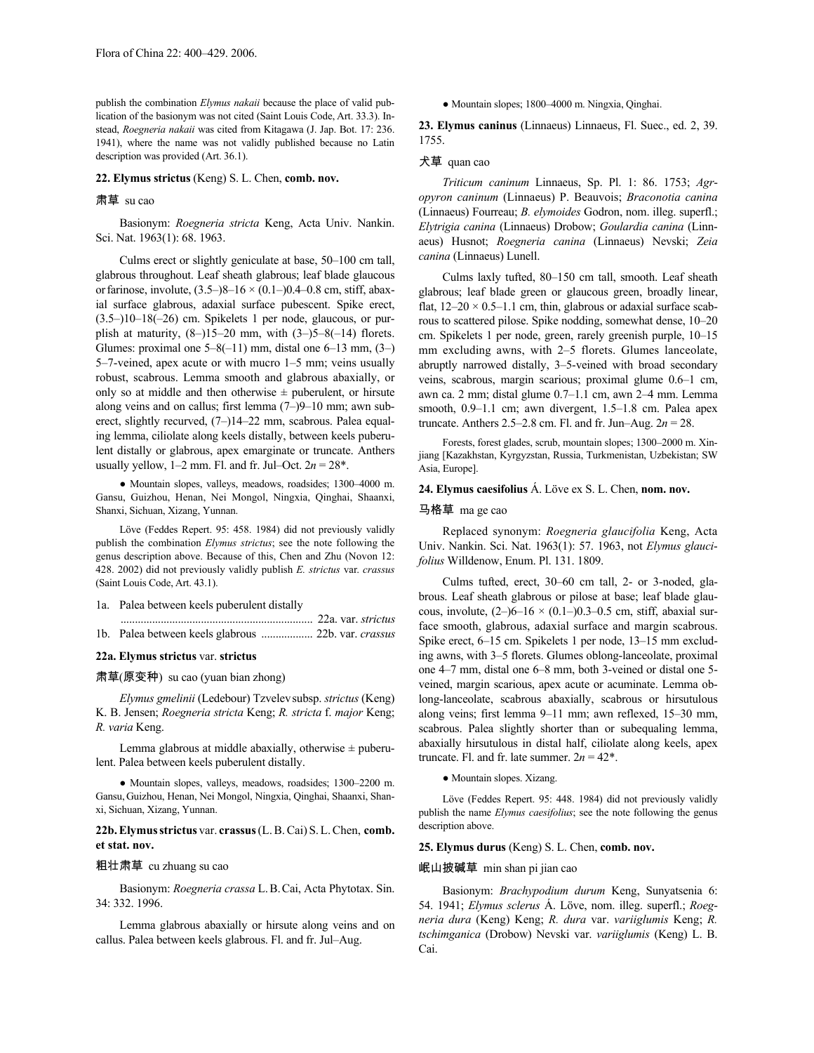publish the combination *Elymus nakaii* because the place of valid publication of the basionym was not cited (Saint Louis Code, Art. 33.3). Instead, *Roegneria nakaii* was cited from Kitagawa (J. Jap. Bot. 17: 236. 1941), where the name was not validly published because no Latin description was provided (Art. 36.1).

**22. Elymus strictus** (Keng) S. L. Chen, **comb. nov.**

肃草 su cao

Basionym: *Roegneria stricta* Keng, Acta Univ. Nankin. Sci. Nat. 1963(1): 68. 1963.

Culms erect or slightly geniculate at base, 50–100 cm tall, glabrous throughout. Leaf sheath glabrous; leaf blade glaucous or farinose, involute, (3.5–)8–16 × (0.1–)0.4–0.8 cm, stiff, abaxial surface glabrous, adaxial surface pubescent. Spike erect, (3.5–)10–18(–26) cm. Spikelets 1 per node, glaucous, or purplish at maturity, (8–)15–20 mm, with (3–)5–8(–14) florets. Glumes: proximal one 5–8(–11) mm, distal one 6–13 mm, (3–)5–7-veined, apex acute or with mucro 1–5 mm; veins usually robust, scabrous. Lemma smooth and glabrous abaxially, or only so at middle and then otherwise ± puberulent, or hirsute along veins and on callus; first lemma (7–)9–10 mm; awn suberect, slightly recurved, (7–)14–22 mm, scabrous. Palea equaling lemma, ciliolate along keels distally, between keels puberulent distally or glabrous, apex emarginate or truncate. Anthers usually yellow, 1–2 mm. Fl. and fr. Jul–Oct. 2*n* = 28*.

● Mountain slopes, valleys, meadows, roadsides; 1300–4000 m. Gansu, Guizhou, Henan, Nei Mongol, Ningxia, Qinghai, Shaanxi, Shanxi, Sichuan, Xizang, Yunnan.

Löve (Feddes Repert. 95: 458. 1984) did not previously validly publish the combination *Elymus strictus*; see the note following the genus description above. Because of this, Chen and Zhu (Novon 12: 428. 2002) did not previously validly publish *E. strictus* var. *crassus* (Saint Louis Code, Art. 43.1).

1a. Palea between keels puberulent distally .................................................................. 22a. var. *strictus*
1b. Palea between keels glabrous .................. 22b. var. *crassus*

**22a. Elymus strictus** var. **strictus**

肃草(原变种) su cao (yuan bian zhong)

*Elymus gmelinii* (Ledebour) Tzvelev subsp. *strictus* (Keng) K. B. Jensen; *Roegneria stricta* Keng; *R. stricta* f. *major* Keng; *R. varia* Keng.

Lemma glabrous at middle abaxially, otherwise ± puberulent. Palea between keels puberulent distally.

● Mountain slopes, valleys, meadows, roadsides; 1300–2200 m. Gansu, Guizhou, Henan, Nei Mongol, Ningxia, Qinghai, Shaanxi, Shanxi, Sichuan, Xizang, Yunnan.

**22b. Elymus strictus** var. **crassus** (L. B. Cai) S. L. Chen, **comb. et stat. nov.**

粗壮肃草 cu zhuang su cao

Basionym: *Roegneria crassa* L. B. Cai, Acta Phytotax. Sin. 34: 332. 1996.

Lemma glabrous abaxially or hirsute along veins and on callus. Palea between keels glabrous. Fl. and fr. Jul–Aug.

● Mountain slopes; 1800–4000 m. Ningxia, Qinghai.

**23. Elymus caninus** (Linnaeus) Linnaeus, Fl. Suec., ed. 2, 39. 1755.

犬草 quan cao

*Triticum caninum* Linnaeus, Sp. Pl. 1: 86. 1753; *Agropyron caninum* (Linnaeus) P. Beauvois; *Braconotia canina* (Linnaeus) Fourreau; *B. elymoides* Godron, nom. illeg. superfl.; *Elytrigia canina* (Linnaeus) Drobow; *Goulardia canina* (Linnaeus) Husnot; *Roegneria canina* (Linnaeus) Nevski; *Zeia canina* (Linnaeus) Lunell.

Culms laxly tufted, 80–150 cm tall, smooth. Leaf sheath glabrous; leaf blade green or glaucous green, broadly linear, flat, 12–20 × 0.5–1.1 cm, thin, glabrous or adaxial surface scabrous to scattered pilose. Spike nodding, somewhat dense, 10–20 cm. Spikelets 1 per node, green, rarely greenish purple, 10–15 mm excluding awns, with 2–5 florets. Glumes lanceolate, abruptly narrowed distally, 3–5-veined with broad secondary veins, scabrous, margin scarious; proximal glume 0.6–1 cm, awn ca. 2 mm; distal glume 0.7–1.1 cm, awn 2–4 mm. Lemma smooth, 0.9–1.1 cm; awn divergent, 1.5–1.8 cm. Palea apex truncate. Anthers 2.5–2.8 cm. Fl. and fr. Jun–Aug. 2*n* = 28.

Forests, forest glades, scrub, mountain slopes; 1300–2000 m. Xinjiang [Kazakhstan, Kyrgyzstan, Russia, Turkmenistan, Uzbekistan; SW Asia, Europe].

**24. Elymus caesifolius** Á. Löve ex S. L. Chen, **nom. nov.**

马格草 ma ge cao

Replaced synonym: *Roegneria glaucifolia* Keng, Acta Univ. Nankin. Sci. Nat. 1963(1): 57. 1963, not *Elymus glaucifolius* Willdenow, Enum. Pl. 131. 1809.

Culms tufted, erect, 30–60 cm tall, 2- or 3-noded, glabrous. Leaf sheath glabrous or pilose at base; leaf blade glaucous, involute, (2–)6–16 × (0.1–)0.3–0.5 cm, stiff, abaxial surface smooth, glabrous, adaxial surface and margin scabrous. Spike erect, 6–15 cm. Spikelets 1 per node, 13–15 mm excluding awns, with 3–5 florets. Glumes oblong-lanceolate, proximal one 4–7 mm, distal one 6–8 mm, both 3-veined or distal one 5-veined, margin scarious, apex acute or acuminate. Lemma oblong-lanceolate, scabrous abaxially, scabrous or hirsutulous along veins; first lemma 9–11 mm; awn reflexed, 15–30 mm, scabrous. Palea slightly shorter than or subequaling lemma, abaxially hirsutulous in distal half, ciliolate along keels, apex truncate. Fl. and fr. late summer. 2*n* = 42*.

● Mountain slopes. Xizang.

Löve (Feddes Repert. 95: 448. 1984) did not previously validly publish the name *Elymus caesifolius*; see the note following the genus description above.

**25. Elymus durus** (Keng) S. L. Chen, **comb. nov.**

岷山披碱草 min shan pi jian cao

Basionym: *Brachypodium durum* Keng, Sunyatsenia 6: 54. 1941; *Elymus sclerus* Á. Löve, nom. illeg. superfl.; *Roegneria dura* (Keng) Keng; *R. dura* var. *variiglumis* Keng; *R. tschimganica* (Drobow) Nevski var. *variiglumis* (Keng) L. B. Cai.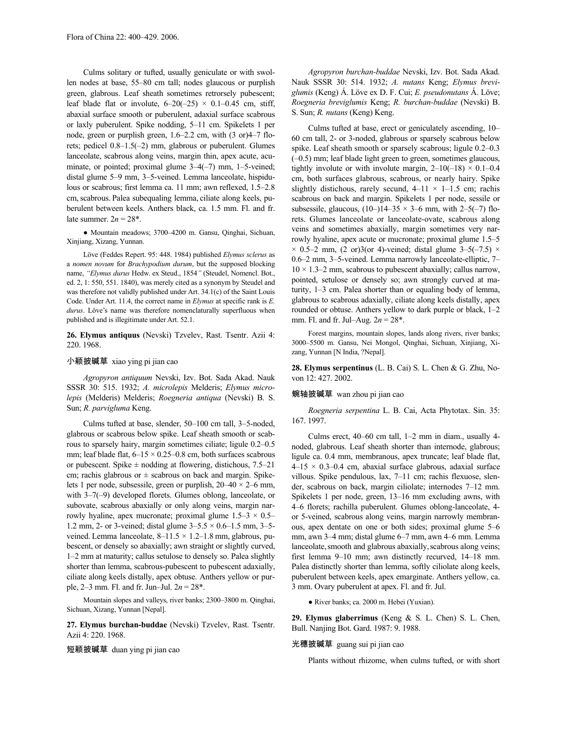Culms solitary or tufted, usually geniculate or with swollen nodes at base, 55–80 cm tall; nodes glaucous or purplish green, glabrous. Leaf sheath sometimes retrorsely pubescent; leaf blade flat or involute, 6–20(–25) × 0.1–0.45 cm, stiff, abaxial surface smooth or puberulent, adaxial surface scabrous or laxly puberulent. Spike nodding, 5–11 cm. Spikelets 1 per node, green or purplish green, 1.6–2.2 cm, with (3 or)4–7 florets; pedicel 0.8–1.5(–2) mm, glabrous or puberulent. Glumes lanceolate, scabrous along veins, margin thin, apex acute, acuminate, or pointed; proximal glume 3–4(–7) mm, 1–5-veined; distal glume 5–9 mm, 3–5-veined. Lemma lanceolate, hispidulous or scabrous; first lemma ca. 11 mm; awn reflexed, 1.5–2.8 cm, scabrous. Palea subequaling lemma, ciliate along keels, puberulent between keels. Anthers black, ca. 1.5 mm. Fl. and fr. late summer. $2n = 28$*.

● Mountain meadows; 3700–4200 m. Gansu, Qinghai, Sichuan, Xinjiang, Xizang, Yunnan.

Löve (Feddes Repert. 95: 448. 1984) published *Elymus sclerus* as a *nomen novum* for *Brachypodium durum*, but the supposed blocking name, *"Elymus durus* Hedw. ex Steud., 1854*"* (Steudel, Nomencl. Bot., ed. 2, 1: 550, 551. 1840), was merely cited as a synonym by Steudel and was therefore not validly published under Art. 34.1(c) of the Saint Louis Code. Under Art. 11.4, the correct name in *Elymus* at specific rank is *E. durus*. Löve's name was therefore nomenclaturally superfluous when published and is illegitimate under Art. 52.1.

**26. Elymus antiquus** (Nevski) Tzvelev, Rast. Tsentr. Azii 4: 220. 1968.

小颖披碱草 xiao ying pi jian cao

*Agropyron antiquum* Nevski, Izv. Bot. Sada Akad. Nauk SSSR 30: 515. 1932; *A. microlepis* Melderis; *Elymus microlepis* (Melderis) Melderis; *Roegneria antiqua* (Nevski) B. S. Sun; *R. parvigluma* Keng.

Culms tufted at base, slender, 50–100 cm tall, 3–5-noded, glabrous or scabrous below spike. Leaf sheath smooth or scabrous to sparsely hairy, margin sometimes ciliate; ligule 0.2–0.5 mm; leaf blade flat, 6–15 × 0.25–0.8 cm, both surfaces scabrous or pubescent. Spike ± nodding at flowering, distichous, 7.5–21 cm; rachis glabrous or ± scabrous on back and margin. Spikelets 1 per node, subsessile, green or purplish, 20–40 × 2–6 mm, with 3–7(–9) developed florets. Glumes oblong, lanceolate, or subovate, scabrous abaxially or only along veins, margin narrowly hyaline, apex mucronate; proximal glume 1.5–3 × 0.5–1.2 mm, 2- or 3-veined; distal glume 3–5.5 × 0.6–1.5 mm, 3–5-veined. Lemma lanceolate, 8–11.5 × 1.2–1.8 mm, glabrous, pubescent, or densely so abaxially; awn straight or slightly curved, 1–2 mm at maturity; callus setulose to densely so. Palea slightly shorter than lemma, scabrous-pubescent to pubescent adaxially, ciliate along keels distally, apex obtuse. Anthers yellow or purple, 2–3 mm. Fl. and fr. Jun–Jul. $2n = 28$*.

Mountain slopes and valleys, river banks; 2300–3800 m. Qinghai, Sichuan, Xizang, Yunnan [Nepal].

**27. Elymus burchan-buddae** (Nevski) Tzvelev, Rast. Tsentr. Azii 4: 220. 1968.

短颖披碱草 duan ying pi jian cao

*Agropyron burchan-buddae* Nevski, Izv. Bot. Sada Akad. Nauk SSSR 30: 514. 1932; *A. nutans* Keng; *Elymus breviglumis* (Keng) Á. Löve ex D. F. Cui; *E. pseudonutans* Á. Löve; *Roegneria breviglumis* Keng; *R. burchan-buddae* (Nevski) B. S. Sun; *R. nutans* (Keng) Keng.

Culms tufted at base, erect or geniculately ascending, 10–60 cm tall, 2- or 3-noded, glabrous or sparsely scabrous below spike. Leaf sheath smooth or sparsely scabrous; ligule 0.2–0.3 (–0.5) mm; leaf blade light green to green, sometimes glaucous, tightly involute or with involute margin, 2–10(–18) × 0.1–0.4 cm, both surfaces glabrous, scabrous, or nearly hairy. Spike slightly distichous, rarely secund, 4–11 × 1–1.5 cm; rachis scabrous on back and margin. Spikelets 1 per node, sessile or subsessile, glaucous, (10–)14–35 × 3–6 mm, with 2–5(–7) florets. Glumes lanceolate or lanceolate-ovate, scabrous along veins and sometimes abaxially, margin sometimes very narrowly hyaline, apex acute or mucronate; proximal glume 1.5–5 × 0.5–2 mm, (2 or)3(or 4)-veined; distal glume 3–5(–7.5) × 0.6–2 mm, 3–5-veined. Lemma narrowly lanceolate-elliptic, 7–10 × 1.3–2 mm, scabrous to pubescent abaxially; callus narrow, pointed, setulose or densely so; awn strongly curved at maturity, 1–3 cm. Palea shorter than or equaling body of lemma, glabrous to scabrous adaxially, ciliate along keels distally, apex rounded or obtuse. Anthers yellow to dark purple or black, 1–2 mm. Fl. and fr. Jul–Aug. $2n = 28$*.

Forest margins, mountain slopes, lands along rivers, river banks; 3000–5500 m. Gansu, Nei Mongol, Qinghai, Sichuan, Xinjiang, Xizang, Yunnan [N India, ?Nepal].

**28. Elymus serpentinus** (L. B. Cai) S. L. Chen & G. Zhu, Novon 12: 427. 2002.

蜿轴披碱草 wan zhou pi jian cao

*Roegneria serpentina* L. B. Cai, Acta Phytotax. Sin. 35: 167. 1997.

Culms erect, 40–60 cm tall, 1–2 mm in diam., usually 4-noded, glabrous. Leaf sheath shorter than internode, glabrous; ligule ca. 0.4 mm, membranous, apex truncate; leaf blade flat, 4–15 × 0.3–0.4 cm, abaxial surface glabrous, adaxial surface villous. Spike pendulous, lax, 7–11 cm; rachis flexuose, slender, scabrous on back, margin ciliolate; internodes 7–12 mm. Spikelets 1 per node, green, 13–16 mm excluding awns, with 4–6 florets; rachilla puberulent. Glumes oblong-lanceolate, 4- or 5-veined, scabrous along veins, margin narrowly membranous, apex dentate on one or both sides; proximal glume 5–6 mm, awn 3–4 mm; distal glume 6–7 mm, awn 4–6 mm. Lemma lanceolate, smooth and glabrous abaxially, scabrous along veins; first lemma 9–10 mm; awn distinctly recurved, 14–18 mm. Palea distinctly shorter than lemma, softly ciliolate along keels, puberulent between keels, apex emarginate. Anthers yellow, ca. 3 mm. Ovary puberulent at apex. Fl. and fr. Jul.

● River banks; ca. 2000 m. Hebei (Yuxian).

**29. Elymus glaberrimus** (Keng & S. L. Chen) S. L. Chen, Bull. Nanjing Bot. Gard. 1987: 9. 1988.

光穗披碱草 guang sui pi jian cao

Plants without rhizome, when culms tufted, or with short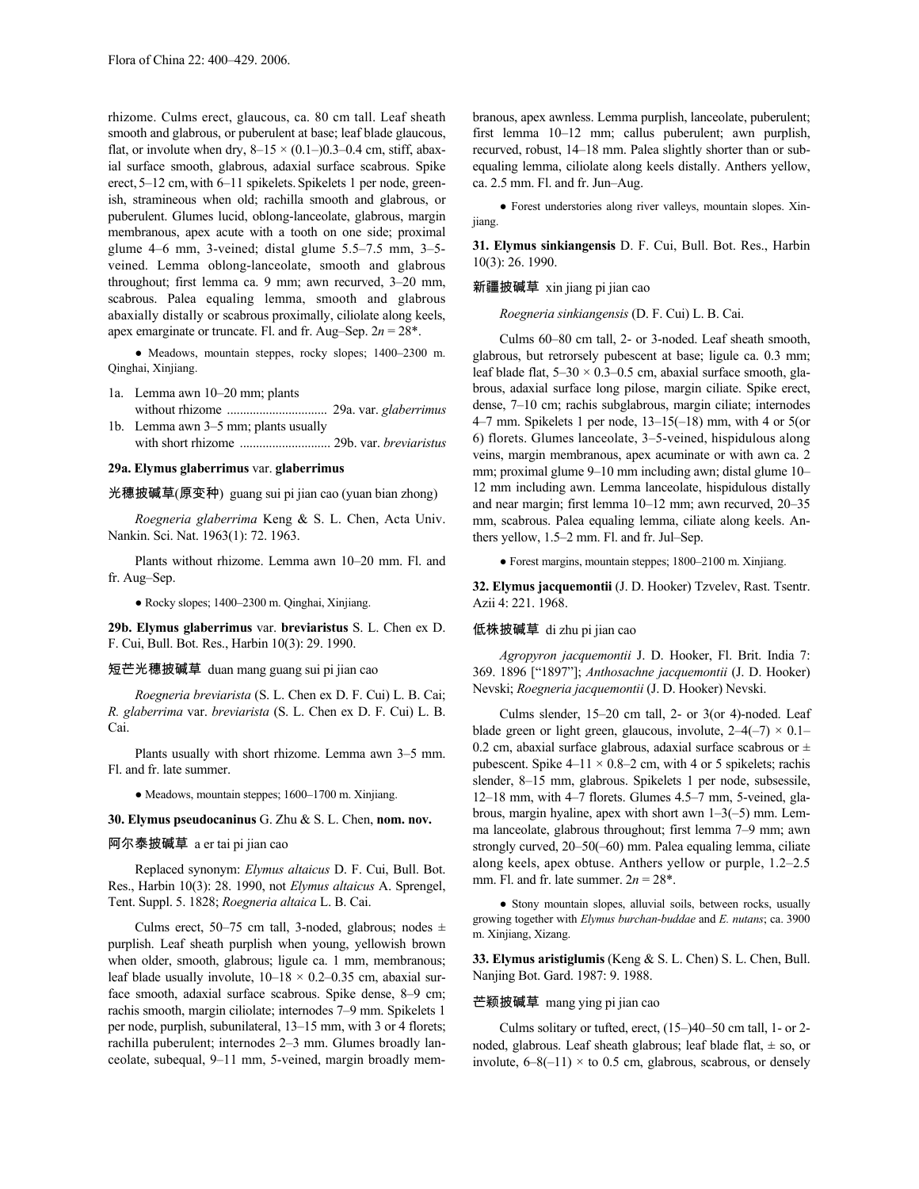rhizome. Culms erect, glaucous, ca. 80 cm tall. Leaf sheath smooth and glabrous, or puberulent at base; leaf blade glaucous, flat, or involute when dry, 8–15 × (0.1–)0.3–0.4 cm, stiff, abaxial surface smooth, glabrous, adaxial surface scabrous. Spike erect, 5–12 cm, with 6–11 spikelets. Spikelets 1 per node, greenish, stramineous when old; rachilla smooth and glabrous, or puberulent. Glumes lucid, oblong-lanceolate, glabrous, margin membranous, apex acute with a tooth on one side; proximal glume 4–6 mm, 3-veined; distal glume 5.5–7.5 mm, 3–5-veined. Lemma oblong-lanceolate, smooth and glabrous throughout; first lemma ca. 9 mm; awn recurved, 3–20 mm, scabrous. Palea equaling lemma, smooth and glabrous abaxially distally or scabrous proximally, ciliolate along keels, apex emarginate or truncate. Fl. and fr. Aug–Sep. 2*n* = 28*.

● Meadows, mountain steppes, rocky slopes; 1400–2300 m. Qinghai, Xinjiang.

1a. Lemma awn 10–20 mm; plants without rhizome .............................. 29a. var. *glaberrimus*
1b. Lemma awn 3–5 mm; plants usually with short rhizome ........................... 29b. var. *breviaristus*

**29a. Elymus glaberrimus** var. **glaberrimus**

光穗披碱草(原变种) guang sui pi jian cao (yuan bian zhong)

*Roegneria glaberrima* Keng & S. L. Chen, Acta Univ. Nankin. Sci. Nat. 1963(1): 72. 1963.

Plants without rhizome. Lemma awn 10–20 mm. Fl. and fr. Aug–Sep.

● Rocky slopes; 1400–2300 m. Qinghai, Xinjiang.

**29b. Elymus glaberrimus** var. **breviaristus** S. L. Chen ex D. F. Cui, Bull. Bot. Res., Harbin 10(3): 29. 1990.

短芒光穗披碱草 duan mang guang sui pi jian cao

*Roegneria breviarista* (S. L. Chen ex D. F. Cui) L. B. Cai; *R. glaberrima* var. *breviarista* (S. L. Chen ex D. F. Cui) L. B. Cai.

Plants usually with short rhizome. Lemma awn 3–5 mm. Fl. and fr. late summer.

● Meadows, mountain steppes; 1600–1700 m. Xinjiang.

**30. Elymus pseudocaninus** G. Zhu & S. L. Chen, **nom. nov.**

阿尔泰披碱草 a er tai pi jian cao

Replaced synonym: *Elymus altaicus* D. F. Cui, Bull. Bot. Res., Harbin 10(3): 28. 1990, not *Elymus altaicus* A. Sprengel, Tent. Suppl. 5. 1828; *Roegneria altaica* L. B. Cai.

Culms erect, 50–75 cm tall, 3-noded, glabrous; nodes ± purplish. Leaf sheath purplish when young, yellowish brown when older, smooth, glabrous; ligule ca. 1 mm, membranous; leaf blade usually involute, 10–18 × 0.2–0.35 cm, abaxial surface smooth, adaxial surface scabrous. Spike dense, 8–9 cm; rachis smooth, margin ciliolate; internodes 7–9 mm. Spikelets 1 per node, purplish, subunilateral, 13–15 mm, with 3 or 4 florets; rachilla puberulent; internodes 2–3 mm. Glumes broadly lanceolate, subequal, 9–11 mm, 5-veined, margin broadly membranous, apex awnless. Lemma purplish, lanceolate, puberulent; first lemma 10–12 mm; callus puberulent; awn purplish, recurved, robust, 14–18 mm. Palea slightly shorter than or subequaling lemma, ciliolate along keels distally. Anthers yellow, ca. 2.5 mm. Fl. and fr. Jun–Aug.

● Forest understories along river valleys, mountain slopes. Xinjiang.

**31. Elymus sinkiangensis** D. F. Cui, Bull. Bot. Res., Harbin 10(3): 26. 1990.

新疆披碱草 xin jiang pi jian cao

*Roegneria sinkiangensis* (D. F. Cui) L. B. Cai.

Culms 60–80 cm tall, 2- or 3-noded. Leaf sheath smooth, glabrous, but retrorsely pubescent at base; ligule ca. 0.3 mm; leaf blade flat, 5–30 × 0.3–0.5 cm, abaxial surface smooth, glabrous, adaxial surface long pilose, margin ciliate. Spike erect, dense, 7–10 cm; rachis subglabrous, margin ciliate; internodes 4–7 mm. Spikelets 1 per node, 13–15(–18) mm, with 4 or 5(or 6) florets. Glumes lanceolate, 3–5-veined, hispidulous along veins, margin membranous, apex acuminate or with awn ca. 2 mm; proximal glume 9–10 mm including awn; distal glume 10–12 mm including awn. Lemma lanceolate, hispidulous distally and near margin; first lemma 10–12 mm; awn recurved, 20–35 mm, scabrous. Palea equaling lemma, ciliate along keels. Anthers yellow, 1.5–2 mm. Fl. and fr. Jul–Sep.

● Forest margins, mountain steppes; 1800–2100 m. Xinjiang.

**32. Elymus jacquemontii** (J. D. Hooker) Tzvelev, Rast. Tsentr. Azii 4: 221. 1968.

低株披碱草 di zhu pi jian cao

*Agropyron jacquemontii* J. D. Hooker, Fl. Brit. India 7: 369. 1896 ["1897"]; *Anthosachne jacquemontii* (J. D. Hooker) Nevski; *Roegneria jacquemontii* (J. D. Hooker) Nevski.

Culms slender, 15–20 cm tall, 2- or 3(or 4)-noded. Leaf blade green or light green, glaucous, involute, 2–4(–7) × 0.1–0.2 cm, abaxial surface glabrous, adaxial surface scabrous or ± pubescent. Spike 4–11 × 0.8–2 cm, with 4 or 5 spikelets; rachis slender, 8–15 mm, glabrous. Spikelets 1 per node, subsessile, 12–18 mm, with 4–7 florets. Glumes 4.5–7 mm, 5-veined, glabrous, margin hyaline, apex with short awn 1–3(–5) mm. Lemma lanceolate, glabrous throughout; first lemma 7–9 mm; awn strongly curved, 20–50(–60) mm. Palea equaling lemma, ciliate along keels, apex obtuse. Anthers yellow or purple, 1.2–2.5 mm. Fl. and fr. late summer. 2*n* = 28*.

● Stony mountain slopes, alluvial soils, between rocks, usually growing together with *Elymus burchan-buddae* and *E. nutans*; ca. 3900 m. Xinjiang, Xizang.

**33. Elymus aristiglumis** (Keng & S. L. Chen) S. L. Chen, Bull. Nanjing Bot. Gard. 1987: 9. 1988.

芒颖披碱草 mang ying pi jian cao

Culms solitary or tufted, erect, (15–)40–50 cm tall, 1- or 2-noded, glabrous. Leaf sheath glabrous; leaf blade flat, ± so, or involute, 6–8(–11) × to 0.5 cm, glabrous, scabrous, or densely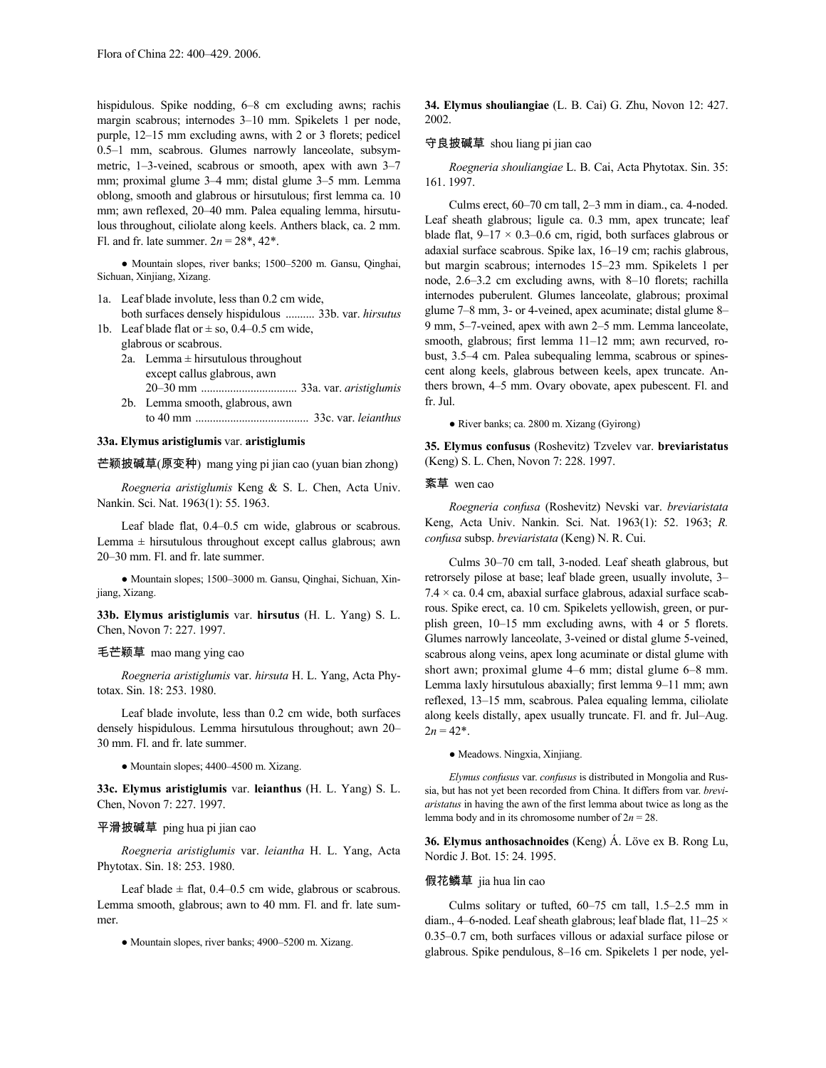hispidulous. Spike nodding, 6–8 cm excluding awns; rachis margin scabrous; internodes 3–10 mm. Spikelets 1 per node, purple, 12–15 mm excluding awns, with 2 or 3 florets; pedicel 0.5–1 mm, scabrous. Glumes narrowly lanceolate, subsymmetric, 1–3-veined, scabrous or smooth, apex with awn 3–7 mm; proximal glume 3–4 mm; distal glume 3–5 mm. Lemma oblong, smooth and glabrous or hirsutulous; first lemma ca. 10 mm; awn reflexed, 20–40 mm. Palea equaling lemma, hirsutulous throughout, ciliolate along keels. Anthers black, ca. 2 mm. Fl. and fr. late summer. 2*n* = 28*, 42*.

● Mountain slopes, river banks; 1500–5200 m. Gansu, Qinghai, Sichuan, Xinjiang, Xizang.

1a. Leaf blade involute, less than 0.2 cm wide, both surfaces densely hispidulous .......... 33b. var. *hirsutus*
1b. Leaf blade flat or ± so, 0.4–0.5 cm wide, glabrous or scabrous.
  2a. Lemma ± hirsutulous throughout except callus glabrous, awn 20–30 mm ................................ 33a. var. *aristiglumis*
  2b. Lemma smooth, glabrous, awn to 40 mm ...................................... 33c. var. *leianthus*

**33a. Elymus aristiglumis** var. **aristiglumis**

芒颖披碱草(原变种) mang ying pi jian cao (yuan bian zhong)

*Roegneria aristiglumis* Keng & S. L. Chen, Acta Univ. Nankin. Sci. Nat. 1963(1): 55. 1963.

Leaf blade flat, 0.4–0.5 cm wide, glabrous or scabrous. Lemma ± hirsutulous throughout except callus glabrous; awn 20–30 mm. Fl. and fr. late summer.

● Mountain slopes; 1500–3000 m. Gansu, Qinghai, Sichuan, Xinjiang, Xizang.

**33b. Elymus aristiglumis** var. **hirsutus** (H. L. Yang) S. L. Chen, Novon 7: 227. 1997.

毛芒颖草 mao mang ying cao

*Roegneria aristiglumis* var. *hirsuta* H. L. Yang, Acta Phytotax. Sin. 18: 253. 1980.

Leaf blade involute, less than 0.2 cm wide, both surfaces densely hispidulous. Lemma hirsutulous throughout; awn 20–30 mm. Fl. and fr. late summer.

● Mountain slopes; 4400–4500 m. Xizang.

**33c. Elymus aristiglumis** var. **leianthus** (H. L. Yang) S. L. Chen, Novon 7: 227. 1997.

平滑披碱草 ping hua pi jian cao

*Roegneria aristiglumis* var. *leiantha* H. L. Yang, Acta Phytotax. Sin. 18: 253. 1980.

Leaf blade ± flat, 0.4–0.5 cm wide, glabrous or scabrous. Lemma smooth, glabrous; awn to 40 mm. Fl. and fr. late summer.

● Mountain slopes, river banks; 4900–5200 m. Xizang.

**34. Elymus shouliangiae** (L. B. Cai) G. Zhu, Novon 12: 427. 2002.

守良披碱草 shou liang pi jian cao

*Roegneria shouliangiae* L. B. Cai, Acta Phytotax. Sin. 35: 161. 1997.

Culms erect, 60–70 cm tall, 2–3 mm in diam., ca. 4-noded. Leaf sheath glabrous; ligule ca. 0.3 mm, apex truncate; leaf blade flat, 9–17 × 0.3–0.6 cm, rigid, both surfaces glabrous or adaxial surface scabrous. Spike lax, 16–19 cm; rachis glabrous, but margin scabrous; internodes 15–23 mm. Spikelets 1 per node, 2.6–3.2 cm excluding awns, with 8–10 florets; rachilla internodes puberulent. Glumes lanceolate, glabrous; proximal glume 7–8 mm, 3- or 4-veined, apex acuminate; distal glume 8–9 mm, 5–7-veined, apex with awn 2–5 mm. Lemma lanceolate, smooth, glabrous; first lemma 11–12 mm; awn recurved, robust, 3.5–4 cm. Palea subequaling lemma, scabrous or spinescent along keels, glabrous between keels, apex truncate. Anthers brown, 4–5 mm. Ovary obovate, apex pubescent. Fl. and fr. Jul.

● River banks; ca. 2800 m. Xizang (Gyirong)

**35. Elymus confusus** (Roshevitz) Tzvelev var. **breviaristatus** (Keng) S. L. Chen, Novon 7: 228. 1997.

紊草 wen cao

*Roegneria confusa* (Roshevitz) Nevski var. *breviaristata* Keng, Acta Univ. Nankin. Sci. Nat. 1963(1): 52. 1963; *R. confusa* subsp. *breviaristata* (Keng) N. R. Cui.

Culms 30–70 cm tall, 3-noded. Leaf sheath glabrous, but retrorsely pilose at base; leaf blade green, usually involute, 3–7.4 × ca. 0.4 cm, abaxial surface glabrous, adaxial surface scabrous. Spike erect, ca. 10 cm. Spikelets yellowish, green, or purplish green, 10–15 mm excluding awns, with 4 or 5 florets. Glumes narrowly lanceolate, 3-veined or distal glume 5-veined, scabrous along veins, apex long acuminate or distal glume with short awn; proximal glume 4–6 mm; distal glume 6–8 mm. Lemma laxly hirsutulous abaxially; first lemma 9–11 mm; awn reflexed, 13–15 mm, scabrous. Palea equaling lemma, ciliolate along keels distally, apex usually truncate. Fl. and fr. Jul–Aug. 2*n* = 42*.

● Meadows. Ningxia, Xinjiang.

*Elymus confusus* var. *confusus* is distributed in Mongolia and Russia, but has not yet been recorded from China. It differs from var. *breviaristatus* in having the awn of the first lemma about twice as long as the lemma body and in its chromosome number of 2*n* = 28.

**36. Elymus anthosachnoides** (Keng) Á. Löve ex B. Rong Lu, Nordic J. Bot. 15: 24. 1995.

假花鳞草 jia hua lin cao

Culms solitary or tufted, 60–75 cm tall, 1.5–2.5 mm in diam., 4–6-noded. Leaf sheath glabrous; leaf blade flat, 11–25 × 0.35–0.7 cm, both surfaces villous or adaxial surface pilose or glabrous. Spike pendulous, 8–16 cm. Spikelets 1 per node, yel-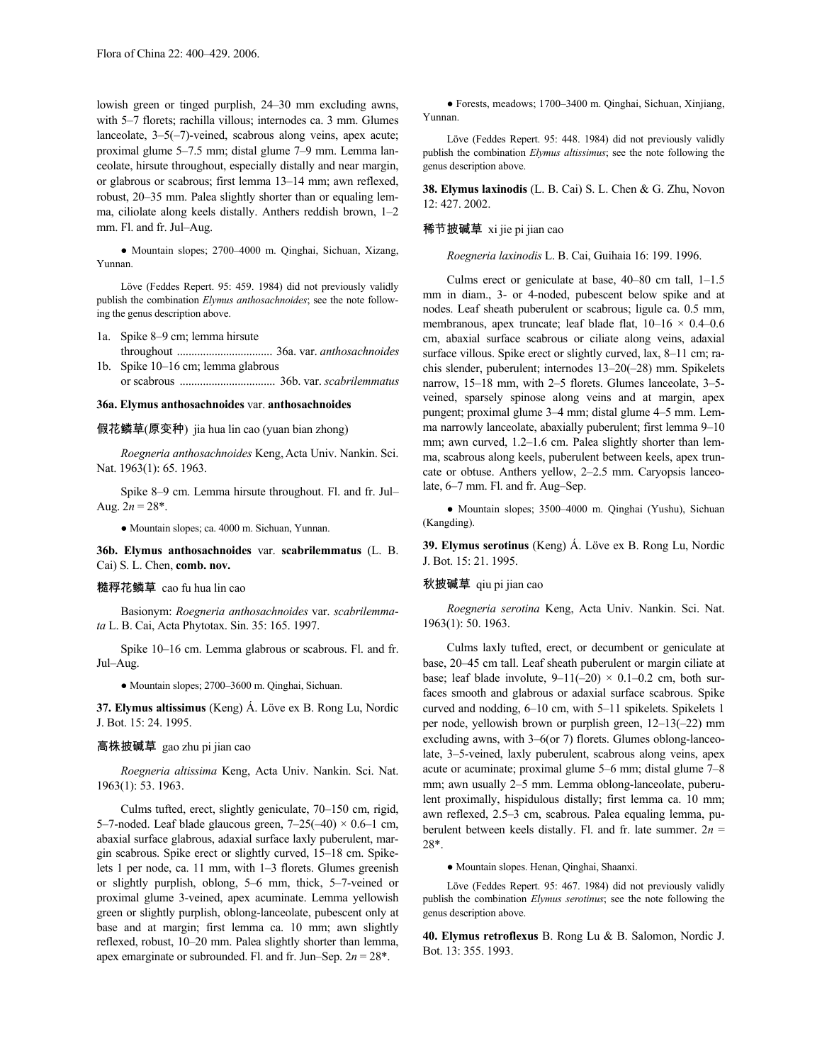lowish green or tinged purplish, 24–30 mm excluding awns, with 5–7 florets; rachilla villous; internodes ca. 3 mm. Glumes lanceolate, 3–5(–7)-veined, scabrous along veins, apex acute; proximal glume 5–7.5 mm; distal glume 7–9 mm. Lemma lanceolate, hirsute throughout, especially distally and near margin, or glabrous or scabrous; first lemma 13–14 mm; awn reflexed, robust, 20–35 mm. Palea slightly shorter than or equaling lemma, ciliolate along keels distally. Anthers reddish brown, 1–2 mm. Fl. and fr. Jul–Aug.

● Mountain slopes; 2700–4000 m. Qinghai, Sichuan, Xizang, Yunnan.

Löve (Feddes Repert. 95: 459. 1984) did not previously validly publish the combination *Elymus anthosachnoides*; see the note following the genus description above.

1a. Spike 8–9 cm; lemma hirsute throughout ................................ 36a. var. *anthosachnoides*
1b. Spike 10–16 cm; lemma glabrous or scabrous ................................ 36b. var. *scabrilemmatus*

**36a. Elymus anthosachnoides** var. **anthosachnoides**

假花鳞草(原变种) jia hua lin cao (yuan bian zhong)

*Roegneria anthosachnoides* Keng, Acta Univ. Nankin. Sci. Nat. 1963(1): 65. 1963.

Spike 8–9 cm. Lemma hirsute throughout. Fl. and fr. Jul–Aug. $2n = 28$*.

● Mountain slopes; ca. 4000 m. Sichuan, Yunnan.

**36b. Elymus anthosachnoides** var. **scabrilemmatus** (L. B. Cai) S. L. Chen, **comb. nov.**

糙稃花鳞草 cao fu hua lin cao

Basionym: *Roegneria anthosachnoides* var. *scabrilemmata* L. B. Cai, Acta Phytotax. Sin. 35: 165. 1997.

Spike 10–16 cm. Lemma glabrous or scabrous. Fl. and fr. Jul–Aug.

● Mountain slopes; 2700–3600 m. Qinghai, Sichuan.

**37. Elymus altissimus** (Keng) Á. Löve ex B. Rong Lu, Nordic J. Bot. 15: 24. 1995.

高株披碱草 gao zhu pi jian cao

*Roegneria altissima* Keng, Acta Univ. Nankin. Sci. Nat. 1963(1): 53. 1963.

Culms tufted, erect, slightly geniculate, 70–150 cm, rigid, 5–7-noded. Leaf blade glaucous green, 7–25(–40) × 0.6–1 cm, abaxial surface glabrous, adaxial surface laxly puberulent, margin scabrous. Spike erect or slightly curved, 15–18 cm. Spikelets 1 per node, ca. 11 mm, with 1–3 florets. Glumes greenish or slightly purplish, oblong, 5–6 mm, thick, 5–7-veined or proximal glume 3-veined, apex acuminate. Lemma yellowish green or slightly purplish, oblong-lanceolate, pubescent only at base and at margin; first lemma ca. 10 mm; awn slightly reflexed, robust, 10–20 mm. Palea slightly shorter than lemma, apex emarginate or subrounded. Fl. and fr. Jun–Sep. $2n = 28$*.

● Forests, meadows; 1700–3400 m. Qinghai, Sichuan, Xinjiang, Yunnan.

Löve (Feddes Repert. 95: 448. 1984) did not previously validly publish the combination *Elymus altissimus*; see the note following the genus description above.

**38. Elymus laxinodis** (L. B. Cai) S. L. Chen & G. Zhu, Novon 12: 427. 2002.

稀节披碱草 xi jie pi jian cao

*Roegneria laxinodis* L. B. Cai, Guihaia 16: 199. 1996.

Culms erect or geniculate at base, 40–80 cm tall, 1–1.5 mm in diam., 3- or 4-noded, pubescent below spike and at nodes. Leaf sheath puberulent or scabrous; ligule ca. 0.5 mm, membranous, apex truncate; leaf blade flat, 10–16 × 0.4–0.6 cm, abaxial surface scabrous or ciliate along veins, adaxial surface villous. Spike erect or slightly curved, lax, 8–11 cm; rachis slender, puberulent; internodes 13–20(–28) mm. Spikelets narrow, 15–18 mm, with 2–5 florets. Glumes lanceolate, 3–5-veined, sparsely spinose along veins and at margin, apex pungent; proximal glume 3–4 mm; distal glume 4–5 mm. Lemma narrowly lanceolate, abaxially puberulent; first lemma 9–10 mm; awn curved, 1.2–1.6 cm. Palea slightly shorter than lemma, scabrous along keels, puberulent between keels, apex truncate or obtuse. Anthers yellow, 2–2.5 mm. Caryopsis lanceolate, 6–7 mm. Fl. and fr. Aug–Sep.

● Mountain slopes; 3500–4000 m. Qinghai (Yushu), Sichuan (Kangding).

**39. Elymus serotinus** (Keng) Á. Löve ex B. Rong Lu, Nordic J. Bot. 15: 21. 1995.

秋披碱草 qiu pi jian cao

*Roegneria serotina* Keng, Acta Univ. Nankin. Sci. Nat. 1963(1): 50. 1963.

Culms laxly tufted, erect, or decumbent or geniculate at base, 20–45 cm tall. Leaf sheath puberulent or margin ciliate at base; leaf blade involute, 9–11(–20) × 0.1–0.2 cm, both surfaces smooth and glabrous or adaxial surface scabrous. Spike curved and nodding, 6–10 cm, with 5–11 spikelets. Spikelets 1 per node, yellowish brown or purplish green, 12–13(–22) mm excluding awns, with 3–6(or 7) florets. Glumes oblong-lanceolate, 3–5-veined, laxly puberulent, scabrous along veins, apex acute or acuminate; proximal glume 5–6 mm; distal glume 7–8 mm; awn usually 2–5 mm. Lemma oblong-lanceolate, puberulent proximally, hispidulous distally; first lemma ca. 10 mm; awn reflexed, 2.5–3 cm, scabrous. Palea equaling lemma, puberulent between keels distally. Fl. and fr. late summer. $2n = 28$*.

● Mountain slopes. Henan, Qinghai, Shaanxi.

Löve (Feddes Repert. 95: 467. 1984) did not previously validly publish the combination *Elymus serotinus*; see the note following the genus description above.

**40. Elymus retroflexus** B. Rong Lu & B. Salomon, Nordic J. Bot. 13: 355. 1993.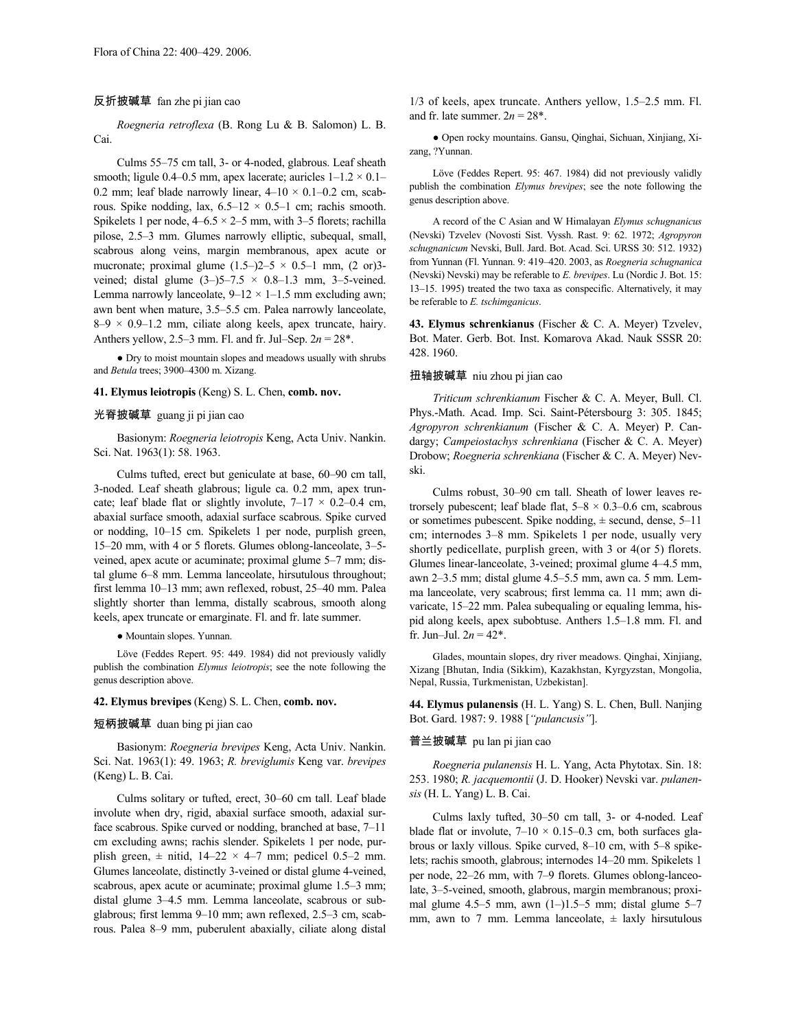反折披碱草 fan zhe pi jian cao

*Roegneria retroflexa* (B. Rong Lu & B. Salomon) L. B. Cai.

Culms 55–75 cm tall, 3- or 4-noded, glabrous. Leaf sheath smooth; ligule 0.4–0.5 mm, apex lacerate; auricles 1–1.2 × 0.1–0.2 mm; leaf blade narrowly linear, 4–10 × 0.1–0.2 cm, scabrous. Spike nodding, lax, 6.5–12 × 0.5–1 cm; rachis smooth. Spikelets 1 per node, 4–6.5 × 2–5 mm, with 3–5 florets; rachilla pilose, 2.5–3 mm. Glumes narrowly elliptic, subequal, small, scabrous along veins, margin membranous, apex acute or mucronate; proximal glume (1.5–)2–5 × 0.5–1 mm, (2 or)3-veined; distal glume (3–)5–7.5 × 0.8–1.3 mm, 3–5-veined. Lemma narrowly lanceolate, 9–12 × 1–1.5 mm excluding awn; awn bent when mature, 3.5–5.5 cm. Palea narrowly lanceolate, 8–9 × 0.9–1.2 mm, ciliate along keels, apex truncate, hairy. Anthers yellow, 2.5–3 mm. Fl. and fr. Jul–Sep. $2n = 28$*.

● Dry to moist mountain slopes and meadows usually with shrubs and *Betula* trees; 3900–4300 m. Xizang.

**41. Elymus leiotropis** (Keng) S. L. Chen, **comb. nov.**

光脊披碱草 guang ji pi jian cao

Basionym: *Roegneria leiotropis* Keng, Acta Univ. Nankin. Sci. Nat. 1963(1): 58. 1963.

Culms tufted, erect but geniculate at base, 60–90 cm tall, 3-noded. Leaf sheath glabrous; ligule ca. 0.2 mm, apex truncate; leaf blade flat or slightly involute, 7–17 × 0.2–0.4 cm, abaxial surface smooth, adaxial surface scabrous. Spike curved or nodding, 10–15 cm. Spikelets 1 per node, purplish green, 15–20 mm, with 4 or 5 florets. Glumes oblong-lanceolate, 3–5-veined, apex acute or acuminate; proximal glume 5–7 mm; distal glume 6–8 mm. Lemma lanceolate, hirsutulous throughout; first lemma 10–13 mm; awn reflexed, robust, 25–40 mm. Palea slightly shorter than lemma, distally scabrous, smooth along keels, apex truncate or emarginate. Fl. and fr. late summer.

● Mountain slopes. Yunnan.

Löve (Feddes Repert. 95: 449. 1984) did not previously validly publish the combination *Elymus leiotropis*; see the note following the genus description above.

**42. Elymus brevipes** (Keng) S. L. Chen, **comb. nov.**

短柄披碱草 duan bing pi jian cao

Basionym: *Roegneria brevipes* Keng, Acta Univ. Nankin. Sci. Nat. 1963(1): 49. 1963; *R. breviglumis* Keng var. *brevipes* (Keng) L. B. Cai.

Culms solitary or tufted, erect, 30–60 cm tall. Leaf blade involute when dry, rigid, abaxial surface smooth, adaxial surface scabrous. Spike curved or nodding, branched at base, 7–11 cm excluding awns; rachis slender. Spikelets 1 per node, purplish green, ± nitid, 14–22 × 4–7 mm; pedicel 0.5–2 mm. Glumes lanceolate, distinctly 3-veined or distal glume 4-veined, scabrous, apex acute or acuminate; proximal glume 1.5–3 mm; distal glume 3–4.5 mm. Lemma lanceolate, scabrous or subglabrous; first lemma 9–10 mm; awn reflexed, 2.5–3 cm, scabrous. Palea 8–9 mm, puberulent abaxially, ciliate along distal 1/3 of keels, apex truncate. Anthers yellow, 1.5–2.5 mm. Fl. and fr. late summer. $2n = 28$*.

● Open rocky mountains. Gansu, Qinghai, Sichuan, Xinjiang, Xizang, ?Yunnan.

Löve (Feddes Repert. 95: 467. 1984) did not previously validly publish the combination *Elymus brevipes*; see the note following the genus description above.

A record of the C Asian and W Himalayan *Elymus schugnanicus* (Nevski) Tzvelev (Novosti Sist. Vyssh. Rast. 9: 62. 1972; *Agropyron schugnanicum* Nevski, Bull. Jard. Bot. Acad. Sci. URSS 30: 512. 1932) from Yunnan (Fl. Yunnan. 9: 419–420. 2003, as *Roegneria schugnanica* (Nevski) Nevski) may be referable to *E. brevipes*. Lu (Nordic J. Bot. 15: 13–15. 1995) treated the two taxa as conspecific. Alternatively, it may be referable to *E. tschimganicus*.

**43. Elymus schrenkianus** (Fischer & C. A. Meyer) Tzvelev, Bot. Mater. Gerb. Bot. Inst. Komarova Akad. Nauk SSSR 20: 428. 1960.

扭轴披碱草 niu zhou pi jian cao

*Triticum schrenkianum* Fischer & C. A. Meyer, Bull. Cl. Phys.-Math. Acad. Imp. Sci. Saint-Pétersbourg 3: 305. 1845; *Agropyron schrenkianum* (Fischer & C. A. Meyer) P. Candargy; *Campeiostachys schrenkiana* (Fischer & C. A. Meyer) Drobow; *Roegneria schrenkiana* (Fischer & C. A. Meyer) Nevski.

Culms robust, 30–90 cm tall. Sheath of lower leaves retrorsely pubescent; leaf blade flat, 5–8 × 0.3–0.6 cm, scabrous or sometimes pubescent. Spike nodding, ± secund, dense, 5–11 cm; internodes 3–8 mm. Spikelets 1 per node, usually very shortly pedicellate, purplish green, with 3 or 4(or 5) florets. Glumes linear-lanceolate, 3-veined; proximal glume 4–4.5 mm, awn 2–3.5 mm; distal glume 4.5–5.5 mm, awn ca. 5 mm. Lemma lanceolate, very scabrous; first lemma ca. 11 mm; awn divaricate, 15–22 mm. Palea subequaling or equaling lemma, hispid along keels, apex subobtuse. Anthers 1.5–1.8 mm. Fl. and fr. Jun–Jul. $2n = 42$*.

Glades, mountain slopes, dry river meadows. Qinghai, Xinjiang, Xizang [Bhutan, India (Sikkim), Kazakhstan, Kyrgyzstan, Mongolia, Nepal, Russia, Turkmenistan, Uzbekistan].

**44. Elymus pulanensis** (H. L. Yang) S. L. Chen, Bull. Nanjing Bot. Gard. 1987: 9. 1988 [*"pulancusis"*].

普兰披碱草 pu lan pi jian cao

*Roegneria pulanensis* H. L. Yang, Acta Phytotax. Sin. 18: 253. 1980; *R. jacquemontii* (J. D. Hooker) Nevski var. *pulanensis* (H. L. Yang) L. B. Cai.

Culms laxly tufted, 30–50 cm tall, 3- or 4-noded. Leaf blade flat or involute, 7–10 × 0.15–0.3 cm, both surfaces glabrous or laxly villous. Spike curved, 8–10 cm, with 5–8 spikelets; rachis smooth, glabrous; internodes 14–20 mm. Spikelets 1 per node, 22–26 mm, with 7–9 florets. Glumes oblong-lanceolate, 3–5-veined, smooth, glabrous, margin membranous; proximal glume 4.5–5 mm, awn (1–)1.5–5 mm; distal glume 5–7 mm, awn to 7 mm. Lemma lanceolate, ± laxly hirsutulous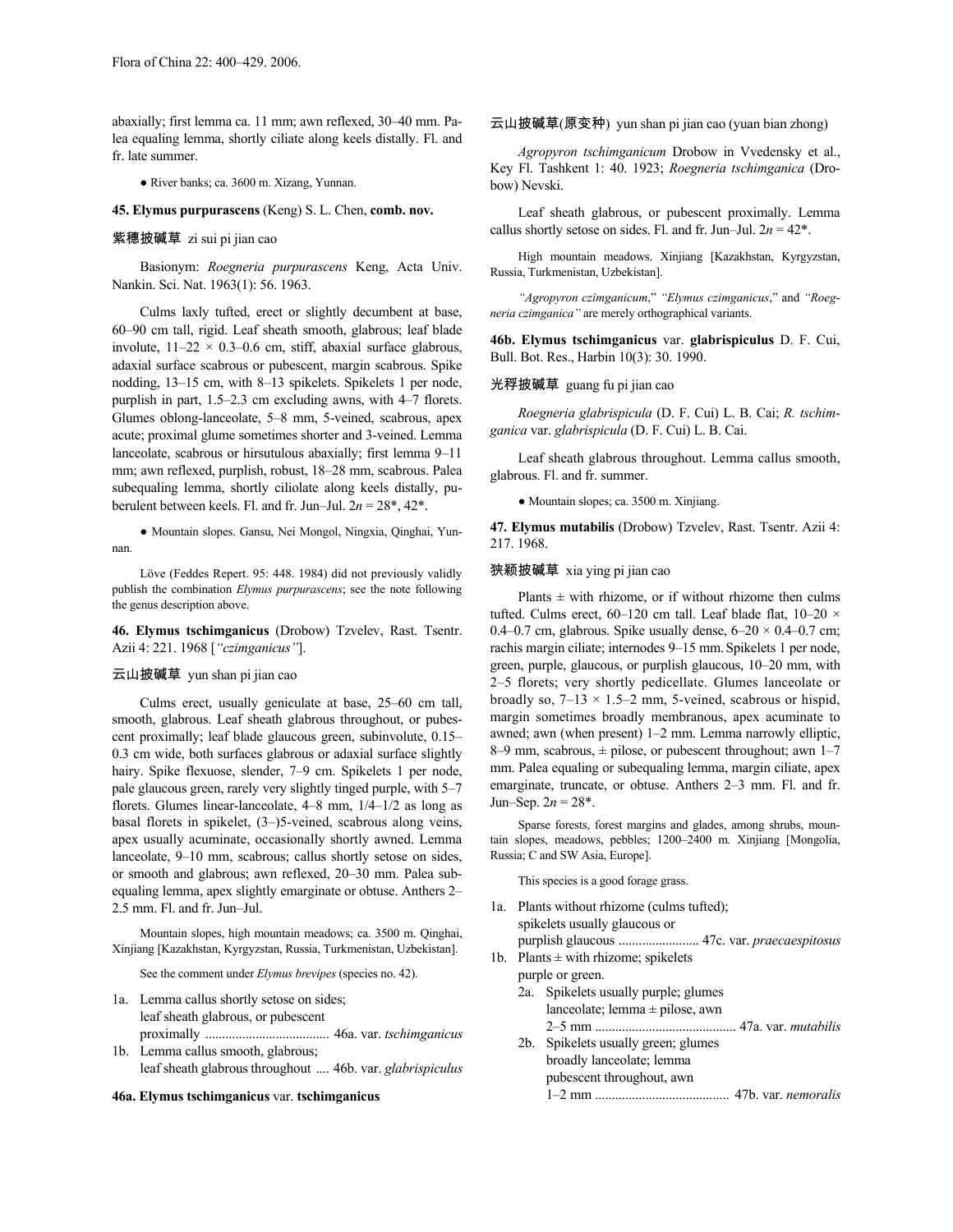abaxially; first lemma ca. 11 mm; awn reflexed, 30–40 mm. Palea equaling lemma, shortly ciliate along keels distally. Fl. and fr. late summer.

● River banks; ca. 3600 m. Xizang, Yunnan.

**45. Elymus purpurascens** (Keng) S. L. Chen, **comb. nov.**

紫穗披碱草 zi sui pi jian cao

Basionym: *Roegneria purpurascens* Keng, Acta Univ. Nankin. Sci. Nat. 1963(1): 56. 1963.

Culms laxly tufted, erect or slightly decumbent at base, 60–90 cm tall, rigid. Leaf sheath smooth, glabrous; leaf blade involute, 11–22 × 0.3–0.6 cm, stiff, abaxial surface glabrous, adaxial surface scabrous or pubescent, margin scabrous. Spike nodding, 13–15 cm, with 8–13 spikelets. Spikelets 1 per node, purplish in part, 1.5–2.3 cm excluding awns, with 4–7 florets. Glumes oblong-lanceolate, 5–8 mm, 5-veined, scabrous, apex acute; proximal glume sometimes shorter and 3-veined. Lemma lanceolate, scabrous or hirsutulous abaxially; first lemma 9–11 mm; awn reflexed, purplish, robust, 18–28 mm, scabrous. Palea subequaling lemma, shortly ciliolate along keels distally, puberulent between keels. Fl. and fr. Jun–Jul. 2*n* = 28*, 42*.

● Mountain slopes. Gansu, Nei Mongol, Ningxia, Qinghai, Yunnan.

Löve (Feddes Repert. 95: 448. 1984) did not previously validly publish the combination *Elymus purpurascens*; see the note following the genus description above.

**46. Elymus tschimganicus** (Drobow) Tzvelev, Rast. Tsentr. Azii 4: 221. 1968 [*"czimganicus"*].

云山披碱草 yun shan pi jian cao

Culms erect, usually geniculate at base, 25–60 cm tall, smooth, glabrous. Leaf sheath glabrous throughout, or pubescent proximally; leaf blade glaucous green, subinvolute, 0.15–0.3 cm wide, both surfaces glabrous or adaxial surface slightly hairy. Spike flexuose, slender, 7–9 cm. Spikelets 1 per node, pale glaucous green, rarely very slightly tinged purple, with 5–7 florets. Glumes linear-lanceolate, 4–8 mm, 1/4–1/2 as long as basal florets in spikelet, (3–)5-veined, scabrous along veins, apex usually acuminate, occasionally shortly awned. Lemma lanceolate, 9–10 mm, scabrous; callus shortly setose on sides, or smooth and glabrous; awn reflexed, 20–30 mm. Palea subequaling lemma, apex slightly emarginate or obtuse. Anthers 2–2.5 mm. Fl. and fr. Jun–Jul.

Mountain slopes, high mountain meadows; ca. 3500 m. Qinghai, Xinjiang [Kazakhstan, Kyrgyzstan, Russia, Turkmenistan, Uzbekistan].

See the comment under *Elymus brevipes* (species no. 42).

1a. Lemma callus shortly setose on sides; leaf sheath glabrous, or pubescent proximally .................................... 46a. var. *tschimganicus*
1b. Lemma callus smooth, glabrous; leaf sheath glabrous throughout .... 46b. var. *glabrispiculus*

**46a. Elymus tschimganicus** var. **tschimganicus**

云山披碱草(原变种) yun shan pi jian cao (yuan bian zhong)

*Agropyron tschimganicum* Drobow in Vvedensky et al., Key Fl. Tashkent 1: 40. 1923; *Roegneria tschimganica* (Drobow) Nevski.

Leaf sheath glabrous, or pubescent proximally. Lemma callus shortly setose on sides. Fl. and fr. Jun–Jul. 2*n* = 42*.

High mountain meadows. Xinjiang [Kazakhstan, Kyrgyzstan, Russia, Turkmenistan, Uzbekistan].

*"Agropyron czimganicum*," *"Elymus czimganicus*," and *"Roegneria czimganica"* are merely orthographical variants.

**46b. Elymus tschimganicus** var. **glabrispiculus** D. F. Cui, Bull. Bot. Res., Harbin 10(3): 30. 1990.

光稃披碱草 guang fu pi jian cao

*Roegneria glabrispicula* (D. F. Cui) L. B. Cai; *R. tschimganica* var. *glabrispicula* (D. F. Cui) L. B. Cai.

Leaf sheath glabrous throughout. Lemma callus smooth, glabrous. Fl. and fr. summer.

● Mountain slopes; ca. 3500 m. Xinjiang.

**47. Elymus mutabilis** (Drobow) Tzvelev, Rast. Tsentr. Azii 4: 217. 1968.

狭颖披碱草 xia ying pi jian cao

Plants ± with rhizome, or if without rhizome then culms tufted. Culms erect, 60–120 cm tall. Leaf blade flat, 10–20 × 0.4–0.7 cm, glabrous. Spike usually dense, 6–20 × 0.4–0.7 cm; rachis margin ciliate; internodes 9–15 mm. Spikelets 1 per node, green, purple, glaucous, or purplish glaucous, 10–20 mm, with 2–5 florets; very shortly pedicellate. Glumes lanceolate or broadly so, 7–13 × 1.5–2 mm, 5-veined, scabrous or hispid, margin sometimes broadly membranous, apex acuminate to awned; awn (when present) 1–2 mm. Lemma narrowly elliptic, 8–9 mm, scabrous, ± pilose, or pubescent throughout; awn 1–7 mm. Palea equaling or subequaling lemma, margin ciliate, apex emarginate, truncate, or obtuse. Anthers 2–3 mm. Fl. and fr. Jun–Sep. 2*n* = 28*.

Sparse forests, forest margins and glades, among shrubs, mountain slopes, meadows, pebbles; 1200–2400 m. Xinjiang [Mongolia, Russia; C and SW Asia, Europe].

This species is a good forage grass.

1a. Plants without rhizome (culms tufted); spikelets usually glaucous or purplish glaucous ........................ 47c. var. *praecaespitosus*
1b. Plants ± with rhizome; spikelets purple or green.
  2a. Spikelets usually purple; glumes lanceolate; lemma ± pilose, awn 2–5 mm .......................................... 47a. var. *mutabilis*
  2b. Spikelets usually green; glumes broadly lanceolate; lemma pubescent throughout, awn 1–2 mm ........................................ 47b. var. *nemoralis*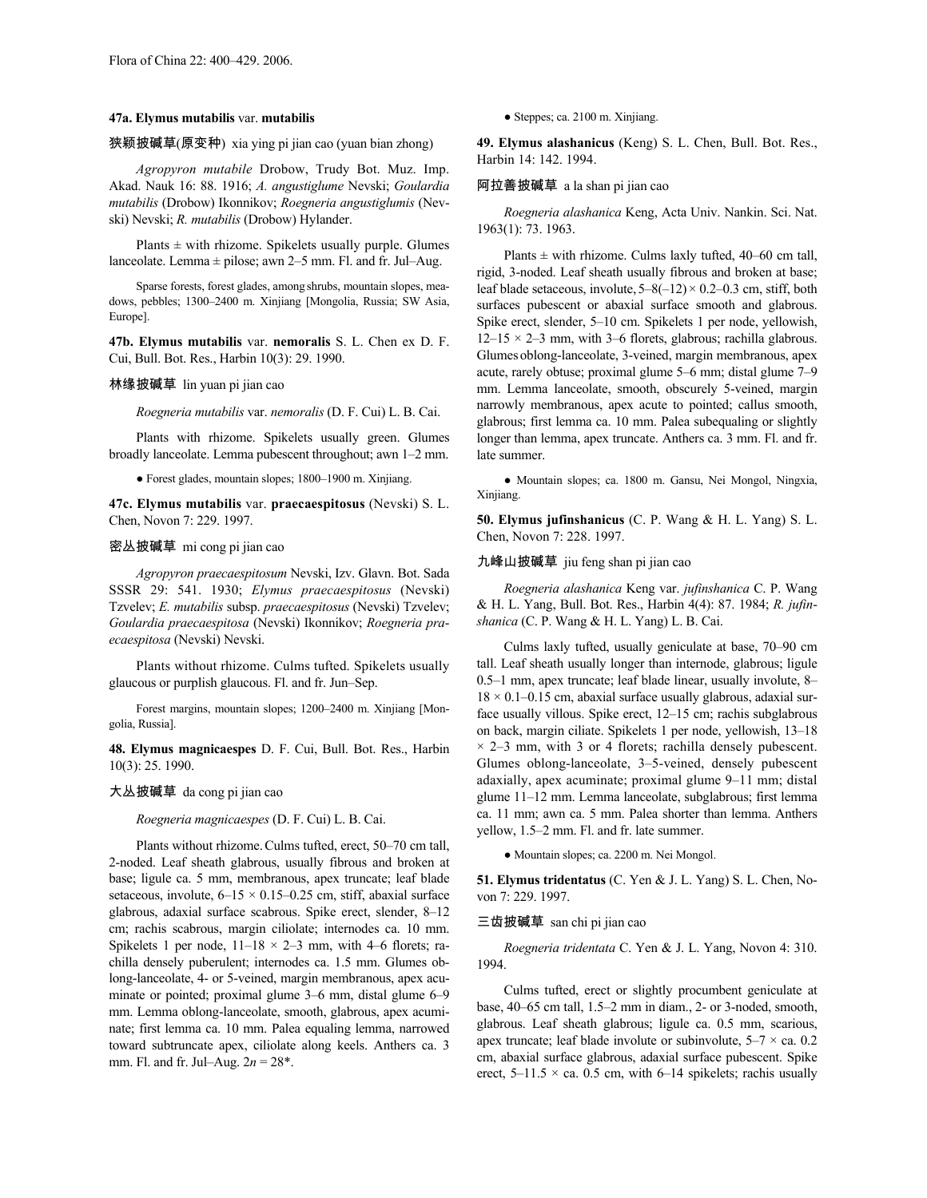**47a. Elymus mutabilis** var. **mutabilis**

狭颖披碱草(原变种) xia ying pi jian cao (yuan bian zhong)

*Agropyron mutabile* Drobow, Trudy Bot. Muz. Imp. Akad. Nauk 16: 88. 1916; *A. angustiglume* Nevski; *Goulardia mutabilis* (Drobow) Ikonnikov; *Roegneria angustiglumis* (Nevski) Nevski; *R. mutabilis* (Drobow) Hylander.

Plants ± with rhizome. Spikelets usually purple. Glumes lanceolate. Lemma ± pilose; awn 2–5 mm. Fl. and fr. Jul–Aug.

Sparse forests, forest glades, among shrubs, mountain slopes, meadows, pebbles; 1300–2400 m. Xinjiang [Mongolia, Russia; SW Asia, Europe].

**47b. Elymus mutabilis** var. **nemoralis** S. L. Chen ex D. F. Cui, Bull. Bot. Res., Harbin 10(3): 29. 1990.

林缘披碱草 lin yuan pi jian cao

*Roegneria mutabilis* var. *nemoralis* (D. F. Cui) L. B. Cai.

Plants with rhizome. Spikelets usually green. Glumes broadly lanceolate. Lemma pubescent throughout; awn 1–2 mm.

● Forest glades, mountain slopes; 1800–1900 m. Xinjiang.

**47c. Elymus mutabilis** var. **praecaespitosus** (Nevski) S. L. Chen, Novon 7: 229. 1997.

密丛披碱草 mi cong pi jian cao

*Agropyron praecaespitosum* Nevski, Izv. Glavn. Bot. Sada SSSR 29: 541. 1930; *Elymus praecaespitosus* (Nevski) Tzvelev; *E. mutabilis* subsp. *praecaespitosus* (Nevski) Tzvelev; *Goulardia praecaespitosa* (Nevski) Ikonnikov; *Roegneria praecaespitosa* (Nevski) Nevski.

Plants without rhizome. Culms tufted. Spikelets usually glaucous or purplish glaucous. Fl. and fr. Jun–Sep.

Forest margins, mountain slopes; 1200–2400 m. Xinjiang [Mongolia, Russia].

**48. Elymus magnicaespes** D. F. Cui, Bull. Bot. Res., Harbin 10(3): 25. 1990.

大丛披碱草 da cong pi jian cao

*Roegneria magnicaespes* (D. F. Cui) L. B. Cai.

Plants without rhizome. Culms tufted, erect, 50–70 cm tall, 2-noded. Leaf sheath glabrous, usually fibrous and broken at base; ligule ca. 5 mm, membranous, apex truncate; leaf blade setaceous, involute, 6–15 × 0.15–0.25 cm, stiff, abaxial surface glabrous, adaxial surface scabrous. Spike erect, slender, 8–12 cm; rachis scabrous, margin ciliolate; internodes ca. 10 mm. Spikelets 1 per node, 11–18 × 2–3 mm, with 4–6 florets; rachilla densely puberulent; internodes ca. 1.5 mm. Glumes oblong-lanceolate, 4- or 5-veined, margin membranous, apex acuminate or pointed; proximal glume 3–6 mm, distal glume 6–9 mm. Lemma oblong-lanceolate, smooth, glabrous, apex acuminate; first lemma ca. 10 mm. Palea equaling lemma, narrowed toward subtruncate apex, ciliolate along keels. Anthers ca. 3 mm. Fl. and fr. Jul–Aug. $2n = 28$*.

● Steppes; ca. 2100 m. Xinjiang.

**49. Elymus alashanicus** (Keng) S. L. Chen, Bull. Bot. Res., Harbin 14: 142. 1994.

阿拉善披碱草 a la shan pi jian cao

*Roegneria alashanica* Keng, Acta Univ. Nankin. Sci. Nat. 1963(1): 73. 1963.

Plants ± with rhizome. Culms laxly tufted, 40–60 cm tall, rigid, 3-noded. Leaf sheath usually fibrous and broken at base; leaf blade setaceous, involute, 5–8(–12) × 0.2–0.3 cm, stiff, both surfaces pubescent or abaxial surface smooth and glabrous. Spike erect, slender, 5–10 cm. Spikelets 1 per node, yellowish, 12–15 × 2–3 mm, with 3–6 florets, glabrous; rachilla glabrous. Glumes oblong-lanceolate, 3-veined, margin membranous, apex acute, rarely obtuse; proximal glume 5–6 mm; distal glume 7–9 mm. Lemma lanceolate, smooth, obscurely 5-veined, margin narrowly membranous, apex acute to pointed; callus smooth, glabrous; first lemma ca. 10 mm. Palea subequaling or slightly longer than lemma, apex truncate. Anthers ca. 3 mm. Fl. and fr. late summer.

● Mountain slopes; ca. 1800 m. Gansu, Nei Mongol, Ningxia, Xinjiang.

**50. Elymus jufinshanicus** (C. P. Wang & H. L. Yang) S. L. Chen, Novon 7: 228. 1997.

九峰山披碱草 jiu feng shan pi jian cao

*Roegneria alashanica* Keng var. *jufinshanica* C. P. Wang & H. L. Yang, Bull. Bot. Res., Harbin 4(4): 87. 1984; *R. jufinshanica* (C. P. Wang & H. L. Yang) L. B. Cai.

Culms laxly tufted, usually geniculate at base, 70–90 cm tall. Leaf sheath usually longer than internode, glabrous; ligule 0.5–1 mm, apex truncate; leaf blade linear, usually involute, 8–18 × 0.1–0.15 cm, abaxial surface usually glabrous, adaxial surface usually villous. Spike erect, 12–15 cm; rachis subglabrous on back, margin ciliate. Spikelets 1 per node, yellowish, 13–18 × 2–3 mm, with 3 or 4 florets; rachilla densely pubescent. Glumes oblong-lanceolate, 3–5-veined, densely pubescent adaxially, apex acuminate; proximal glume 9–11 mm; distal glume 11–12 mm. Lemma lanceolate, subglabrous; first lemma ca. 11 mm; awn ca. 5 mm. Palea shorter than lemma. Anthers yellow, 1.5–2 mm. Fl. and fr. late summer.

● Mountain slopes; ca. 2200 m. Nei Mongol.

**51. Elymus tridentatus** (C. Yen & J. L. Yang) S. L. Chen, Novon 7: 229. 1997.

三齿披碱草 san chi pi jian cao

*Roegneria tridentata* C. Yen & J. L. Yang, Novon 4: 310. 1994.

Culms tufted, erect or slightly procumbent geniculate at base, 40–65 cm tall, 1.5–2 mm in diam., 2- or 3-noded, smooth, glabrous. Leaf sheath glabrous; ligule ca. 0.5 mm, scarious, apex truncate; leaf blade involute or subinvolute, 5–7 × ca. 0.2 cm, abaxial surface glabrous, adaxial surface pubescent. Spike erect, 5–11.5 × ca. 0.5 cm, with 6–14 spikelets; rachis usually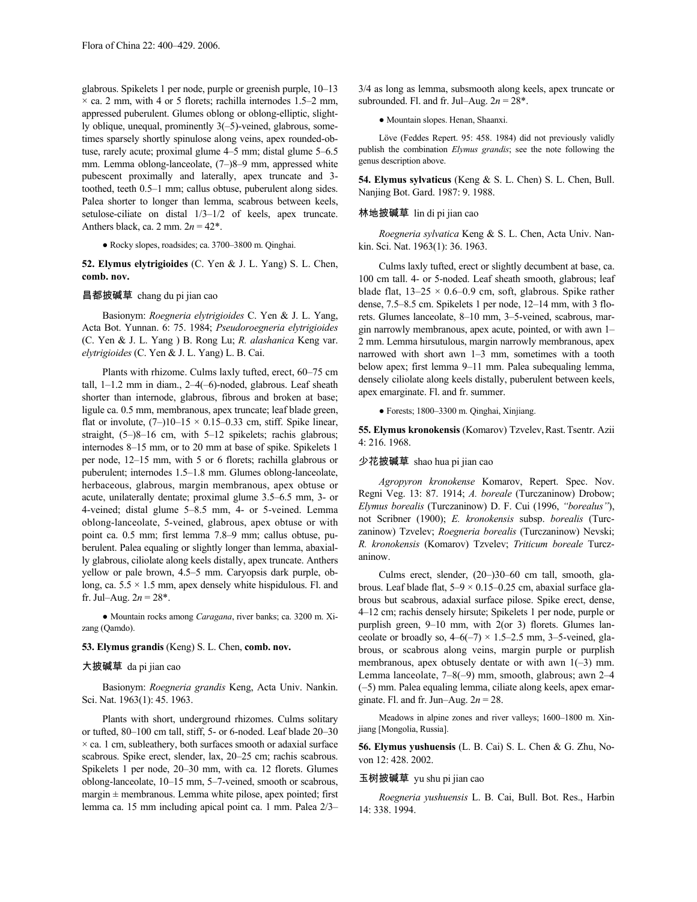glabrous. Spikelets 1 per node, purple or greenish purple, 10–13 × ca. 2 mm, with 4 or 5 florets; rachilla internodes 1.5–2 mm, appressed puberulent. Glumes oblong or oblong-elliptic, slightly oblique, unequal, prominently 3(–5)-veined, glabrous, sometimes sparsely shortly spinulose along veins, apex rounded-obtuse, rarely acute; proximal glume 4–5 mm; distal glume 5–6.5 mm. Lemma oblong-lanceolate, (7–)8–9 mm, appressed white pubescent proximally and laterally, apex truncate and 3-toothed, teeth 0.5–1 mm; callus obtuse, puberulent along sides. Palea shorter to longer than lemma, scabrous between keels, setulose-ciliate on distal 1/3–1/2 of keels, apex truncate. Anthers black, ca. 2 mm. $2n = 42$*.

● Rocky slopes, roadsides; ca. 3700–3800 m. Qinghai.

**52. Elymus elytrigioides** (C. Yen & J. L. Yang) S. L. Chen, **comb. nov.**

昌都披碱草 chang du pi jian cao

Basionym: *Roegneria elytrigioides* C. Yen & J. L. Yang, Acta Bot. Yunnan. 6: 75. 1984; *Pseudoroegneria elytrigioides* (C. Yen & J. L. Yang ) B. Rong Lu; *R. alashanica* Keng var. *elytrigioides* (C. Yen & J. L. Yang) L. B. Cai.

Plants with rhizome. Culms laxly tufted, erect, 60–75 cm tall, 1–1.2 mm in diam., 2–4(–6)-noded, glabrous. Leaf sheath shorter than internode, glabrous, fibrous and broken at base; ligule ca. 0.5 mm, membranous, apex truncate; leaf blade green, flat or involute, (7–)10–15 × 0.15–0.33 cm, stiff. Spike linear, straight, (5–)8–16 cm, with 5–12 spikelets; rachis glabrous; internodes 8–15 mm, or to 20 mm at base of spike. Spikelets 1 per node, 12–15 mm, with 5 or 6 florets; rachilla glabrous or puberulent; internodes 1.5–1.8 mm. Glumes oblong-lanceolate, herbaceous, glabrous, margin membranous, apex obtuse or acute, unilaterally dentate; proximal glume 3.5–6.5 mm, 3- or 4-veined; distal glume 5–8.5 mm, 4- or 5-veined. Lemma oblong-lanceolate, 5-veined, glabrous, apex obtuse or with point ca. 0.5 mm; first lemma 7.8–9 mm; callus obtuse, puberulent. Palea equaling or slightly longer than lemma, abaxially glabrous, ciliolate along keels distally, apex truncate. Anthers yellow or pale brown, 4.5–5 mm. Caryopsis dark purple, oblong, ca. 5.5 × 1.5 mm, apex densely white hispidulous. Fl. and fr. Jul–Aug. $2n = 28$*.

● Mountain rocks among *Caragana*, river banks; ca. 3200 m. Xizang (Qamdo).

**53. Elymus grandis** (Keng) S. L. Chen, **comb. nov.**

大披碱草 da pi jian cao

Basionym: *Roegneria grandis* Keng, Acta Univ. Nankin. Sci. Nat. 1963(1): 45. 1963.

Plants with short, underground rhizomes. Culms solitary or tufted, 80–100 cm tall, stiff, 5- or 6-noded. Leaf blade 20–30 × ca. 1 cm, subleathery, both surfaces smooth or adaxial surface scabrous. Spike erect, slender, lax, 20–25 cm; rachis scabrous. Spikelets 1 per node, 20–30 mm, with ca. 12 florets. Glumes oblong-lanceolate, 10–15 mm, 5–7-veined, smooth or scabrous, margin ± membranous. Lemma white pilose, apex pointed; first lemma ca. 15 mm including apical point ca. 1 mm. Palea 2/3–3/4 as long as lemma, subsmooth along keels, apex truncate or subrounded. Fl. and fr. Jul–Aug. $2n = 28$*.

● Mountain slopes. Henan, Shaanxi.

Löve (Feddes Repert. 95: 458. 1984) did not previously validly publish the combination *Elymus grandis*; see the note following the genus description above.

**54. Elymus sylvaticus** (Keng & S. L. Chen) S. L. Chen, Bull. Nanjing Bot. Gard. 1987: 9. 1988.

林地披碱草 lin di pi jian cao

*Roegneria sylvatica* Keng & S. L. Chen, Acta Univ. Nankin. Sci. Nat. 1963(1): 36. 1963.

Culms laxly tufted, erect or slightly decumbent at base, ca. 100 cm tall. 4- or 5-noded. Leaf sheath smooth, glabrous; leaf blade flat, 13–25 × 0.6–0.9 cm, soft, glabrous. Spike rather dense, 7.5–8.5 cm. Spikelets 1 per node, 12–14 mm, with 3 florets. Glumes lanceolate, 8–10 mm, 3–5-veined, scabrous, margin narrowly membranous, apex acute, pointed, or with awn 1–2 mm. Lemma hirsutulous, margin narrowly membranous, apex narrowed with short awn 1–3 mm, sometimes with a tooth below apex; first lemma 9–11 mm. Palea subequaling lemma, densely ciliolate along keels distally, puberulent between keels, apex emarginate. Fl. and fr. summer.

● Forests; 1800–3300 m. Qinghai, Xinjiang.

**55. Elymus kronokensis** (Komarov) Tzvelev, Rast. Tsentr. Azii 4: 216. 1968.

少花披碱草 shao hua pi jian cao

*Agropyron kronokense* Komarov, Repert. Spec. Nov. Regni Veg. 13: 87. 1914; *A. boreale* (Turczaninow) Drobow; *Elymus borealis* (Turczaninow) D. F. Cui (1996, *"borealus"*), not Scribner (1900); *E. kronokensis* subsp. *borealis* (Turczaninow) Tzvelev; *Roegneria borealis* (Turczaninow) Nevski; *R. kronokensis* (Komarov) Tzvelev; *Triticum boreale* Turczaninow.

Culms erect, slender, (20–)30–60 cm tall, smooth, glabrous. Leaf blade flat, 5–9 × 0.15–0.25 cm, abaxial surface glabrous but scabrous, adaxial surface pilose. Spike erect, dense, 4–12 cm; rachis densely hirsute; Spikelets 1 per node, purple or purplish green, 9–10 mm, with 2(or 3) florets. Glumes lanceolate or broadly so, 4–6(–7) × 1.5–2.5 mm, 3–5-veined, glabrous, or scabrous along veins, margin purple or purplish membranous, apex obtusely dentate or with awn 1(–3) mm. Lemma lanceolate, 7–8(–9) mm, smooth, glabrous; awn 2–4 (–5) mm. Palea equaling lemma, ciliate along keels, apex emarginate. Fl. and fr. Jun–Aug. $2n = 28$.

Meadows in alpine zones and river valleys; 1600–1800 m. Xinjiang [Mongolia, Russia].

**56. Elymus yushuensis** (L. B. Cai) S. L. Chen & G. Zhu, Novon 12: 428. 2002.

玉树披碱草 yu shu pi jian cao

*Roegneria yushuensis* L. B. Cai, Bull. Bot. Res., Harbin 14: 338. 1994.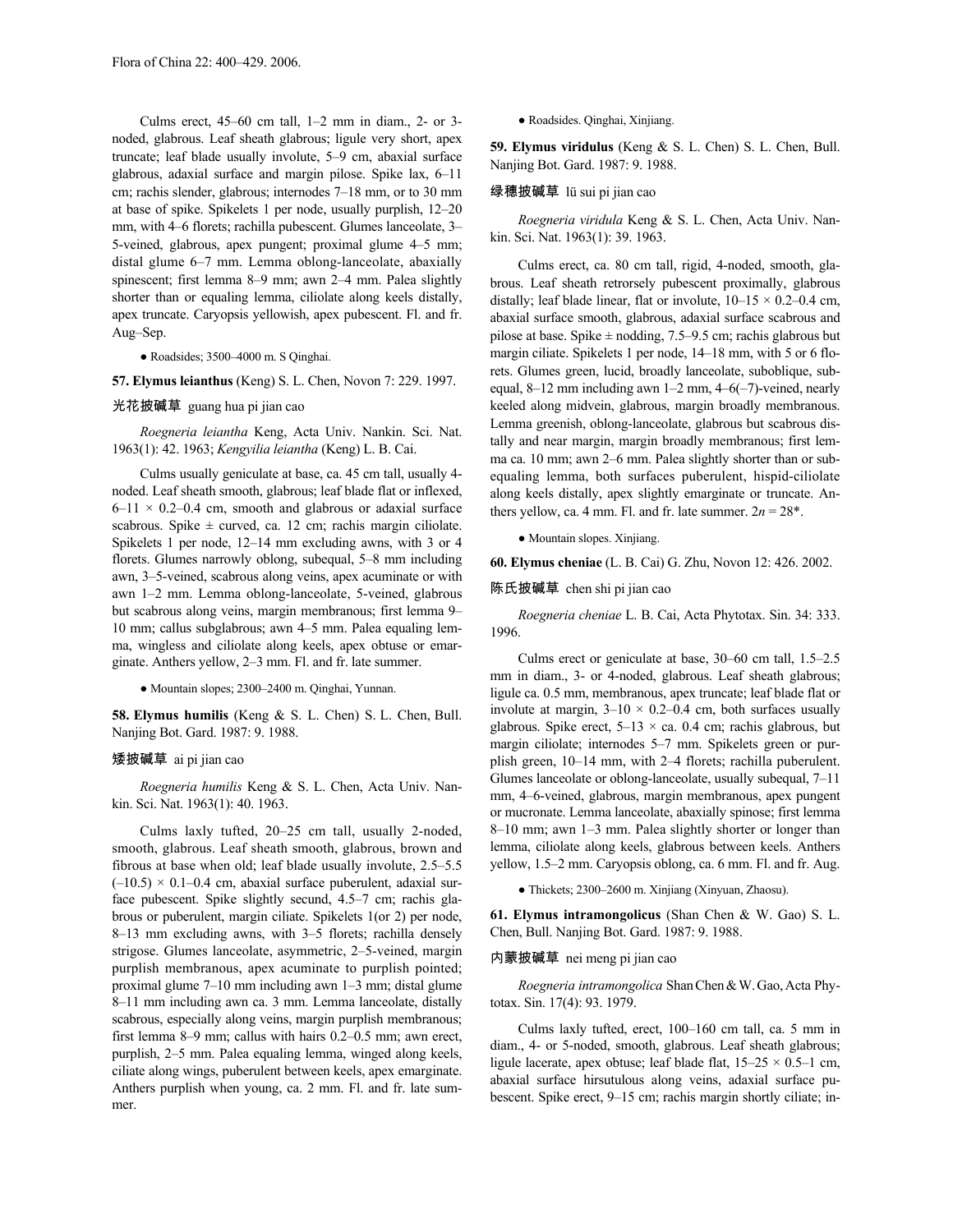Culms erect, 45–60 cm tall, 1–2 mm in diam., 2- or 3-noded, glabrous. Leaf sheath glabrous; ligule very short, apex truncate; leaf blade usually involute, 5–9 cm, abaxial surface glabrous, adaxial surface and margin pilose. Spike lax, 6–11 cm; rachis slender, glabrous; internodes 7–18 mm, or to 30 mm at base of spike. Spikelets 1 per node, usually purplish, 12–20 mm, with 4–6 florets; rachilla pubescent. Glumes lanceolate, 3–5-veined, glabrous, apex pungent; proximal glume 4–5 mm; distal glume 6–7 mm. Lemma oblong-lanceolate, abaxially spinescent; first lemma 8–9 mm; awn 2–4 mm. Palea slightly shorter than or equaling lemma, ciliolate along keels distally, apex truncate. Caryopsis yellowish, apex pubescent. Fl. and fr. Aug–Sep.

● Roadsides; 3500–4000 m. S Qinghai.

**57. Elymus leianthus** (Keng) S. L. Chen, Novon 7: 229. 1997.

光花披碱草 guang hua pi jian cao

*Roegneria leiantha* Keng, Acta Univ. Nankin. Sci. Nat. 1963(1): 42. 1963; *Kengyilia leiantha* (Keng) L. B. Cai.

Culms usually geniculate at base, ca. 45 cm tall, usually 4-noded. Leaf sheath smooth, glabrous; leaf blade flat or inflexed, 6–11 × 0.2–0.4 cm, smooth and glabrous or adaxial surface scabrous. Spike ± curved, ca. 12 cm; rachis margin ciliolate. Spikelets 1 per node, 12–14 mm excluding awns, with 3 or 4 florets. Glumes narrowly oblong, subequal, 5–8 mm including awn, 3–5-veined, scabrous along veins, apex acuminate or with awn 1–2 mm. Lemma oblong-lanceolate, 5-veined, glabrous but scabrous along veins, margin membranous; first lemma 9–10 mm; callus subglabrous; awn 4–5 mm. Palea equaling lemma, wingless and ciliolate along keels, apex obtuse or emarginate. Anthers yellow, 2–3 mm. Fl. and fr. late summer.

● Mountain slopes; 2300–2400 m. Qinghai, Yunnan.

**58. Elymus humilis** (Keng & S. L. Chen) S. L. Chen, Bull. Nanjing Bot. Gard. 1987: 9. 1988.

矮披碱草 ai pi jian cao

*Roegneria humilis* Keng & S. L. Chen, Acta Univ. Nankin. Sci. Nat. 1963(1): 40. 1963.

Culms laxly tufted, 20–25 cm tall, usually 2-noded, smooth, glabrous. Leaf sheath smooth, glabrous, brown and fibrous at base when old; leaf blade usually involute, 2.5–5.5 (–10.5) × 0.1–0.4 cm, abaxial surface puberulent, adaxial surface pubescent. Spike slightly secund, 4.5–7 cm; rachis glabrous or puberulent, margin ciliate. Spikelets 1(or 2) per node, 8–13 mm excluding awns, with 3–5 florets; rachilla densely strigose. Glumes lanceolate, asymmetric, 2–5-veined, margin purplish membranous, apex acuminate to purplish pointed; proximal glume 7–10 mm including awn 1–3 mm; distal glume 8–11 mm including awn ca. 3 mm. Lemma lanceolate, distally scabrous, especially along veins, margin purplish membranous; first lemma 8–9 mm; callus with hairs 0.2–0.5 mm; awn erect, purplish, 2–5 mm. Palea equaling lemma, winged along keels, ciliate along wings, puberulent between keels, apex emarginate. Anthers purplish when young, ca. 2 mm. Fl. and fr. late summer.

● Roadsides. Qinghai, Xinjiang.

**59. Elymus viridulus** (Keng & S. L. Chen) S. L. Chen, Bull. Nanjing Bot. Gard. 1987: 9. 1988.

绿穗披碱草 lü sui pi jian cao

*Roegneria viridula* Keng & S. L. Chen, Acta Univ. Nankin. Sci. Nat. 1963(1): 39. 1963.

Culms erect, ca. 80 cm tall, rigid, 4-noded, smooth, glabrous. Leaf sheath retrorsely pubescent proximally, glabrous distally; leaf blade linear, flat or involute, 10–15 × 0.2–0.4 cm, abaxial surface smooth, glabrous, adaxial surface scabrous and pilose at base. Spike ± nodding, 7.5–9.5 cm; rachis glabrous but margin ciliate. Spikelets 1 per node, 14–18 mm, with 5 or 6 florets. Glumes green, lucid, broadly lanceolate, suboblique, subequal, 8–12 mm including awn 1–2 mm, 4–6(–7)-veined, nearly keeled along midvein, glabrous, margin broadly membranous. Lemma greenish, oblong-lanceolate, glabrous but scabrous distally and near margin, margin broadly membranous; first lemma ca. 10 mm; awn 2–6 mm. Palea slightly shorter than or subequaling lemma, both surfaces puberulent, hispid-ciliolate along keels distally, apex slightly emarginate or truncate. Anthers yellow, ca. 4 mm. Fl. and fr. late summer. $2n = 28$*.

● Mountain slopes. Xinjiang.

**60. Elymus cheniae** (L. B. Cai) G. Zhu, Novon 12: 426. 2002.

陈氏披碱草 chen shi pi jian cao

*Roegneria cheniae* L. B. Cai, Acta Phytotax. Sin. 34: 333. 1996.

Culms erect or geniculate at base, 30–60 cm tall, 1.5–2.5 mm in diam., 3- or 4-noded, glabrous. Leaf sheath glabrous; ligule ca. 0.5 mm, membranous, apex truncate; leaf blade flat or involute at margin, 3–10 × 0.2–0.4 cm, both surfaces usually glabrous. Spike erect, 5–13 × ca. 0.4 cm; rachis glabrous, but margin ciliolate; internodes 5–7 mm. Spikelets green or purplish green, 10–14 mm, with 2–4 florets; rachilla puberulent. Glumes lanceolate or oblong-lanceolate, usually subequal, 7–11 mm, 4–6-veined, glabrous, margin membranous, apex pungent or mucronate. Lemma lanceolate, abaxially spinose; first lemma 8–10 mm; awn 1–3 mm. Palea slightly shorter or longer than lemma, ciliolate along keels, glabrous between keels. Anthers yellow, 1.5–2 mm. Caryopsis oblong, ca. 6 mm. Fl. and fr. Aug.

● Thickets; 2300–2600 m. Xinjiang (Xinyuan, Zhaosu).

**61. Elymus intramongolicus** (Shan Chen & W. Gao) S. L. Chen, Bull. Nanjing Bot. Gard. 1987: 9. 1988.

内蒙披碱草 nei meng pi jian cao

*Roegneria intramongolica* Shan Chen & W. Gao, Acta Phytotax. Sin. 17(4): 93. 1979.

Culms laxly tufted, erect, 100–160 cm tall, ca. 5 mm in diam., 4- or 5-noded, smooth, glabrous. Leaf sheath glabrous; ligule lacerate, apex obtuse; leaf blade flat, 15–25 × 0.5–1 cm, abaxial surface hirsutulous along veins, adaxial surface pubescent. Spike erect, 9–15 cm; rachis margin shortly ciliate; in-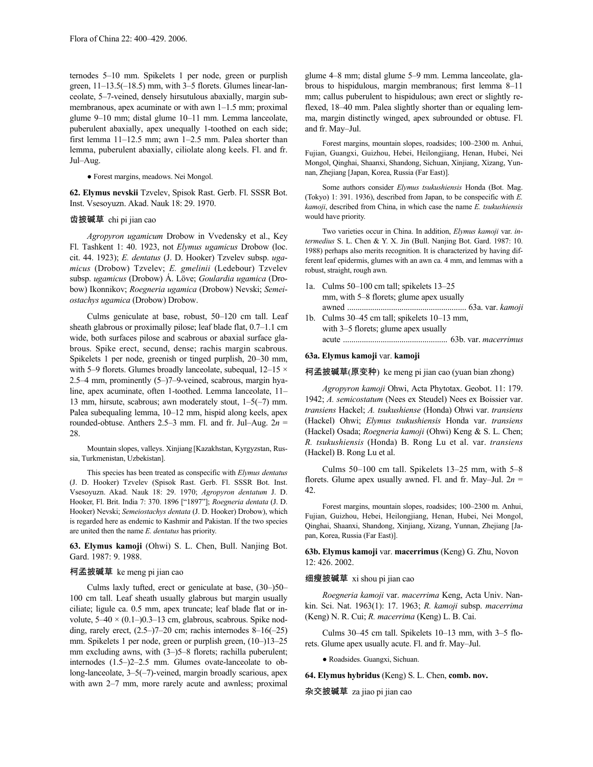ternodes 5–10 mm. Spikelets 1 per node, green or purplish green, 11–13.5(–18.5) mm, with 3–5 florets. Glumes linear-lanceolate, 5–7-veined, densely hirsutulous abaxially, margin submembranous, apex acuminate or with awn 1–1.5 mm; proximal glume 9–10 mm; distal glume 10–11 mm. Lemma lanceolate, puberulent abaxially, apex unequally 1-toothed on each side; first lemma 11–12.5 mm; awn 1–2.5 mm. Palea shorter than lemma, puberulent abaxially, ciliolate along keels. Fl. and fr. Jul–Aug.

● Forest margins, meadows. Nei Mongol.

**62. Elymus nevskii** Tzvelev, Spisok Rast. Gerb. Fl. SSSR Bot. Inst. Vsesoyuzn. Akad. Nauk 18: 29. 1970.

齿披碱草 chi pi jian cao

*Agropyron ugamicum* Drobow in Vvedensky et al., Key Fl. Tashkent 1: 40. 1923, not *Elymus ugamicus* Drobow (loc. cit. 44. 1923); *E. dentatus* (J. D. Hooker) Tzvelev subsp. *ugamicus* (Drobow) Tzvelev; *E. gmelinii* (Ledebour) Tzvelev subsp. *ugamicus* (Drobow) Á. Löve; *Goulardia ugamica* (Drobow) Ikonnikov; *Roegneria ugamica* (Drobow) Nevski; *Semeiostachys ugamica* (Drobow) Drobow.

Culms geniculate at base, robust, 50–120 cm tall. Leaf sheath glabrous or proximally pilose; leaf blade flat, 0.7–1.1 cm wide, both surfaces pilose and scabrous or abaxial surface glabrous. Spike erect, secund, dense; rachis margin scabrous. Spikelets 1 per node, greenish or tinged purplish, 20–30 mm, with 5–9 florets. Glumes broadly lanceolate, subequal, 12–15 × 2.5–4 mm, prominently (5–)7–9-veined, scabrous, margin hyaline, apex acuminate, often 1-toothed. Lemma lanceolate, 11–13 mm, hirsute, scabrous; awn moderately stout, 1–5(–7) mm. Palea subequaling lemma, 10–12 mm, hispid along keels, apex rounded-obtuse. Anthers 2.5–3 mm. Fl. and fr. Jul–Aug. $2n$ = 28.

Mountain slopes, valleys. Xinjiang [Kazakhstan, Kyrgyzstan, Russia, Turkmenistan, Uzbekistan].

This species has been treated as conspecific with *Elymus dentatus* (J. D. Hooker) Tzvelev (Spisok Rast. Gerb. Fl. SSSR Bot. Inst. Vsesoyuzn. Akad. Nauk 18: 29. 1970; *Agropyron dentatum* J. D. Hooker, Fl. Brit. India 7: 370. 1896 ["1897"]; *Roegneria dentata* (J. D. Hooker) Nevski; *Semeiostachys dentata* (J. D. Hooker) Drobow), which is regarded here as endemic to Kashmir and Pakistan. If the two species are united then the name *E. dentatus* has priority.

**63. Elymus kamoji** (Ohwi) S. L. Chen, Bull. Nanjing Bot. Gard. 1987: 9. 1988.

柯孟披碱草 ke meng pi jian cao

Culms laxly tufted, erect or geniculate at base, (30–)50–100 cm tall. Leaf sheath usually glabrous but margin usually ciliate; ligule ca. 0.5 mm, apex truncate; leaf blade flat or involute, 5–40 × (0.1–)0.3–13 cm, glabrous, scabrous. Spike nodding, rarely erect, (2.5–)7–20 cm; rachis internodes 8–16(–25) mm. Spikelets 1 per node, green or purplish green, (10–)13–25 mm excluding awns, with (3–)5–8 florets; rachilla puberulent; internodes (1.5–)2–2.5 mm. Glumes ovate-lanceolate to oblong-lanceolate, 3–5(–7)-veined, margin broadly scarious, apex with awn 2–7 mm, more rarely acute and awnless; proximal glume 4–8 mm; distal glume 5–9 mm. Lemma lanceolate, glabrous to hispidulous, margin membranous; first lemma 8–11 mm; callus puberulent to hispidulous; awn erect or slightly reflexed, 18–40 mm. Palea slightly shorter than or equaling lemma, margin distinctly winged, apex subrounded or obtuse. Fl. and fr. May–Jul.

Forest margins, mountain slopes, roadsides; 100–2300 m. Anhui, Fujian, Guangxi, Guizhou, Hebei, Heilongjiang, Henan, Hubei, Nei Mongol, Qinghai, Shaanxi, Shandong, Sichuan, Xinjiang, Xizang, Yunnan, Zhejiang [Japan, Korea, Russia (Far East)].

Some authors consider *Elymus tsukushiensis* Honda (Bot. Mag. (Tokyo) 1: 391. 1936), described from Japan, to be conspecific with *E. kamoji*, described from China, in which case the name *E. tsukushiensis* would have priority.

Two varieties occur in China. In addition, *Elymus kamoji* var. *intermedius* S. L. Chen & Y. X. Jin (Bull. Nanjing Bot. Gard. 1987: 10. 1988) perhaps also merits recognition. It is characterized by having different leaf epidermis, glumes with an awn ca. 4 mm, and lemmas with a robust, straight, rough awn.

1a. Culms 50–100 cm tall; spikelets 13–25 mm, with 5–8 florets; glume apex usually awned ........................................................ 63a. var. *kamoji*
1b. Culms 30–45 cm tall; spikelets 10–13 mm, with 3–5 florets; glume apex usually acute ................................................. 63b. var. *macerrimus*

**63a. Elymus kamoji** var. **kamoji**

柯孟披碱草(原变种) ke meng pi jian cao (yuan bian zhong)

*Agropyron kamoji* Ohwi, Acta Phytotax. Geobot. 11: 179. 1942; *A. semicostatum* (Nees ex Steudel) Nees ex Boissier var. *transiens* Hackel; *A. tsukushiense* (Honda) Ohwi var. *transiens* (Hackel) Ohwi; *Elymus tsukushiensis* Honda var. *transiens* (Hackel) Osada; *Roegneria kamoji* (Ohwi) Keng & S. L. Chen; *R. tsukushiensis* (Honda) B. Rong Lu et al. var. *transiens* (Hackel) B. Rong Lu et al.

Culms 50–100 cm tall. Spikelets 13–25 mm, with 5–8 florets. Glume apex usually awned. Fl. and fr. May–Jul. $2n$ = 42.

Forest margins, mountain slopes, roadsides; 100–2300 m. Anhui, Fujian, Guizhou, Hebei, Heilongjiang, Henan, Hubei, Nei Mongol, Qinghai, Shaanxi, Shandong, Xinjiang, Xizang, Yunnan, Zhejiang [Japan, Korea, Russia (Far East)].

**63b. Elymus kamoji** var. **macerrimus** (Keng) G. Zhu, Novon 12: 426. 2002.

细瘦披碱草 xi shou pi jian cao

*Roegneria kamoji* var. *macerrima* Keng, Acta Univ. Nankin. Sci. Nat. 1963(1): 17. 1963; *R. kamoji* subsp. *macerrima* (Keng) N. R. Cui; *R. macerrima* (Keng) L. B. Cai.

Culms 30–45 cm tall. Spikelets 10–13 mm, with 3–5 florets. Glume apex usually acute. Fl. and fr. May–Jul.

● Roadsides. Guangxi, Sichuan.

**64. Elymus hybridus** (Keng) S. L. Chen, **comb. nov.**

杂交披碱草 za jiao pi jian cao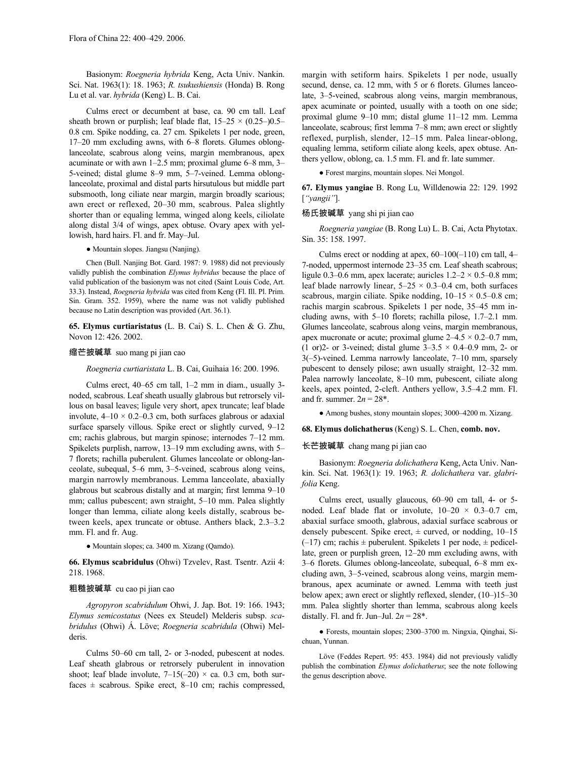Basionym: *Roegneria hybrida* Keng, Acta Univ. Nankin. Sci. Nat. 1963(1): 18. 1963; *R. tsukushiensis* (Honda) B. Rong Lu et al. var. *hybrida* (Keng) L. B. Cai.

Culms erect or decumbent at base, ca. 90 cm tall. Leaf sheath brown or purplish; leaf blade flat, 15–25 × (0.25–)0.5–0.8 cm. Spike nodding, ca. 27 cm. Spikelets 1 per node, green, 17–20 mm excluding awns, with 6–8 florets. Glumes oblong-lanceolate, scabrous along veins, margin membranous, apex acuminate or with awn 1–2.5 mm; proximal glume 6–8 mm, 3–5-veined; distal glume 8–9 mm, 5–7-veined. Lemma oblong-lanceolate, proximal and distal parts hirsutulous but middle part subsmooth, long ciliate near margin, margin broadly scarious; awn erect or reflexed, 20–30 mm, scabrous. Palea slightly shorter than or equaling lemma, winged along keels, ciliolate along distal 3/4 of wings, apex obtuse. Ovary apex with yellowish, hard hairs. Fl. and fr. May–Jul.

● Mountain slopes. Jiangsu (Nanjing).

Chen (Bull. Nanjing Bot. Gard. 1987: 9. 1988) did not previously validly publish the combination *Elymus hybridus* because the place of valid publication of the basionym was not cited (Saint Louis Code, Art. 33.3). Instead, *Roegneria hybrida* was cited from Keng (Fl. Ill. Pl. Prim. Sin. Gram. 352. 1959), where the name was not validly published because no Latin description was provided (Art. 36.1).

**65. Elymus curtiaristatus** (L. B. Cai) S. L. Chen & G. Zhu, Novon 12: 426. 2002.

缩芒披碱草 suo mang pi jian cao

*Roegneria curtiaristata* L. B. Cai, Guihaia 16: 200. 1996.

Culms erect, 40–65 cm tall, 1–2 mm in diam., usually 3-noded, scabrous. Leaf sheath usually glabrous but retrorsely villous on basal leaves; ligule very short, apex truncate; leaf blade involute, 4–10 × 0.2–0.3 cm, both surfaces glabrous or adaxial surface sparsely villous. Spike erect or slightly curved, 9–12 cm; rachis glabrous, but margin spinose; internodes 7–12 mm. Spikelets purplish, narrow, 13–19 mm excluding awns, with 5–7 florets; rachilla puberulent. Glumes lanceolate or oblong-lanceolate, subequal, 5–6 mm, 3–5-veined, scabrous along veins, margin narrowly membranous. Lemma lanceolate, abaxially glabrous but scabrous distally and at margin; first lemma 9–10 mm; callus pubescent; awn straight, 5–10 mm. Palea slightly longer than lemma, ciliate along keels distally, scabrous between keels, apex truncate or obtuse. Anthers black, 2.3–3.2 mm. Fl. and fr. Aug.

● Mountain slopes; ca. 3400 m. Xizang (Qamdo).

**66. Elymus scabridulus** (Ohwi) Tzvelev, Rast. Tsentr. Azii 4: 218. 1968.

粗糙披碱草 cu cao pi jian cao

*Agropyron scabridulum* Ohwi, J. Jap. Bot. 19: 166. 1943; *Elymus semicostatus* (Nees ex Steudel) Melderis subsp. *scabridulus* (Ohwi) Á. Löve; *Roegneria scabridula* (Ohwi) Melderis.

Culms 50–60 cm tall, 2- or 3-noded, pubescent at nodes. Leaf sheath glabrous or retrorsely puberulent in innovation shoot; leaf blade involute, 7–15(–20) × ca. 0.3 cm, both surfaces ± scabrous. Spike erect, 8–10 cm; rachis compressed, margin with setiform hairs. Spikelets 1 per node, usually secund, dense, ca. 12 mm, with 5 or 6 florets. Glumes lanceolate, 3–5-veined, scabrous along veins, margin membranous, apex acuminate or pointed, usually with a tooth on one side; proximal glume 9–10 mm; distal glume 11–12 mm. Lemma lanceolate, scabrous; first lemma 7–8 mm; awn erect or slightly reflexed, purplish, slender, 12–15 mm. Palea linear-oblong, equaling lemma, setiform ciliate along keels, apex obtuse. Anthers yellow, oblong, ca. 1.5 mm. Fl. and fr. late summer.

● Forest margins, mountain slopes. Nei Mongol.

**67. Elymus yangiae** B. Rong Lu, Willdenowia 22: 129. 1992 [*"yangii"*].

杨氏披碱草 yang shi pi jian cao

*Roegneria yangiae* (B. Rong Lu) L. B. Cai, Acta Phytotax. Sin. 35: 158. 1997.

Culms erect or nodding at apex, 60–100(–110) cm tall, 4–7-noded, uppermost internode 23–35 cm. Leaf sheath scabrous; ligule 0.3–0.6 mm, apex lacerate; auricles 1.2–2 × 0.5–0.8 mm; leaf blade narrowly linear, 5–25 × 0.3–0.4 cm, both surfaces scabrous, margin ciliate. Spike nodding, 10–15 × 0.5–0.8 cm; rachis margin scabrous. Spikelets 1 per node, 35–45 mm including awns, with 5–10 florets; rachilla pilose, 1.7–2.1 mm. Glumes lanceolate, scabrous along veins, margin membranous, apex mucronate or acute; proximal glume 2–4.5 × 0.2–0.7 mm, (1 or)2- or 3-veined; distal glume 3–3.5 × 0.4–0.9 mm, 2- or 3(–5)-veined. Lemma narrowly lanceolate, 7–10 mm, sparsely pubescent to densely pilose; awn usually straight, 12–32 mm. Palea narrowly lanceolate, 8–10 mm, pubescent, ciliate along keels, apex pointed, 2-cleft. Anthers yellow, 3.5–4.2 mm. Fl. and fr. summer. $2n = 28$*.

● Among bushes, stony mountain slopes; 3000–4200 m. Xizang.

**68. Elymus dolichatherus** (Keng) S. L. Chen, **comb. nov.**

长芒披碱草 chang mang pi jian cao

Basionym: *Roegneria dolichathera* Keng, Acta Univ. Nankin. Sci. Nat. 1963(1): 19. 1963; *R. dolichathera* var. *glabrifolia* Keng.

Culms erect, usually glaucous, 60–90 cm tall, 4- or 5-noded. Leaf blade flat or involute, 10–20 × 0.3–0.7 cm, abaxial surface smooth, glabrous, adaxial surface scabrous or densely pubescent. Spike erect, ± curved, or nodding, 10–15 (–17) cm; rachis ± puberulent. Spikelets 1 per node, ± pedicellate, green or purplish green, 12–20 mm excluding awns, with 3–6 florets. Glumes oblong-lanceolate, subequal, 6–8 mm excluding awn, 3–5-veined, scabrous along veins, margin membranous, apex acuminate or awned. Lemma with teeth just below apex; awn erect or slightly reflexed, slender, (10–)15–30 mm. Palea slightly shorter than lemma, scabrous along keels distally. Fl. and fr. Jun–Jul. $2n = 28$*.

● Forests, mountain slopes; 2300–3700 m. Ningxia, Qinghai, Sichuan, Yunnan.

Löve (Feddes Repert. 95: 453. 1984) did not previously validly publish the combination *Elymus dolichatherus*; see the note following the genus description above.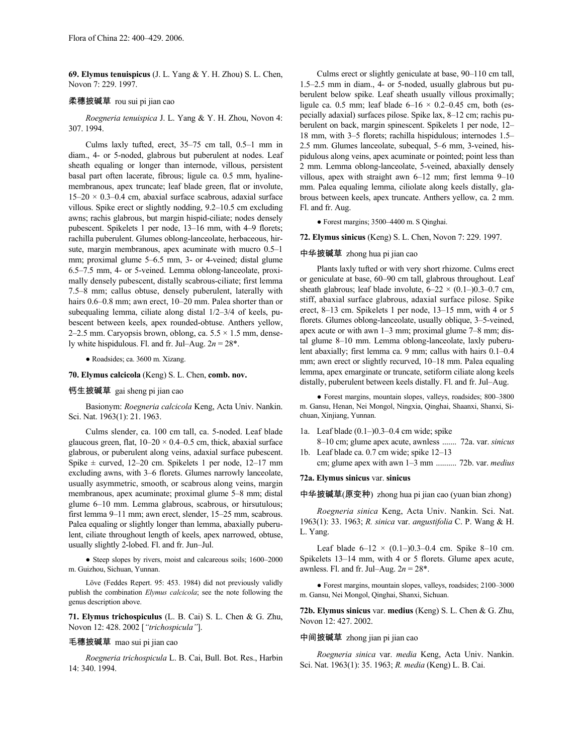**69. Elymus tenuispicus** (J. L. Yang & Y. H. Zhou) S. L. Chen, Novon 7: 229. 1997.

柔穗披碱草 rou sui pi jian cao

*Roegneria tenuispica* J. L. Yang & Y. H. Zhou, Novon 4: 307. 1994.

Culms laxly tufted, erect, 35–75 cm tall, 0.5–1 mm in diam., 4- or 5-noded, glabrous but puberulent at nodes. Leaf sheath equaling or longer than internode, villous, persistent basal part often lacerate, fibrous; ligule ca. 0.5 mm, hyaline-membranous, apex truncate; leaf blade green, flat or involute, 15–20 × 0.3–0.4 cm, abaxial surface scabrous, adaxial surface villous. Spike erect or slightly nodding, 9.2–10.5 cm excluding awns; rachis glabrous, but margin hispid-ciliate; nodes densely pubescent. Spikelets 1 per node, 13–16 mm, with 4–9 florets; rachilla puberulent. Glumes oblong-lanceolate, herbaceous, hirsute, margin membranous, apex acuminate with mucro 0.5–1 mm; proximal glume 5–6.5 mm, 3- or 4-veined; distal glume 6.5–7.5 mm, 4- or 5-veined. Lemma oblong-lanceolate, proximally densely pubescent, distally scabrous-ciliate; first lemma 7.5–8 mm; callus obtuse, densely puberulent, laterally with hairs 0.6–0.8 mm; awn erect, 10–20 mm. Palea shorter than or subequaling lemma, ciliate along distal 1/2–3/4 of keels, pubescent between keels, apex rounded-obtuse. Anthers yellow, 2–2.5 mm. Caryopsis brown, oblong, ca. 5.5 × 1.5 mm, densely white hispidulous. Fl. and fr. Jul–Aug. 2*n* = 28*.

● Roadsides; ca. 3600 m. Xizang.

**70. Elymus calcicola** (Keng) S. L. Chen, **comb. nov.**

钙生披碱草 gai sheng pi jian cao

Basionym: *Roegneria calcicola* Keng, Acta Univ. Nankin. Sci. Nat. 1963(1): 21. 1963.

Culms slender, ca. 100 cm tall, ca. 5-noded. Leaf blade glaucous green, flat, 10–20 × 0.4–0.5 cm, thick, abaxial surface glabrous, or puberulent along veins, adaxial surface pubescent. Spike ± curved, 12–20 cm. Spikelets 1 per node, 12–17 mm excluding awns, with 3–6 florets. Glumes narrowly lanceolate, usually asymmetric, smooth, or scabrous along veins, margin membranous, apex acuminate; proximal glume 5–8 mm; distal glume 6–10 mm. Lemma glabrous, scabrous, or hirsutulous; first lemma 9–11 mm; awn erect, slender, 15–25 mm, scabrous. Palea equaling or slightly longer than lemma, abaxially puberulent, ciliate throughout length of keels, apex narrowed, obtuse, usually slightly 2-lobed. Fl. and fr. Jun–Jul.

● Steep slopes by rivers, moist and calcareous soils; 1600–2000 m. Guizhou, Sichuan, Yunnan.

Löve (Feddes Repert. 95: 453. 1984) did not previously validly publish the combination *Elymus calcicola*; see the note following the genus description above.

**71. Elymus trichospiculus** (L. B. Cai) S. L. Chen & G. Zhu, Novon 12: 428. 2002 [*"trichospicula"*].

毛穗披碱草 mao sui pi jian cao

*Roegneria trichospicula* L. B. Cai, Bull. Bot. Res., Harbin 14: 340. 1994.

Culms erect or slightly geniculate at base, 90–110 cm tall, 1.5–2.5 mm in diam., 4- or 5-noded, usually glabrous but puberulent below spike. Leaf sheath usually villous proximally; ligule ca. 0.5 mm; leaf blade 6–16 × 0.2–0.45 cm, both (especially adaxial) surfaces pilose. Spike lax, 8–12 cm; rachis puberulent on back, margin spinescent. Spikelets 1 per node, 12–18 mm, with 3–5 florets; rachilla hispidulous; internodes 1.5–2.5 mm. Glumes lanceolate, subequal, 5–6 mm, 3-veined, hispidulous along veins, apex acuminate or pointed; point less than 2 mm. Lemma oblong-lanceolate, 5-veined, abaxially densely villous, apex with straight awn 6–12 mm; first lemma 9–10 mm. Palea equaling lemma, ciliolate along keels distally, glabrous between keels, apex truncate. Anthers yellow, ca. 2 mm. Fl. and fr. Aug.

● Forest margins; 3500–4400 m. S Qinghai.

**72. Elymus sinicus** (Keng) S. L. Chen, Novon 7: 229. 1997.

中华披碱草 zhong hua pi jian cao

Plants laxly tufted or with very short rhizome. Culms erect or geniculate at base, 60–90 cm tall, glabrous throughout. Leaf sheath glabrous; leaf blade involute, 6–22 × (0.1–)0.3–0.7 cm, stiff, abaxial surface glabrous, adaxial surface pilose. Spike erect, 8–13 cm. Spikelets 1 per node, 13–15 mm, with 4 or 5 florets. Glumes oblong-lanceolate, usually oblique, 3–5-veined, apex acute or with awn 1–3 mm; proximal glume 7–8 mm; distal glume 8–10 mm. Lemma oblong-lanceolate, laxly puberulent abaxially; first lemma ca. 9 mm; callus with hairs 0.1–0.4 mm; awn erect or slightly recurved, 10–18 mm. Palea equaling lemma, apex emarginate or truncate, setiform ciliate along keels distally, puberulent between keels distally. Fl. and fr. Jul–Aug.

● Forest margins, mountain slopes, valleys, roadsides; 800–3800 m. Gansu, Henan, Nei Mongol, Ningxia, Qinghai, Shaanxi, Shanxi, Sichuan, Xinjiang, Yunnan.

1a. Leaf blade (0.1–)0.3–0.4 cm wide; spike 8–10 cm; glume apex acute, awnless ....... 72a. var. *sinicus*
1b. Leaf blade ca. 0.7 cm wide; spike 12–13 cm; glume apex with awn 1–3 mm .......... 72b. var. *medius*

**72a. Elymus sinicus** var. **sinicus**

中华披碱草(原变种) zhong hua pi jian cao (yuan bian zhong)

*Roegneria sinica* Keng, Acta Univ. Nankin. Sci. Nat. 1963(1): 33. 1963; *R. sinica* var. *angustifolia* C. P. Wang & H. L. Yang.

Leaf blade 6–12 × (0.1–)0.3–0.4 cm. Spike 8–10 cm. Spikelets 13–14 mm, with 4 or 5 florets. Glume apex acute, awnless. Fl. and fr. Jul–Aug. 2*n* = 28*.

● Forest margins, mountain slopes, valleys, roadsides; 2100–3000 m. Gansu, Nei Mongol, Qinghai, Shanxi, Sichuan.

**72b. Elymus sinicus** var. **medius** (Keng) S. L. Chen & G. Zhu, Novon 12: 427. 2002.

中间披碱草 zhong jian pi jian cao

*Roegneria sinica* var. *media* Keng, Acta Univ. Nankin. Sci. Nat. 1963(1): 35. 1963; *R. media* (Keng) L. B. Cai.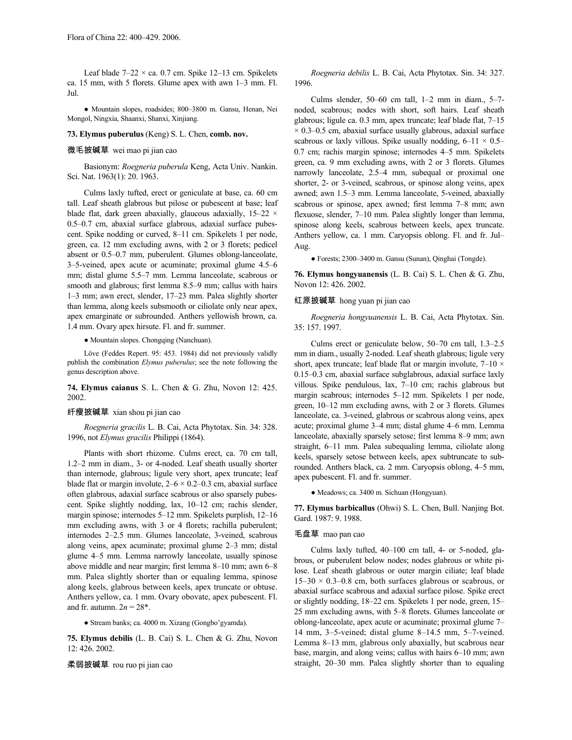Leaf blade 7–22 × ca. 0.7 cm. Spike 12–13 cm. Spikelets ca. 15 mm, with 5 florets. Glume apex with awn 1–3 mm. Fl. Jul.

● Mountain slopes, roadsides; 800–3800 m. Gansu, Henan, Nei Mongol, Ningxia, Shaanxi, Shanxi, Xinjiang.

**73. Elymus puberulus** (Keng) S. L. Chen, **comb. nov.**

微毛披碱草 wei mao pi jian cao

Basionym: *Roegneria puberula* Keng, Acta Univ. Nankin. Sci. Nat. 1963(1): 20. 1963.

Culms laxly tufted, erect or geniculate at base, ca. 60 cm tall. Leaf sheath glabrous but pilose or pubescent at base; leaf blade flat, dark green abaxially, glaucous adaxially, 15–22 × 0.5–0.7 cm, abaxial surface glabrous, adaxial surface pubescent. Spike nodding or curved, 8–11 cm. Spikelets 1 per node, green, ca. 12 mm excluding awns, with 2 or 3 florets; pedicel absent or 0.5–0.7 mm, puberulent. Glumes oblong-lanceolate, 3–5-veined, apex acute or acuminate; proximal glume 4.5–6 mm; distal glume 5.5–7 mm. Lemma lanceolate, scabrous or smooth and glabrous; first lemma 8.5–9 mm; callus with hairs 1–3 mm; awn erect, slender, 17–23 mm. Palea slightly shorter than lemma, along keels subsmooth or ciliolate only near apex, apex emarginate or subrounded. Anthers yellowish brown, ca. 1.4 mm. Ovary apex hirsute. Fl. and fr. summer.

● Mountain slopes. Chongqing (Nanchuan).

Löve (Feddes Repert. 95: 453. 1984) did not previously validly publish the combination *Elymus puberulus*; see the note following the genus description above.

**74. Elymus caianus** S. L. Chen & G. Zhu, Novon 12: 425. 2002.

纤瘦披碱草 xian shou pi jian cao

*Roegneria gracilis* L. B. Cai, Acta Phytotax. Sin. 34: 328. 1996, not *Elymus gracilis* Philippi (1864).

Plants with short rhizome. Culms erect, ca. 70 cm tall, 1.2–2 mm in diam., 3- or 4-noded. Leaf sheath usually shorter than internode, glabrous; ligule very short, apex truncate; leaf blade flat or margin involute, 2–6 × 0.2–0.3 cm, abaxial surface often glabrous, adaxial surface scabrous or also sparsely pubescent. Spike slightly nodding, lax, 10–12 cm; rachis slender, margin spinose; internodes 5–12 mm. Spikelets purplish, 12–16 mm excluding awns, with 3 or 4 florets; rachilla puberulent; internodes 2–2.5 mm. Glumes lanceolate, 3-veined, scabrous along veins, apex acuminate; proximal glume 2–3 mm; distal glume 4–5 mm. Lemma narrowly lanceolate, usually spinose above middle and near margin; first lemma 8–10 mm; awn 6–8 mm. Palea slightly shorter than or equaling lemma, spinose along keels, glabrous between keels, apex truncate or obtuse. Anthers yellow, ca. 1 mm. Ovary obovate, apex pubescent. Fl. and fr. autumn. 2*n* = 28*.

● Stream banks; ca. 4000 m. Xizang (Gongbo'gyamda).

**75. Elymus debilis** (L. B. Cai) S. L. Chen & G. Zhu, Novon 12: 426. 2002.

柔弱披碱草 rou ruo pi jian cao

*Roegneria debilis* L. B. Cai, Acta Phytotax. Sin. 34: 327. 1996.

Culms slender, 50–60 cm tall, 1–2 mm in diam., 5–7-noded, scabrous; nodes with short, soft hairs. Leaf sheath glabrous; ligule ca. 0.3 mm, apex truncate; leaf blade flat, 7–15 × 0.3–0.5 cm, abaxial surface usually glabrous, adaxial surface scabrous or laxly villous. Spike usually nodding, 6–11 × 0.5–0.7 cm; rachis margin spinose; internodes 4–5 mm. Spikelets green, ca. 9 mm excluding awns, with 2 or 3 florets. Glumes narrowly lanceolate, 2.5–4 mm, subequal or proximal one shorter, 2- or 3-veined, scabrous, or spinose along veins, apex awned; awn 1.5–3 mm. Lemma lanceolate, 5-veined, abaxially scabrous or spinose, apex awned; first lemma 7–8 mm; awn flexuose, slender, 7–10 mm. Palea slightly longer than lemma, spinose along keels, scabrous between keels, apex truncate. Anthers yellow, ca. 1 mm. Caryopsis oblong. Fl. and fr. Jul–Aug.

● Forests; 2300–3400 m. Gansu (Sunan), Qinghai (Tongde).

**76. Elymus hongyuanensis** (L. B. Cai) S. L. Chen & G. Zhu, Novon 12: 426. 2002.

红原披碱草 hong yuan pi jian cao

*Roegneria hongyuanensis* L. B. Cai, Acta Phytotax. Sin. 35: 157. 1997.

Culms erect or geniculate below, 50–70 cm tall, 1.3–2.5 mm in diam., usually 2-noded. Leaf sheath glabrous; ligule very short, apex truncate; leaf blade flat or margin involute, 7–10 × 0.15–0.3 cm, abaxial surface subglabrous, adaxial surface laxly villous. Spike pendulous, lax, 7–10 cm; rachis glabrous but margin scabrous; internodes 5–12 mm. Spikelets 1 per node, green, 10–12 mm excluding awns, with 2 or 3 florets. Glumes lanceolate, ca. 3-veined, glabrous or scabrous along veins, apex acute; proximal glume 3–4 mm; distal glume 4–6 mm. Lemma lanceolate, abaxially sparsely setose; first lemma 8–9 mm; awn straight, 6–11 mm. Palea subequaling lemma, ciliolate along keels, sparsely setose between keels, apex subtruncate to subrounded. Anthers black, ca. 2 mm. Caryopsis oblong, 4–5 mm, apex pubescent. Fl. and fr. summer.

● Meadows; ca. 3400 m. Sichuan (Hongyuan).

**77. Elymus barbicallus** (Ohwi) S. L. Chen, Bull. Nanjing Bot. Gard. 1987: 9. 1988.

毛盘草 mao pan cao

Culms laxly tufted, 40–100 cm tall, 4- or 5-noded, glabrous, or puberulent below nodes; nodes glabrous or white pilose. Leaf sheath glabrous or outer margin ciliate; leaf blade 15–30 × 0.3–0.8 cm, both surfaces glabrous or scabrous, or abaxial surface scabrous and adaxial surface pilose. Spike erect or slightly nodding, 18–22 cm. Spikelets 1 per node, green, 15–25 mm excluding awns, with 5–8 florets. Glumes lanceolate or oblong-lanceolate, apex acute or acuminate; proximal glume 7–14 mm, 3–5-veined; distal glume 8–14.5 mm, 5–7-veined. Lemma 8–13 mm, glabrous only abaxially, but scabrous near base, margin, and along veins; callus with hairs 6–10 mm; awn straight, 20–30 mm. Palea slightly shorter than to equaling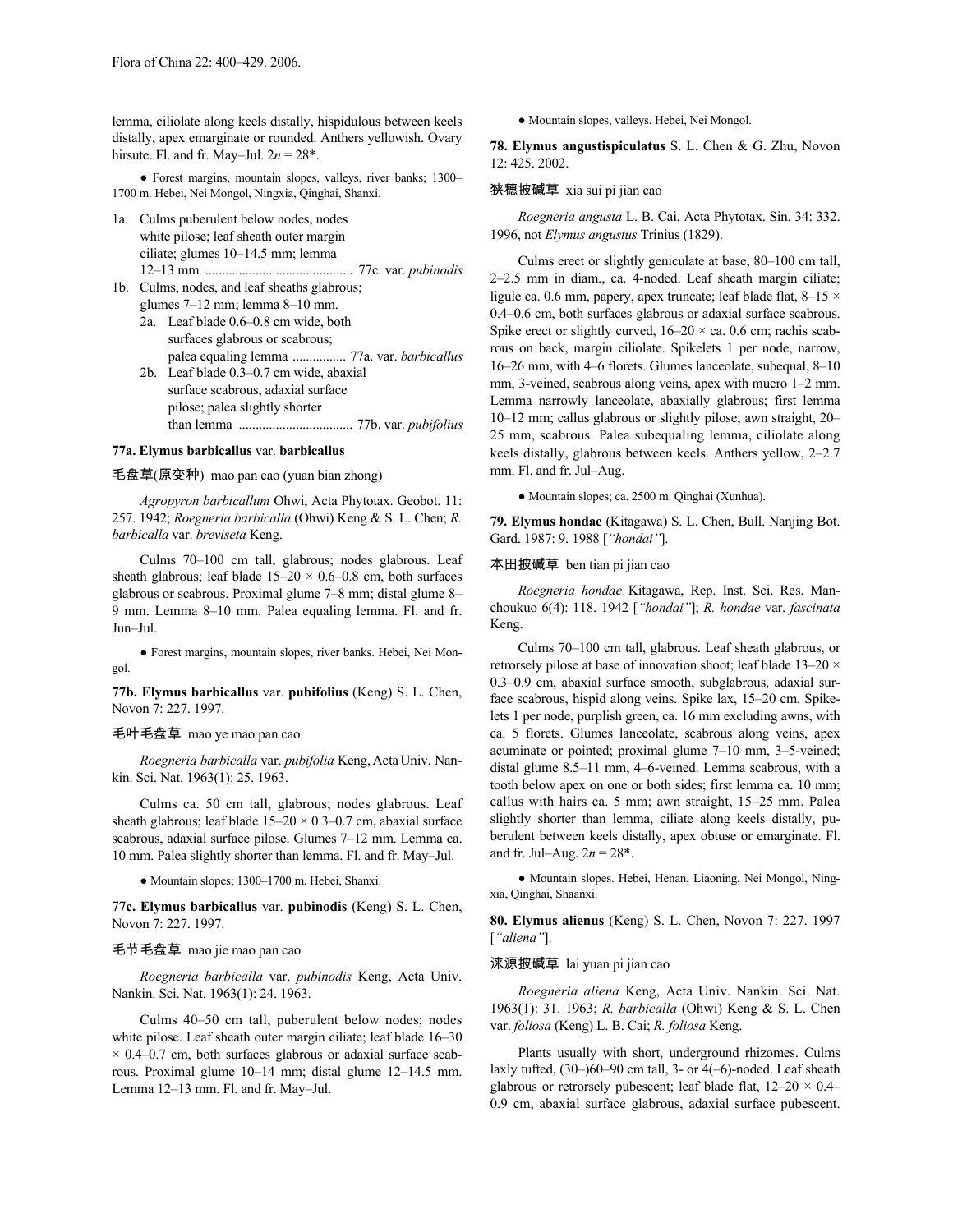lemma, ciliolate along keels distally, hispidulous between keels distally, apex emarginate or rounded. Anthers yellowish. Ovary hirsute. Fl. and fr. May–Jul. 2*n* = 28*.

● Forest margins, mountain slopes, valleys, river banks; 1300–1700 m. Hebei, Nei Mongol, Ningxia, Qinghai, Shanxi.

1a. Culms puberulent below nodes, nodes white pilose; leaf sheath outer margin ciliate; glumes 10–14.5 mm; lemma 12–13 mm ........................................... 77c. var. *pubinodis*
1b. Culms, nodes, and leaf sheaths glabrous; glumes 7–12 mm; lemma 8–10 mm.
 2a. Leaf blade 0.6–0.8 cm wide, both surfaces glabrous or scabrous; palea equaling lemma ................ 77a. var. *barbicallus*
 2b. Leaf blade 0.3–0.7 cm wide, abaxial surface scabrous, adaxial surface pilose; palea slightly shorter than lemma ................................. 77b. var. *pubifolius*

**77a. Elymus barbicallus** var. **barbicallus**

毛盘草(原变种) mao pan cao (yuan bian zhong)

*Agropyron barbicallum* Ohwi, Acta Phytotax. Geobot. 11: 257. 1942; *Roegneria barbicalla* (Ohwi) Keng & S. L. Chen; *R. barbicalla* var. *breviseta* Keng.

Culms 70–100 cm tall, glabrous; nodes glabrous. Leaf sheath glabrous; leaf blade 15–20 × 0.6–0.8 cm, both surfaces glabrous or scabrous. Proximal glume 7–8 mm; distal glume 8–9 mm. Lemma 8–10 mm. Palea equaling lemma. Fl. and fr. Jun–Jul.

● Forest margins, mountain slopes, river banks. Hebei, Nei Mongol.

**77b. Elymus barbicallus** var. **pubifolius** (Keng) S. L. Chen, Novon 7: 227. 1997.

毛叶毛盘草 mao ye mao pan cao

*Roegneria barbicalla* var. *pubifolia* Keng, Acta Univ. Nankin. Sci. Nat. 1963(1): 25. 1963.

Culms ca. 50 cm tall, glabrous; nodes glabrous. Leaf sheath glabrous; leaf blade 15–20 × 0.3–0.7 cm, abaxial surface scabrous, adaxial surface pilose. Glumes 7–12 mm. Lemma ca. 10 mm. Palea slightly shorter than lemma. Fl. and fr. May–Jul.

● Mountain slopes; 1300–1700 m. Hebei, Shanxi.

**77c. Elymus barbicallus** var. **pubinodis** (Keng) S. L. Chen, Novon 7: 227. 1997.

毛节毛盘草 mao jie mao pan cao

*Roegneria barbicalla* var. *pubinodis* Keng, Acta Univ. Nankin. Sci. Nat. 1963(1): 24. 1963.

Culms 40–50 cm tall, puberulent below nodes; nodes white pilose. Leaf sheath outer margin ciliate; leaf blade 16–30 × 0.4–0.7 cm, both surfaces glabrous or adaxial surface scabrous. Proximal glume 10–14 mm; distal glume 12–14.5 mm. Lemma 12–13 mm. Fl. and fr. May–Jul.

● Mountain slopes, valleys. Hebei, Nei Mongol.

**78. Elymus angustispiculatus** S. L. Chen & G. Zhu, Novon 12: 425. 2002.

狭穗披碱草 xia sui pi jian cao

*Roegneria angusta* L. B. Cai, Acta Phytotax. Sin. 34: 332. 1996, not *Elymus angustus* Trinius (1829).

Culms erect or slightly geniculate at base, 80–100 cm tall, 2–2.5 mm in diam., ca. 4-noded. Leaf sheath margin ciliate; ligule ca. 0.6 mm, papery, apex truncate; leaf blade flat, 8–15 × 0.4–0.6 cm, both surfaces glabrous or adaxial surface scabrous. Spike erect or slightly curved, 16–20 × ca. 0.6 cm; rachis scabrous on back, margin ciliolate. Spikelets 1 per node, narrow, 16–26 mm, with 4–6 florets. Glumes lanceolate, subequal, 8–10 mm, 3-veined, scabrous along veins, apex with mucro 1–2 mm. Lemma narrowly lanceolate, abaxially glabrous; first lemma 10–12 mm; callus glabrous or slightly pilose; awn straight, 20–25 mm, scabrous. Palea subequaling lemma, ciliolate along keels distally, glabrous between keels. Anthers yellow, 2–2.7 mm. Fl. and fr. Jul–Aug.

● Mountain slopes; ca. 2500 m. Qinghai (Xunhua).

**79. Elymus hondae** (Kitagawa) S. L. Chen, Bull. Nanjing Bot. Gard. 1987: 9. 1988 [*"hondai"*].

本田披碱草 ben tian pi jian cao

*Roegneria hondae* Kitagawa, Rep. Inst. Sci. Res. Manchoukuo 6(4): 118. 1942 [*"hondai"*]; *R. hondae* var. *fascinata* Keng.

Culms 70–100 cm tall, glabrous. Leaf sheath glabrous, or retrorsely pilose at base of innovation shoot; leaf blade 13–20 × 0.3–0.9 cm, abaxial surface smooth, subglabrous, adaxial surface scabrous, hispid along veins. Spike lax, 15–20 cm. Spikelets 1 per node, purplish green, ca. 16 mm excluding awns, with ca. 5 florets. Glumes lanceolate, scabrous along veins, apex acuminate or pointed; proximal glume 7–10 mm, 3–5-veined; distal glume 8.5–11 mm, 4–6-veined. Lemma scabrous, with a tooth below apex on one or both sides; first lemma ca. 10 mm; callus with hairs ca. 5 mm; awn straight, 15–25 mm. Palea slightly shorter than lemma, ciliate along keels distally, puberulent between keels distally, apex obtuse or emarginate. Fl. and fr. Jul–Aug. 2*n* = 28*.

● Mountain slopes. Hebei, Henan, Liaoning, Nei Mongol, Ningxia, Qinghai, Shaanxi.

**80. Elymus alienus** (Keng) S. L. Chen, Novon 7: 227. 1997 [*"aliena"*].

涞源披碱草 lai yuan pi jian cao

*Roegneria aliena* Keng, Acta Univ. Nankin. Sci. Nat. 1963(1): 31. 1963; *R. barbicalla* (Ohwi) Keng & S. L. Chen var. *foliosa* (Keng) L. B. Cai; *R. foliosa* Keng.

Plants usually with short, underground rhizomes. Culms laxly tufted, (30–)60–90 cm tall, 3- or 4(–6)-noded. Leaf sheath glabrous or retrorsely pubescent; leaf blade flat, 12–20 × 0.4–0.9 cm, abaxial surface glabrous, adaxial surface pubescent.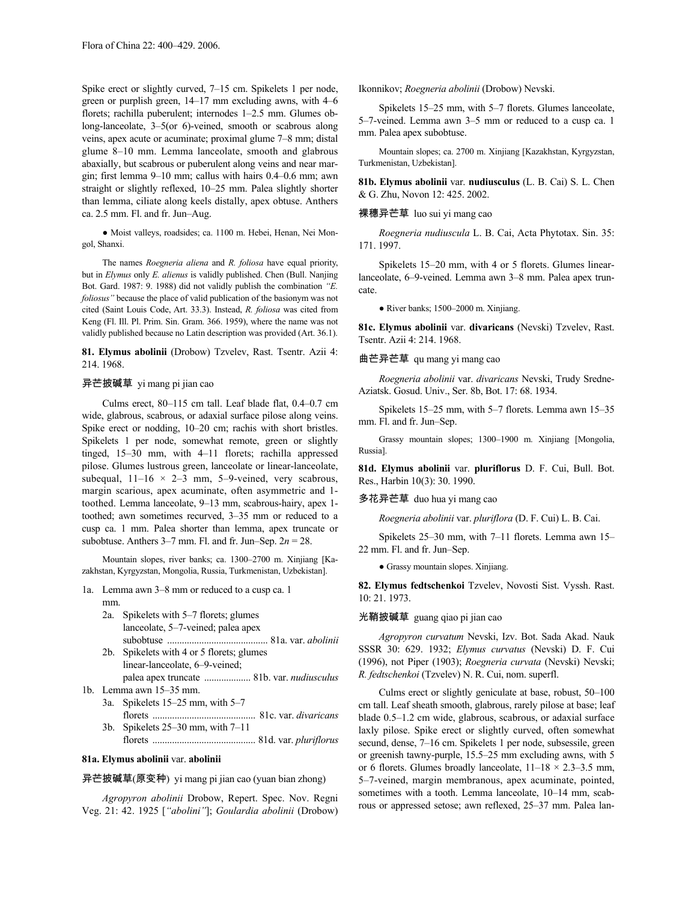Spike erect or slightly curved, 7–15 cm. Spikelets 1 per node, green or purplish green, 14–17 mm excluding awns, with 4–6 florets; rachilla puberulent; internodes 1–2.5 mm. Glumes oblong-lanceolate, 3–5(or 6)-veined, smooth or scabrous along veins, apex acute or acuminate; proximal glume 7–8 mm; distal glume 8–10 mm. Lemma lanceolate, smooth and glabrous abaxially, but scabrous or puberulent along veins and near margin; first lemma 9–10 mm; callus with hairs 0.4–0.6 mm; awn straight or slightly reflexed, 10–25 mm. Palea slightly shorter than lemma, ciliate along keels distally, apex obtuse. Anthers ca. 2.5 mm. Fl. and fr. Jun–Aug.

● Moist valleys, roadsides; ca. 1100 m. Hebei, Henan, Nei Mongol, Shanxi.

The names *Roegneria aliena* and *R. foliosa* have equal priority, but in *Elymus* only *E. alienus* is validly published. Chen (Bull. Nanjing Bot. Gard. 1987: 9. 1988) did not validly publish the combination *"E. foliosus"* because the place of valid publication of the basionym was not cited (Saint Louis Code, Art. 33.3). Instead, *R. foliosa* was cited from Keng (Fl. Ill. Pl. Prim. Sin. Gram. 366. 1959), where the name was not validly published because no Latin description was provided (Art. 36.1).

**81. Elymus abolinii** (Drobow) Tzvelev, Rast. Tsentr. Azii 4: 214. 1968.

异芒披碱草 yi mang pi jian cao

Culms erect, 80–115 cm tall. Leaf blade flat, 0.4–0.7 cm wide, glabrous, scabrous, or adaxial surface pilose along veins. Spike erect or nodding, 10–20 cm; rachis with short bristles. Spikelets 1 per node, somewhat remote, green or slightly tinged, 15–30 mm, with 4–11 florets; rachilla appressed pilose. Glumes lustrous green, lanceolate or linear-lanceolate, subequal, 11–16 × 2–3 mm, 5–9-veined, very scabrous, margin scarious, apex acuminate, often asymmetric and 1-toothed. Lemma lanceolate, 9–13 mm, scabrous-hairy, apex 1-toothed; awn sometimes recurved, 3–35 mm or reduced to a cusp ca. 1 mm. Palea shorter than lemma, apex truncate or subobtuse. Anthers 3–7 mm. Fl. and fr. Jun–Sep. 2$n$ = 28.

Mountain slopes, river banks; ca. 1300–2700 m. Xinjiang [Kazakhstan, Kyrgyzstan, Mongolia, Russia, Turkmenistan, Uzbekistan].

1a. Lemma awn 3–8 mm or reduced to a cusp ca. 1 mm.
  2a. Spikelets with 5–7 florets; glumes lanceolate, 5–7-veined; palea apex subobtuse ........................................ 81a. var. *abolinii*
  2b. Spikelets with 4 or 5 florets; glumes linear-lanceolate, 6–9-veined; palea apex truncate .................. 81b. var. *nudiusculus*
1b. Lemma awn 15–35 mm.
  3a. Spikelets 15–25 mm, with 5–7 florets ......................................... 81c. var. *divaricans*
  3b. Spikelets 25–30 mm, with 7–11 florets ......................................... 81d. var. *pluriflorus*

**81a. Elymus abolinii** var. **abolinii**

异芒披碱草(原变种) yi mang pi jian cao (yuan bian zhong)

*Agropyron abolinii* Drobow, Repert. Spec. Nov. Regni Veg. 21: 42. 1925 [*"abolini"*]; *Goulardia abolinii* (Drobow) Ikonnikov; *Roegneria abolinii* (Drobow) Nevski.

Spikelets 15–25 mm, with 5–7 florets. Glumes lanceolate, 5–7-veined. Lemma awn 3–5 mm or reduced to a cusp ca. 1 mm. Palea apex subobtuse.

Mountain slopes; ca. 2700 m. Xinjiang [Kazakhstan, Kyrgyzstan, Turkmenistan, Uzbekistan].

**81b. Elymus abolinii** var. **nudiusculus** (L. B. Cai) S. L. Chen & G. Zhu, Novon 12: 425. 2002.

裸穗异芒草 luo sui yi mang cao

*Roegneria nudiuscula* L. B. Cai, Acta Phytotax. Sin. 35: 171. 1997.

Spikelets 15–20 mm, with 4 or 5 florets. Glumes linear-lanceolate, 6–9-veined. Lemma awn 3–8 mm. Palea apex truncate.

● River banks; 1500–2000 m. Xinjiang.

**81c. Elymus abolinii** var. **divaricans** (Nevski) Tzvelev, Rast. Tsentr. Azii 4: 214. 1968.

曲芒异芒草 qu mang yi mang cao

*Roegneria abolinii* var. *divaricans* Nevski, Trudy Sredne-Aziatsk. Gosud. Univ., Ser. 8b, Bot. 17: 68. 1934.

Spikelets 15–25 mm, with 5–7 florets. Lemma awn 15–35 mm. Fl. and fr. Jun–Sep.

Grassy mountain slopes; 1300–1900 m. Xinjiang [Mongolia, Russia].

**81d. Elymus abolinii** var. **pluriflorus** D. F. Cui, Bull. Bot. Res., Harbin 10(3): 30. 1990.

多花异芒草 duo hua yi mang cao

*Roegneria abolinii* var. *pluriflora* (D. F. Cui) L. B. Cai.

Spikelets 25–30 mm, with 7–11 florets. Lemma awn 15–22 mm. Fl. and fr. Jun–Sep.

● Grassy mountain slopes. Xinjiang.

**82. Elymus fedtschenkoi** Tzvelev, Novosti Sist. Vyssh. Rast. 10: 21. 1973.

光鞘披碱草 guang qiao pi jian cao

*Agropyron curvatum* Nevski, Izv. Bot. Sada Akad. Nauk SSSR 30: 629. 1932; *Elymus curvatus* (Nevski) D. F. Cui (1996), not Piper (1903); *Roegneria curvata* (Nevski) Nevski; *R. fedtschenkoi* (Tzvelev) N. R. Cui, nom. superfl.

Culms erect or slightly geniculate at base, robust, 50–100 cm tall. Leaf sheath smooth, glabrous, rarely pilose at base; leaf blade 0.5–1.2 cm wide, glabrous, scabrous, or adaxial surface laxly pilose. Spike erect or slightly curved, often somewhat secund, dense, 7–16 cm. Spikelets 1 per node, subsessile, green or greenish tawny-purple, 15.5–25 mm excluding awns, with 5 or 6 florets. Glumes broadly lanceolate, 11–18 × 2.3–3.5 mm, 5–7-veined, margin membranous, apex acuminate, pointed, sometimes with a tooth. Lemma lanceolate, 10–14 mm, scabrous or appressed setose; awn reflexed, 25–37 mm. Palea lan-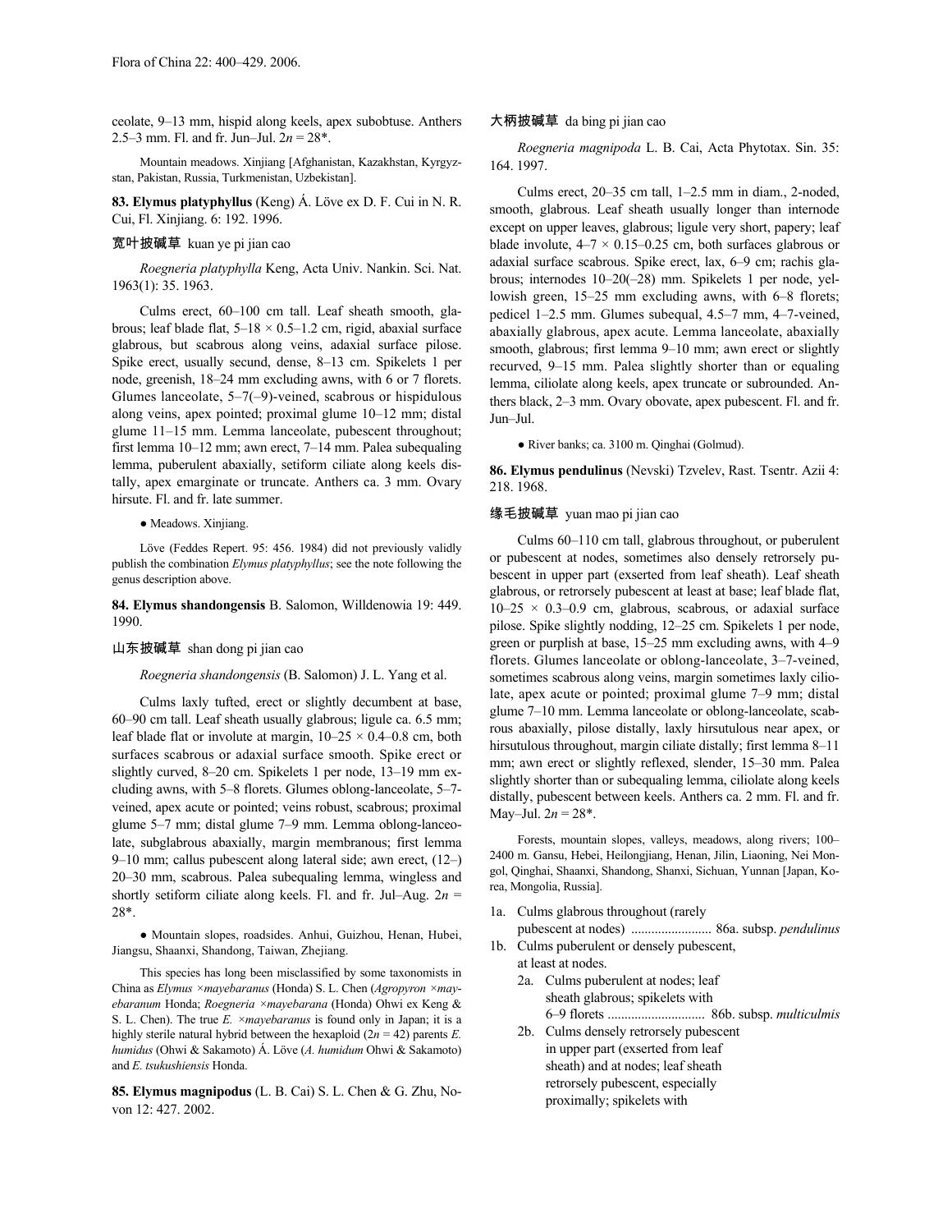ceolate, 9–13 mm, hispid along keels, apex subobtuse. Anthers 2.5–3 mm. Fl. and fr. Jun–Jul. 2*n* = 28*.

Mountain meadows. Xinjiang [Afghanistan, Kazakhstan, Kyrgyzstan, Pakistan, Russia, Turkmenistan, Uzbekistan].

**83. Elymus platyphyllus** (Keng) Á. Löve ex D. F. Cui in N. R. Cui, Fl. Xinjiang. 6: 192. 1996.

宽叶披碱草 kuan ye pi jian cao

*Roegneria platyphylla* Keng, Acta Univ. Nankin. Sci. Nat. 1963(1): 35. 1963.

Culms erect, 60–100 cm tall. Leaf sheath smooth, glabrous; leaf blade flat, 5–18 × 0.5–1.2 cm, rigid, abaxial surface glabrous, but scabrous along veins, adaxial surface pilose. Spike erect, usually secund, dense, 8–13 cm. Spikelets 1 per node, greenish, 18–24 mm excluding awns, with 6 or 7 florets. Glumes lanceolate, 5–7(–9)-veined, scabrous or hispidulous along veins, apex pointed; proximal glume 10–12 mm; distal glume 11–15 mm. Lemma lanceolate, pubescent throughout; first lemma 10–12 mm; awn erect, 7–14 mm. Palea subequaling lemma, puberulent abaxially, setiform ciliate along keels distally, apex emarginate or truncate. Anthers ca. 3 mm. Ovary hirsute. Fl. and fr. late summer.

● Meadows. Xinjiang.

Löve (Feddes Repert. 95: 456. 1984) did not previously validly publish the combination *Elymus platyphyllus*; see the note following the genus description above.

**84. Elymus shandongensis** B. Salomon, Willdenowia 19: 449. 1990.

山东披碱草 shan dong pi jian cao

*Roegneria shandongensis* (B. Salomon) J. L. Yang et al.

Culms laxly tufted, erect or slightly decumbent at base, 60–90 cm tall. Leaf sheath usually glabrous; ligule ca. 6.5 mm; leaf blade flat or involute at margin, 10–25 × 0.4–0.8 cm, both surfaces scabrous or adaxial surface smooth. Spike erect or slightly curved, 8–20 cm. Spikelets 1 per node, 13–19 mm excluding awns, with 5–8 florets. Glumes oblong-lanceolate, 5–7-veined, apex acute or pointed; veins robust, scabrous; proximal glume 5–7 mm; distal glume 7–9 mm. Lemma oblong-lanceolate, subglabrous abaxially, margin membranous; first lemma 9–10 mm; callus pubescent along lateral side; awn erect, (12–)20–30 mm, scabrous. Palea subequaling lemma, wingless and shortly setiform ciliate along keels. Fl. and fr. Jul–Aug. 2*n* = 28*.

● Mountain slopes, roadsides. Anhui, Guizhou, Henan, Hubei, Jiangsu, Shaanxi, Shandong, Taiwan, Zhejiang.

This species has long been misclassified by some taxonomists in China as *Elymus ×mayebaranus* (Honda) S. L. Chen (*Agropyron ×mayebaranum* Honda; *Roegneria ×mayebarana* (Honda) Ohwi ex Keng & S. L. Chen). The true *E. ×mayebaranus* is found only in Japan; it is a highly sterile natural hybrid between the hexaploid (2*n* = 42) parents *E. humidus* (Ohwi & Sakamoto) Á. Löve (*A. humidum* Ohwi & Sakamoto) and *E. tsukushiensis* Honda.

**85. Elymus magnipodus** (L. B. Cai) S. L. Chen & G. Zhu, Novon 12: 427. 2002.

大柄披碱草 da bing pi jian cao

*Roegneria magnipoda* L. B. Cai, Acta Phytotax. Sin. 35: 164. 1997.

Culms erect, 20–35 cm tall, 1–2.5 mm in diam., 2-noded, smooth, glabrous. Leaf sheath usually longer than internode except on upper leaves, glabrous; ligule very short, papery; leaf blade involute, 4–7 × 0.15–0.25 cm, both surfaces glabrous or adaxial surface scabrous. Spike erect, lax, 6–9 cm; rachis glabrous; internodes 10–20(–28) mm. Spikelets 1 per node, yellowish green, 15–25 mm excluding awns, with 6–8 florets; pedicel 1–2.5 mm. Glumes subequal, 4.5–7 mm, 4–7-veined, abaxially glabrous, apex acute. Lemma lanceolate, abaxially smooth, glabrous; first lemma 9–10 mm; awn erect or slightly recurved, 9–15 mm. Palea slightly shorter than or equaling lemma, ciliolate along keels, apex truncate or subrounded. Anthers black, 2–3 mm. Ovary obovate, apex pubescent. Fl. and fr. Jun–Jul.

● River banks; ca. 3100 m. Qinghai (Golmud).

**86. Elymus pendulinus** (Nevski) Tzvelev, Rast. Tsentr. Azii 4: 218. 1968.

缘毛披碱草 yuan mao pi jian cao

Culms 60–110 cm tall, glabrous throughout, or puberulent or pubescent at nodes, sometimes also densely retrorsely pubescent in upper part (exserted from leaf sheath). Leaf sheath glabrous, or retrorsely pubescent at least at base; leaf blade flat, 10–25 × 0.3–0.9 cm, glabrous, scabrous, or adaxial surface pilose. Spike slightly nodding, 12–25 cm. Spikelets 1 per node, green or purplish at base, 15–25 mm excluding awns, with 4–9 florets. Glumes lanceolate or oblong-lanceolate, 3–7-veined, sometimes scabrous along veins, margin sometimes laxly ciliolate, apex acute or pointed; proximal glume 7–9 mm; distal glume 7–10 mm. Lemma lanceolate or oblong-lanceolate, scabrous abaxially, pilose distally, laxly hirsutulous near apex, or hirsutulous throughout, margin ciliate distally; first lemma 8–11 mm; awn erect or slightly reflexed, slender, 15–30 mm. Palea slightly shorter than or subequaling lemma, ciliolate along keels distally, pubescent between keels. Anthers ca. 2 mm. Fl. and fr. May–Jul. 2*n* = 28*.

Forests, mountain slopes, valleys, meadows, along rivers; 100–2400 m. Gansu, Hebei, Heilongjiang, Henan, Jilin, Liaoning, Nei Mongol, Qinghai, Shaanxi, Shandong, Shanxi, Sichuan, Yunnan [Japan, Korea, Mongolia, Russia].

1a. Culms glabrous throughout (rarely pubescent at nodes) ........................ 86a. subsp. *pendulinus*
1b. Culms puberulent or densely pubescent, at least at nodes.
  2a. Culms puberulent at nodes; leaf sheath glabrous; spikelets with 6–9 florets ............................ 86b. subsp. *multiculmis*
  2b. Culms densely retrorsely pubescent in upper part (exserted from leaf sheath) and at nodes; leaf sheath retrorsely pubescent, especially proximally; spikelets with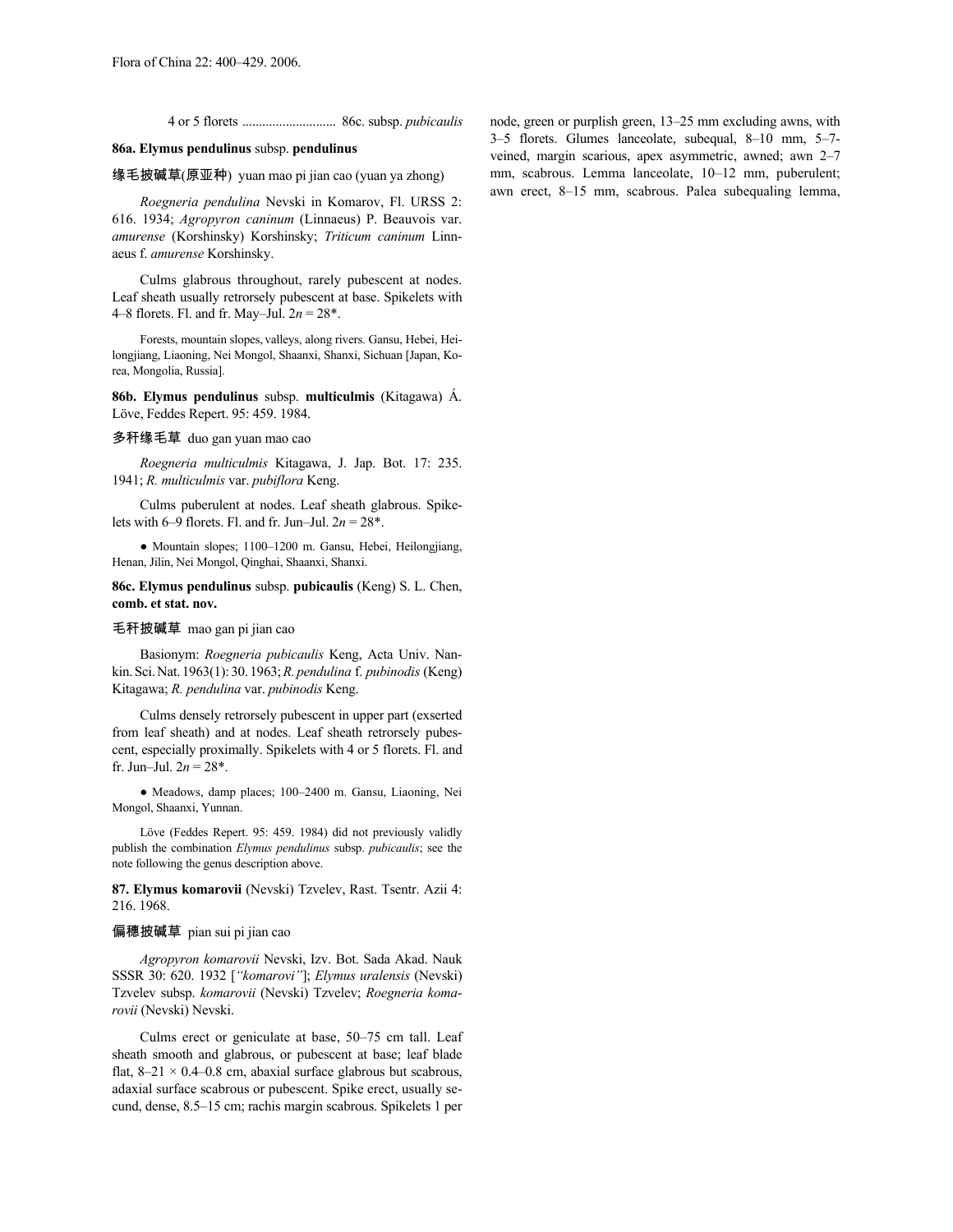4 or 5 florets ............................ 86c. subsp. *pubicaulis*

**86a. Elymus pendulinus** subsp. **pendulinus**

**缘毛披碱草(原亚种)** yuan mao pi jian cao (yuan ya zhong)

*Roegneria pendulina* Nevski in Komarov, Fl. URSS 2: 616. 1934; *Agropyron caninum* (Linnaeus) P. Beauvois var. *amurense* (Korshinsky) Korshinsky; *Triticum caninum* Linnaeus f. *amurense* Korshinsky.

Culms glabrous throughout, rarely pubescent at nodes. Leaf sheath usually retrorsely pubescent at base. Spikelets with 4–8 florets. Fl. and fr. May–Jul. $2n = 28$*.

Forests, mountain slopes, valleys, along rivers. Gansu, Hebei, Heilongjiang, Liaoning, Nei Mongol, Shaanxi, Shanxi, Sichuan [Japan, Korea, Mongolia, Russia].

**86b. Elymus pendulinus** subsp. **multiculmis** (Kitagawa) Á. Löve, Feddes Repert. 95: 459. 1984.

**多秆缘毛草** duo gan yuan mao cao

*Roegneria multiculmis* Kitagawa, J. Jap. Bot. 17: 235. 1941; *R. multiculmis* var. *pubiflora* Keng.

Culms puberulent at nodes. Leaf sheath glabrous. Spikelets with 6–9 florets. Fl. and fr. Jun–Jul. $2n = 28$*.

● Mountain slopes; 1100–1200 m. Gansu, Hebei, Heilongjiang, Henan, Jilin, Nei Mongol, Qinghai, Shaanxi, Shanxi.

**86c. Elymus pendulinus** subsp. **pubicaulis** (Keng) S. L. Chen, **comb. et stat. nov.**

**毛秆披碱草** mao gan pi jian cao

Basionym: *Roegneria pubicaulis* Keng, Acta Univ. Nankin. Sci. Nat. 1963(1): 30. 1963; *R. pendulina* f. *pubinodis* (Keng) Kitagawa; *R. pendulina* var. *pubinodis* Keng.

Culms densely retrorsely pubescent in upper part (exserted from leaf sheath) and at nodes. Leaf sheath retrorsely pubescent, especially proximally. Spikelets with 4 or 5 florets. Fl. and fr. Jun–Jul. $2n = 28$*.

● Meadows, damp places; 100–2400 m. Gansu, Liaoning, Nei Mongol, Shaanxi, Yunnan.

Löve (Feddes Repert. 95: 459. 1984) did not previously validly publish the combination *Elymus pendulinus* subsp. *pubicaulis*; see the note following the genus description above.

**87. Elymus komarovii** (Nevski) Tzvelev, Rast. Tsentr. Azii 4: 216. 1968.

**偏穗披碱草** pian sui pi jian cao

*Agropyron komarovii* Nevski, Izv. Bot. Sada Akad. Nauk SSSR 30: 620. 1932 [*"komarovi"*]; *Elymus uralensis* (Nevski) Tzvelev subsp. *komarovii* (Nevski) Tzvelev; *Roegneria komarovii* (Nevski) Nevski.

Culms erect or geniculate at base, 50–75 cm tall. Leaf sheath smooth and glabrous, or pubescent at base; leaf blade flat, $8–21 \times 0.4–0.8$ cm, abaxial surface glabrous but scabrous, adaxial surface scabrous or pubescent. Spike erect, usually secund, dense, 8.5–15 cm; rachis margin scabrous. Spikelets 1 per node, green or purplish green, 13–25 mm excluding awns, with 3–5 florets. Glumes lanceolate, subequal, 8–10 mm, 5–7-veined, margin scarious, apex asymmetric, awned; awn 2–7 mm, scabrous. Lemma lanceolate, 10–12 mm, puberulent; awn erect, 8–15 mm, scabrous. Palea subequaling lemma,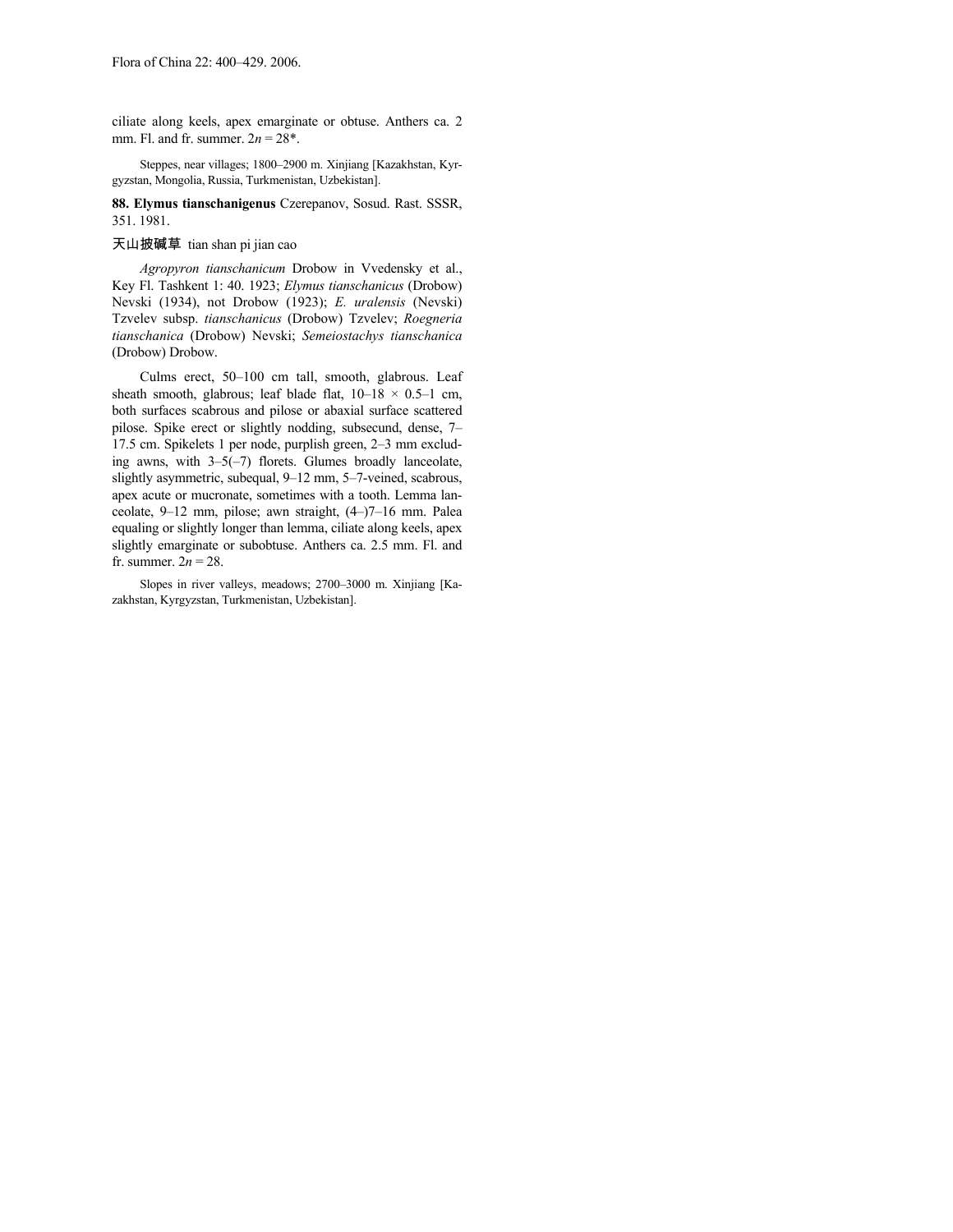ciliate along keels, apex emarginate or obtuse. Anthers ca. 2 mm. Fl. and fr. summer. $2n = 28$*.

Steppes, near villages; 1800–2900 m. Xinjiang [Kazakhstan, Kyrgyzstan, Mongolia, Russia, Turkmenistan, Uzbekistan].

**88. Elymus tianschanigenus** Czerepanov, Sosud. Rast. SSSR, 351. 1981.

天山披碱草 tian shan pi jian cao

*Agropyron tianschanicum* Drobow in Vvedensky et al., Key Fl. Tashkent 1: 40. 1923; *Elymus tianschanicus* (Drobow) Nevski (1934), not Drobow (1923); *E. uralensis* (Nevski) Tzvelev subsp. *tianschanicus* (Drobow) Tzvelev; *Roegneria tianschanica* (Drobow) Nevski; *Semeiostachys tianschanica* (Drobow) Drobow.

Culms erect, 50–100 cm tall, smooth, glabrous. Leaf sheath smooth, glabrous; leaf blade flat, 10–18 × 0.5–1 cm, both surfaces scabrous and pilose or abaxial surface scattered pilose. Spike erect or slightly nodding, subsecund, dense, 7–17.5 cm. Spikelets 1 per node, purplish green, 2–3 mm excluding awns, with 3–5(–7) florets. Glumes broadly lanceolate, slightly asymmetric, subequal, 9–12 mm, 5–7-veined, scabrous, apex acute or mucronate, sometimes with a tooth. Lemma lanceolate, 9–12 mm, pilose; awn straight, (4–)7–16 mm. Palea equaling or slightly longer than lemma, ciliate along keels, apex slightly emarginate or subobtuse. Anthers ca. 2.5 mm. Fl. and fr. summer. $2n = 28$.

Slopes in river valleys, meadows; 2700–3000 m. Xinjiang [Kazakhstan, Kyrgyzstan, Turkmenistan, Uzbekistan].